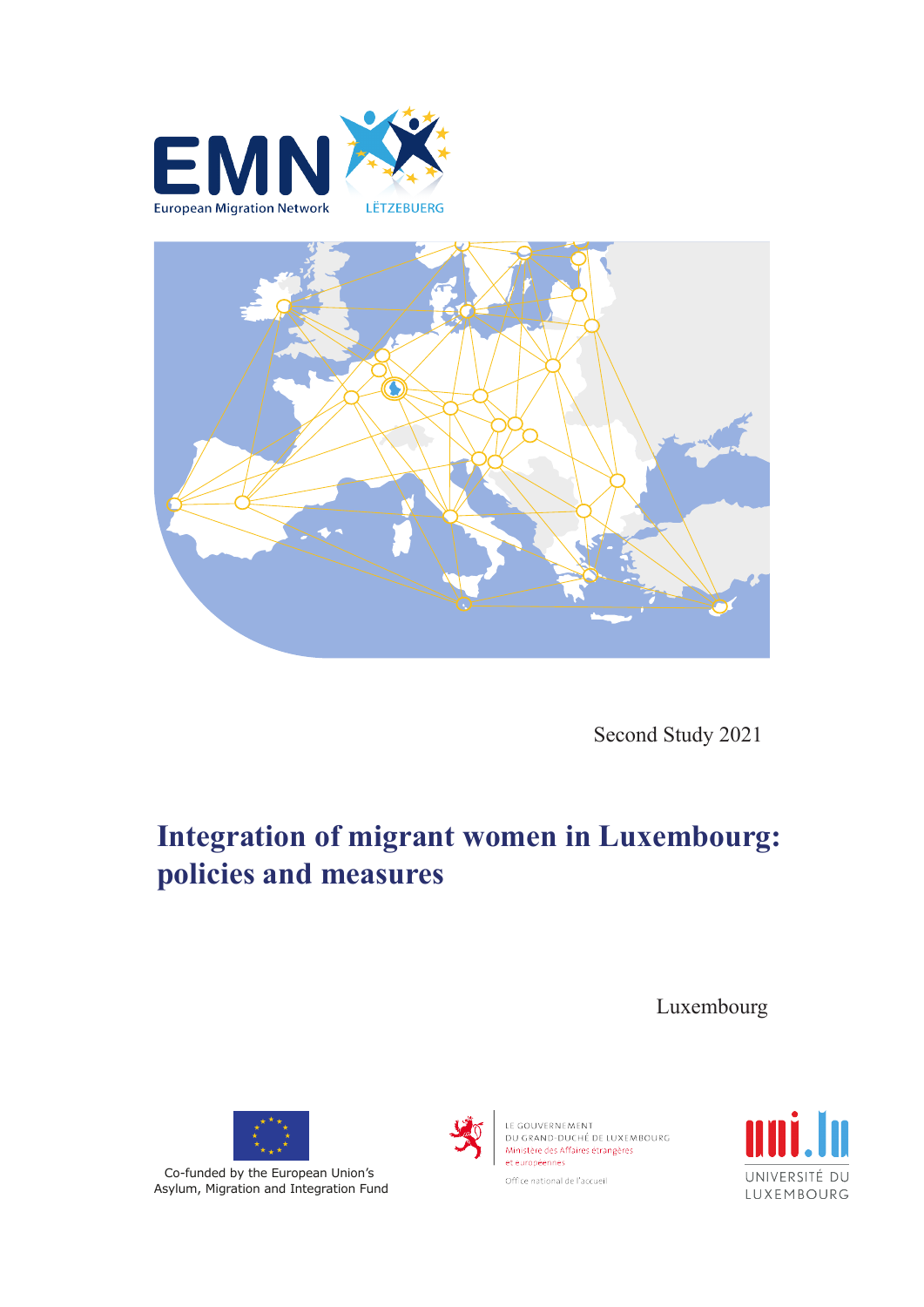EMN

European Migration Network

LËTZEBUERG

Second Study 2021

# Integration of migrant women in Luxembourg: policies and measures

Luxembourg

Co-funded by the European Union's Asylum, Migration and Integration Fund

LE GOUVERNEMENT DU GRAND-DUCHÉ DE LUXEMBOURG
Ministère des Affaires étrangères et européennes

Office national de l'accueil

UNIVERSITÉ DU LUXEMBOURG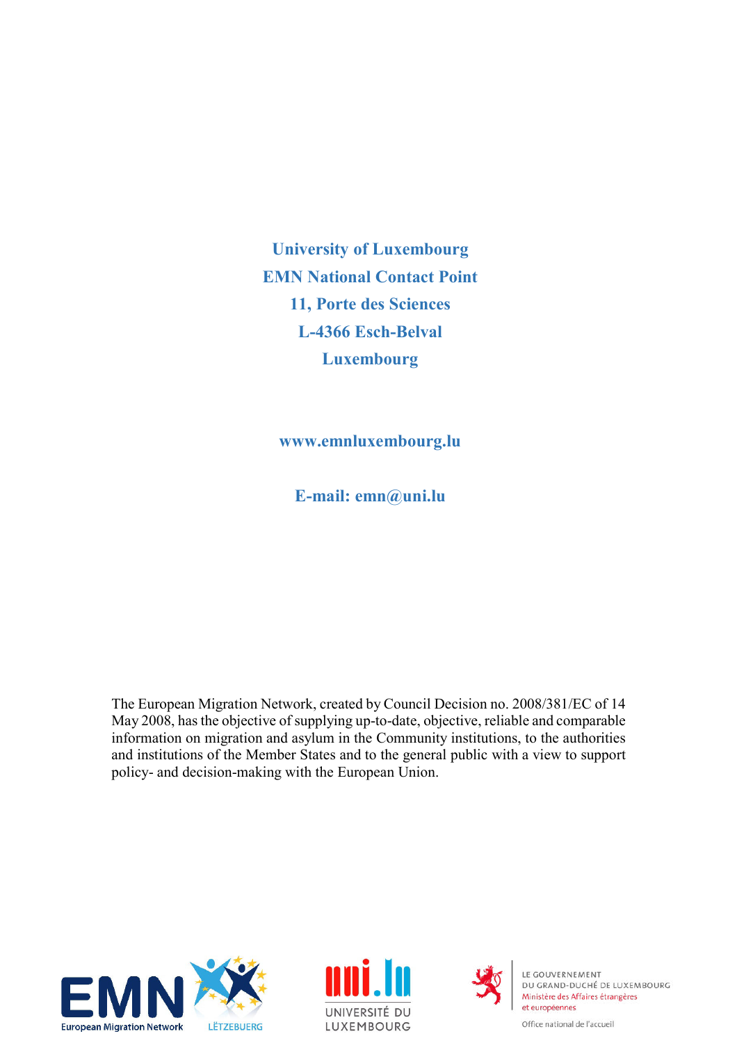**University of Luxembourg**
**EMN National Contact Point**
**11, Porte des Sciences**
**L-4366 Esch-Belval**
**Luxembourg**

**www.emnluxembourg.lu**

**E-mail: emn@uni.lu**

The European Migration Network, created by Council Decision no. 2008/381/EC of 14 May 2008, has the objective of supplying up-to-date, objective, reliable and comparable information on migration and asylum in the Community institutions, to the authorities and institutions of the Member States and to the general public with a view to support policy- and decision-making with the European Union.

EMN European Migration Network LËTZEBUERG

UNIVERSITÉ DU LUXEMBOURG

LE GOUVERNEMENT DU GRAND-DUCHÉ DE LUXEMBOURG
Ministère des Affaires étrangères et européennes

Office national de l'accueil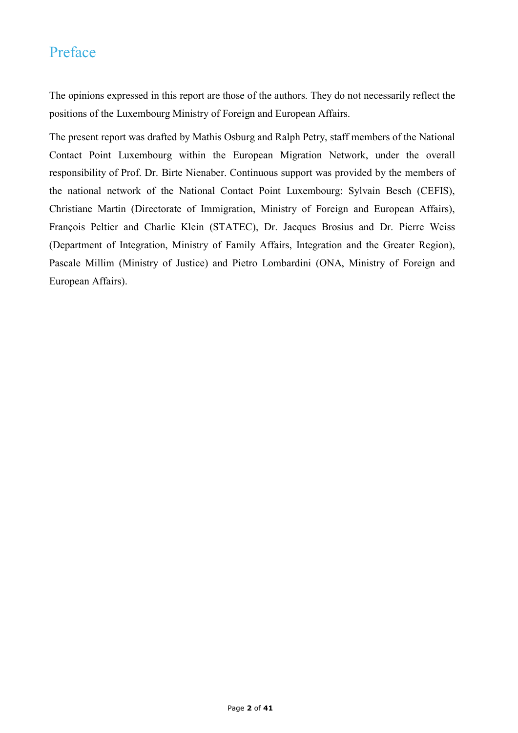# Preface

The opinions expressed in this report are those of the authors. They do not necessarily reflect the positions of the Luxembourg Ministry of Foreign and European Affairs.

The present report was drafted by Mathis Osburg and Ralph Petry, staff members of the National Contact Point Luxembourg within the European Migration Network, under the overall responsibility of Prof. Dr. Birte Nienaber. Continuous support was provided by the members of the national network of the National Contact Point Luxembourg: Sylvain Besch (CEFIS), Christiane Martin (Directorate of Immigration, Ministry of Foreign and European Affairs), François Peltier and Charlie Klein (STATEC), Dr. Jacques Brosius and Dr. Pierre Weiss (Department of Integration, Ministry of Family Affairs, Integration and the Greater Region), Pascale Millim (Ministry of Justice) and Pietro Lombardini (ONA, Ministry of Foreign and European Affairs).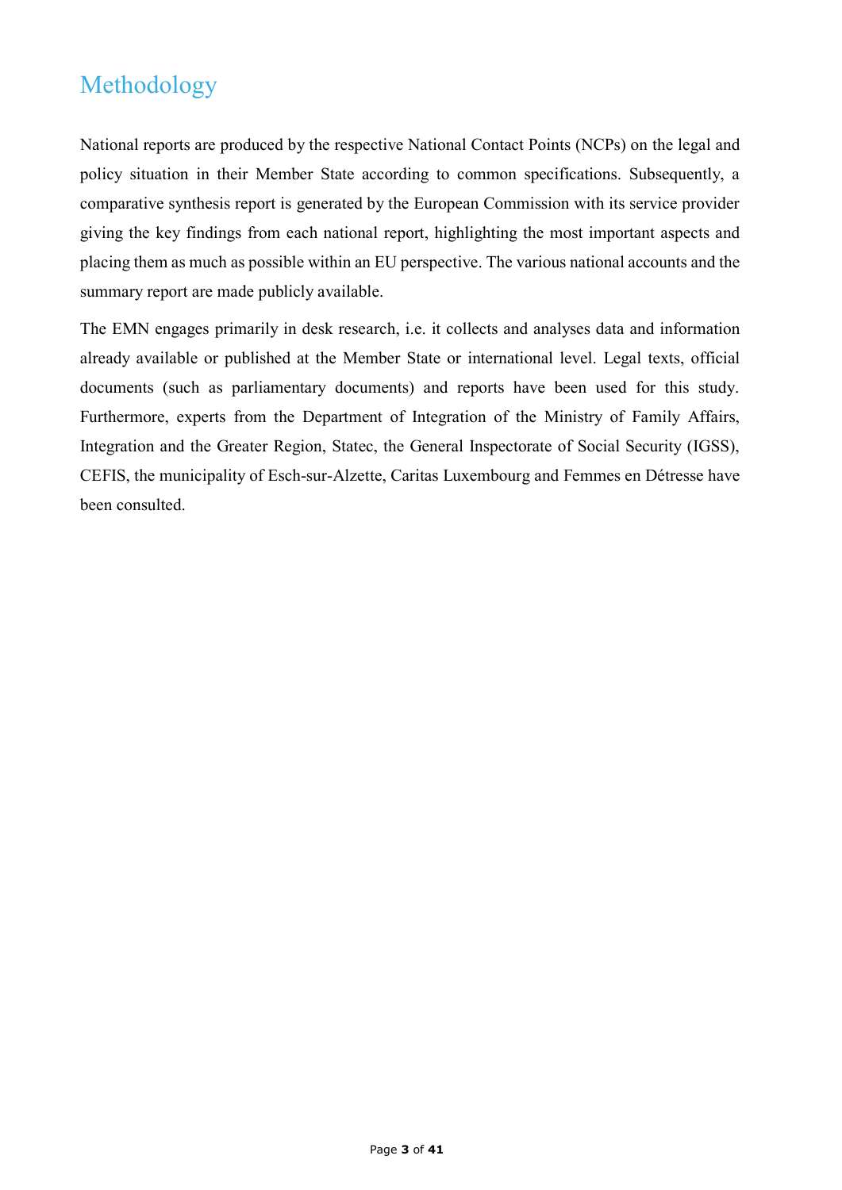# Methodology

National reports are produced by the respective National Contact Points (NCPs) on the legal and policy situation in their Member State according to common specifications. Subsequently, a comparative synthesis report is generated by the European Commission with its service provider giving the key findings from each national report, highlighting the most important aspects and placing them as much as possible within an EU perspective. The various national accounts and the summary report are made publicly available.

The EMN engages primarily in desk research, i.e. it collects and analyses data and information already available or published at the Member State or international level. Legal texts, official documents (such as parliamentary documents) and reports have been used for this study. Furthermore, experts from the Department of Integration of the Ministry of Family Affairs, Integration and the Greater Region, Statec, the General Inspectorate of Social Security (IGSS), CEFIS, the municipality of Esch-sur-Alzette, Caritas Luxembourg and Femmes en Détresse have been consulted.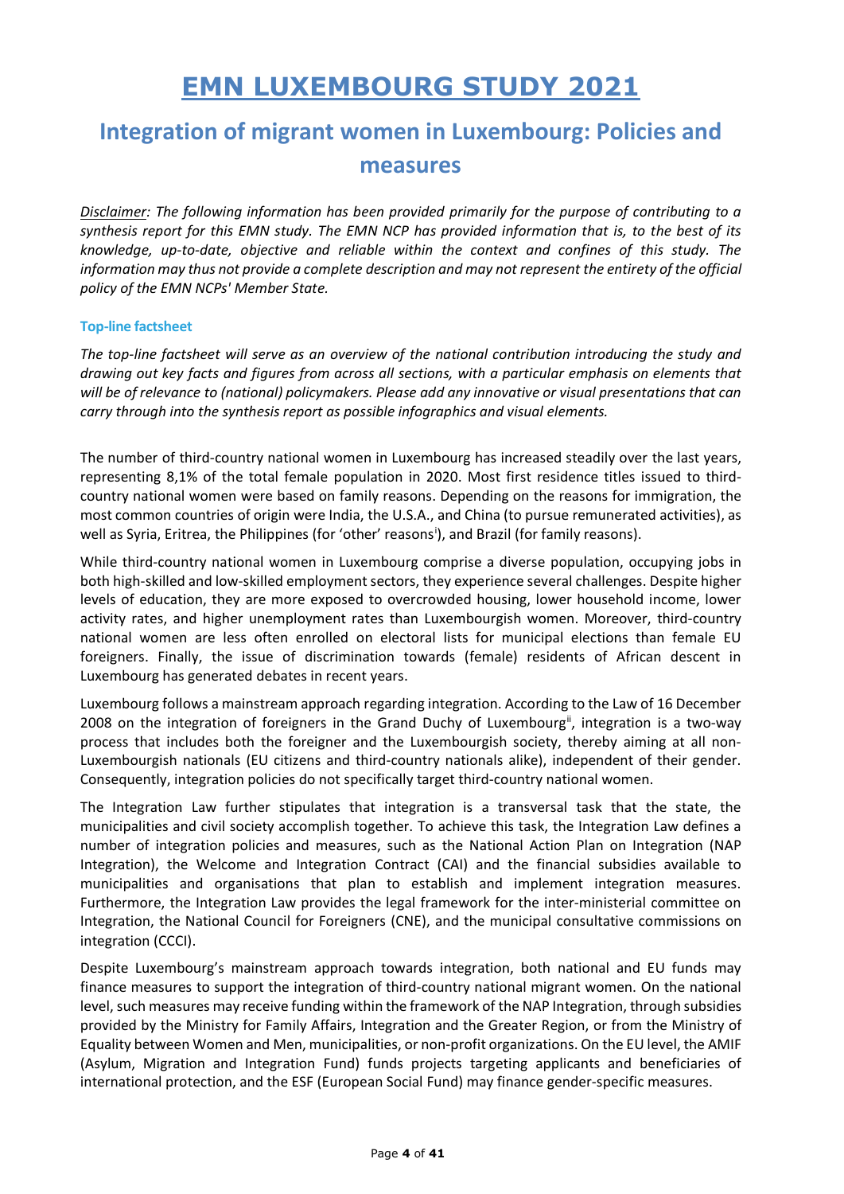# EMN LUXEMBOURG STUDY 2021

## Integration of migrant women in Luxembourg: Policies and measures

*Disclaimer: The following information has been provided primarily for the purpose of contributing to a synthesis report for this EMN study. The EMN NCP has provided information that is, to the best of its knowledge, up-to-date, objective and reliable within the context and confines of this study. The information may thus not provide a complete description and may not represent the entirety of the official policy of the EMN NCPs' Member State.*

### Top-line factsheet

*The top-line factsheet will serve as an overview of the national contribution introducing the study and drawing out key facts and figures from across all sections, with a particular emphasis on elements that will be of relevance to (national) policymakers. Please add any innovative or visual presentations that can carry through into the synthesis report as possible infographics and visual elements.*

The number of third-country national women in Luxembourg has increased steadily over the last years, representing 8,1% of the total female population in 2020. Most first residence titles issued to third-country national women were based on family reasons. Depending on the reasons for immigration, the most common countries of origin were India, the U.S.A., and China (to pursue remunerated activities), as well as Syria, Eritrea, the Philippines (for 'other' reasons[i]), and Brazil (for family reasons).

While third-country national women in Luxembourg comprise a diverse population, occupying jobs in both high-skilled and low-skilled employment sectors, they experience several challenges. Despite higher levels of education, they are more exposed to overcrowded housing, lower household income, lower activity rates, and higher unemployment rates than Luxembourgish women. Moreover, third-country national women are less often enrolled on electoral lists for municipal elections than female EU foreigners. Finally, the issue of discrimination towards (female) residents of African descent in Luxembourg has generated debates in recent years.

Luxembourg follows a mainstream approach regarding integration. According to the Law of 16 December 2008 on the integration of foreigners in the Grand Duchy of Luxembourg[ii], integration is a two-way process that includes both the foreigner and the Luxembourgish society, thereby aiming at all non-Luxembourgish nationals (EU citizens and third-country nationals alike), independent of their gender. Consequently, integration policies do not specifically target third-country national women.

The Integration Law further stipulates that integration is a transversal task that the state, the municipalities and civil society accomplish together. To achieve this task, the Integration Law defines a number of integration policies and measures, such as the National Action Plan on Integration (NAP Integration), the Welcome and Integration Contract (CAI) and the financial subsidies available to municipalities and organisations that plan to establish and implement integration measures. Furthermore, the Integration Law provides the legal framework for the inter-ministerial committee on Integration, the National Council for Foreigners (CNE), and the municipal consultative commissions on integration (CCCI).

Despite Luxembourg's mainstream approach towards integration, both national and EU funds may finance measures to support the integration of third-country national migrant women. On the national level, such measures may receive funding within the framework of the NAP Integration, through subsidies provided by the Ministry for Family Affairs, Integration and the Greater Region, or from the Ministry of Equality between Women and Men, municipalities, or non-profit organizations. On the EU level, the AMIF (Asylum, Migration and Integration Fund) funds projects targeting applicants and beneficiaries of international protection, and the ESF (European Social Fund) may finance gender-specific measures.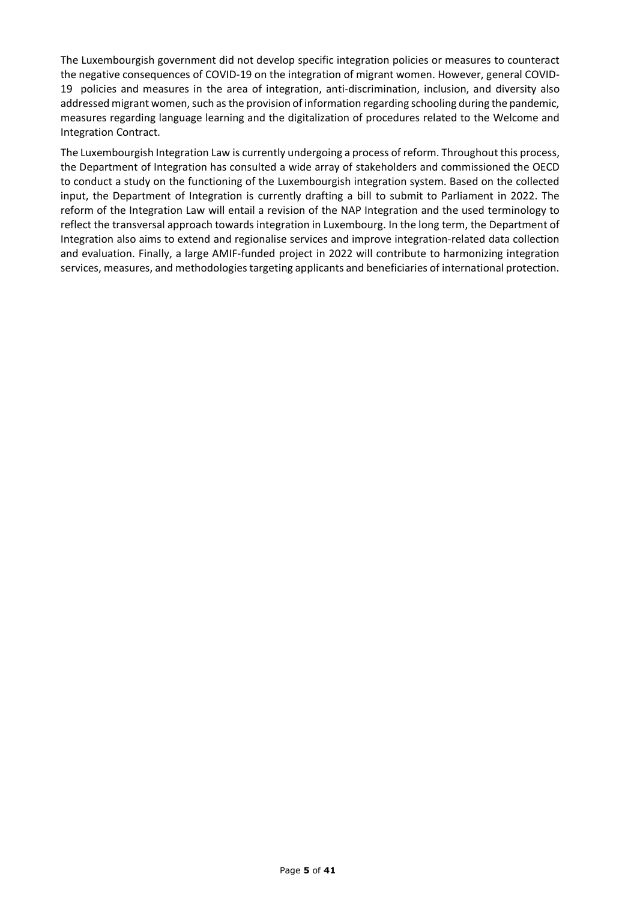The Luxembourgish government did not develop specific integration policies or measures to counteract the negative consequences of COVID-19 on the integration of migrant women. However, general COVID-19 policies and measures in the area of integration, anti-discrimination, inclusion, and diversity also addressed migrant women, such as the provision of information regarding schooling during the pandemic, measures regarding language learning and the digitalization of procedures related to the Welcome and Integration Contract.

The Luxembourgish Integration Law is currently undergoing a process of reform. Throughout this process, the Department of Integration has consulted a wide array of stakeholders and commissioned the OECD to conduct a study on the functioning of the Luxembourgish integration system. Based on the collected input, the Department of Integration is currently drafting a bill to submit to Parliament in 2022. The reform of the Integration Law will entail a revision of the NAP Integration and the used terminology to reflect the transversal approach towards integration in Luxembourg. In the long term, the Department of Integration also aims to extend and regionalise services and improve integration-related data collection and evaluation. Finally, a large AMIF-funded project in 2022 will contribute to harmonizing integration services, measures, and methodologies targeting applicants and beneficiaries of international protection.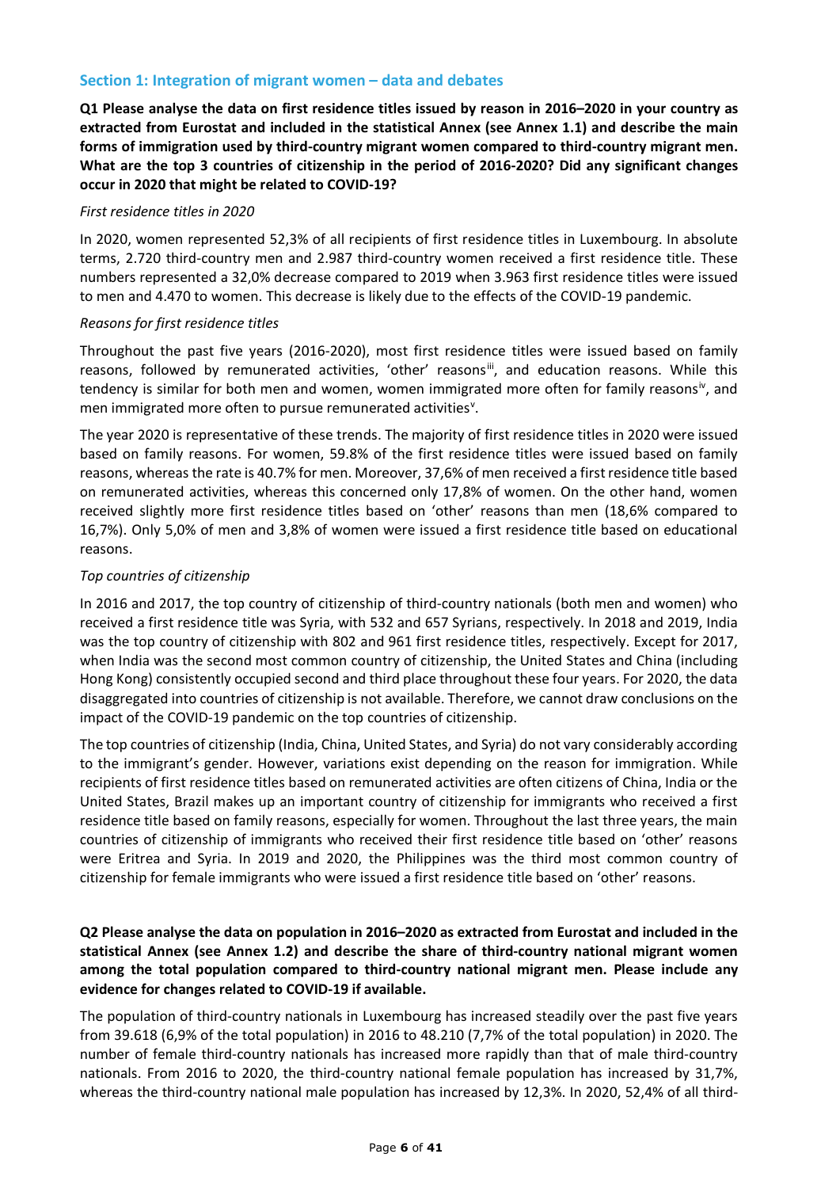## Section 1: Integration of migrant women – data and debates

**Q1 Please analyse the data on first residence titles issued by reason in 2016–2020 in your country as extracted from Eurostat and included in the statistical Annex (see Annex 1.1) and describe the main forms of immigration used by third-country migrant women compared to third-country migrant men. What are the top 3 countries of citizenship in the period of 2016-2020? Did any significant changes occur in 2020 that might be related to COVID-19?**

*First residence titles in 2020*

In 2020, women represented 52,3% of all recipients of first residence titles in Luxembourg. In absolute terms, 2.720 third-country men and 2.987 third-country women received a first residence title. These numbers represented a 32,0% decrease compared to 2019 when 3.963 first residence titles were issued to men and 4.470 to women. This decrease is likely due to the effects of the COVID-19 pandemic.

*Reasons for first residence titles*

Throughout the past five years (2016-2020), most first residence titles were issued based on family reasons, followed by remunerated activities, 'other' reasons[iii], and education reasons. While this tendency is similar for both men and women, women immigrated more often for family reasons[iv], and men immigrated more often to pursue remunerated activities[v].

The year 2020 is representative of these trends. The majority of first residence titles in 2020 were issued based on family reasons. For women, 59.8% of the first residence titles were issued based on family reasons, whereas the rate is 40.7% for men. Moreover, 37,6% of men received a first residence title based on remunerated activities, whereas this concerned only 17,8% of women. On the other hand, women received slightly more first residence titles based on 'other' reasons than men (18,6% compared to 16,7%). Only 5,0% of men and 3,8% of women were issued a first residence title based on educational reasons.

*Top countries of citizenship*

In 2016 and 2017, the top country of citizenship of third-country nationals (both men and women) who received a first residence title was Syria, with 532 and 657 Syrians, respectively. In 2018 and 2019, India was the top country of citizenship with 802 and 961 first residence titles, respectively. Except for 2017, when India was the second most common country of citizenship, the United States and China (including Hong Kong) consistently occupied second and third place throughout these four years. For 2020, the data disaggregated into countries of citizenship is not available. Therefore, we cannot draw conclusions on the impact of the COVID-19 pandemic on the top countries of citizenship.

The top countries of citizenship (India, China, United States, and Syria) do not vary considerably according to the immigrant's gender. However, variations exist depending on the reason for immigration. While recipients of first residence titles based on remunerated activities are often citizens of China, India or the United States, Brazil makes up an important country of citizenship for immigrants who received a first residence title based on family reasons, especially for women. Throughout the last three years, the main countries of citizenship of immigrants who received their first residence title based on 'other' reasons were Eritrea and Syria. In 2019 and 2020, the Philippines was the third most common country of citizenship for female immigrants who were issued a first residence title based on 'other' reasons.

**Q2 Please analyse the data on population in 2016–2020 as extracted from Eurostat and included in the statistical Annex (see Annex 1.2) and describe the share of third-country national migrant women among the total population compared to third-country national migrant men. Please include any evidence for changes related to COVID-19 if available.**

The population of third-country nationals in Luxembourg has increased steadily over the past five years from 39.618 (6,9% of the total population) in 2016 to 48.210 (7,7% of the total population) in 2020. The number of female third-country nationals has increased more rapidly than that of male third-country nationals. From 2016 to 2020, the third-country national female population has increased by 31,7%, whereas the third-country national male population has increased by 12,3%. In 2020, 52,4% of all third-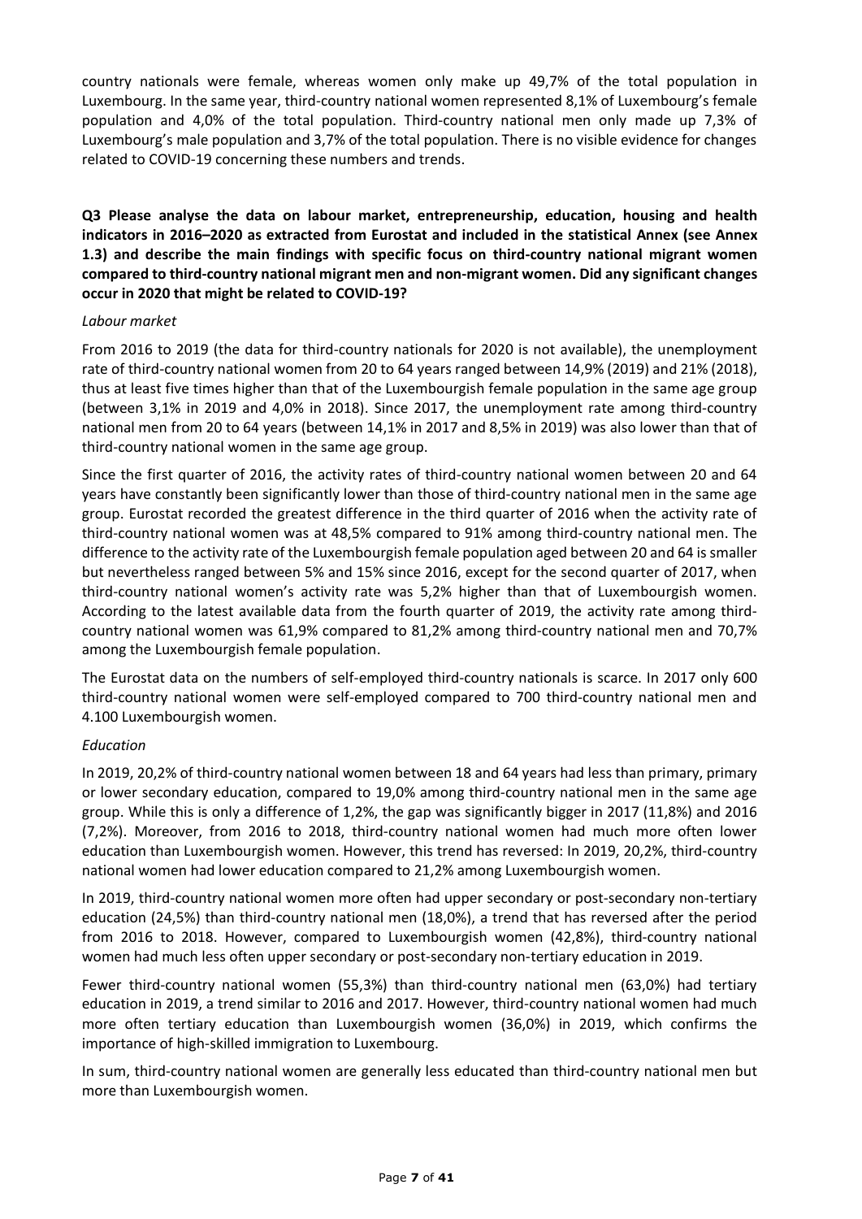country nationals were female, whereas women only make up 49,7% of the total population in Luxembourg. In the same year, third-country national women represented 8,1% of Luxembourg's female population and 4,0% of the total population. Third-country national men only made up 7,3% of Luxembourg's male population and 3,7% of the total population. There is no visible evidence for changes related to COVID-19 concerning these numbers and trends.

**Q3 Please analyse the data on labour market, entrepreneurship, education, housing and health indicators in 2016–2020 as extracted from Eurostat and included in the statistical Annex (see Annex 1.3) and describe the main findings with specific focus on third-country national migrant women compared to third-country national migrant men and non-migrant women. Did any significant changes occur in 2020 that might be related to COVID-19?**

*Labour market*

From 2016 to 2019 (the data for third-country nationals for 2020 is not available), the unemployment rate of third-country national women from 20 to 64 years ranged between 14,9% (2019) and 21% (2018), thus at least five times higher than that of the Luxembourgish female population in the same age group (between 3,1% in 2019 and 4,0% in 2018). Since 2017, the unemployment rate among third-country national men from 20 to 64 years (between 14,1% in 2017 and 8,5% in 2019) was also lower than that of third-country national women in the same age group.

Since the first quarter of 2016, the activity rates of third-country national women between 20 and 64 years have constantly been significantly lower than those of third-country national men in the same age group. Eurostat recorded the greatest difference in the third quarter of 2016 when the activity rate of third-country national women was at 48,5% compared to 91% among third-country national men. The difference to the activity rate of the Luxembourgish female population aged between 20 and 64 is smaller but nevertheless ranged between 5% and 15% since 2016, except for the second quarter of 2017, when third-country national women's activity rate was 5,2% higher than that of Luxembourgish women. According to the latest available data from the fourth quarter of 2019, the activity rate among third-country national women was 61,9% compared to 81,2% among third-country national men and 70,7% among the Luxembourgish female population.

The Eurostat data on the numbers of self-employed third-country nationals is scarce. In 2017 only 600 third-country national women were self-employed compared to 700 third-country national men and 4.100 Luxembourgish women.

*Education*

In 2019, 20,2% of third-country national women between 18 and 64 years had less than primary, primary or lower secondary education, compared to 19,0% among third-country national men in the same age group. While this is only a difference of 1,2%, the gap was significantly bigger in 2017 (11,8%) and 2016 (7,2%). Moreover, from 2016 to 2018, third-country national women had much more often lower education than Luxembourgish women. However, this trend has reversed: In 2019, 20,2%, third-country national women had lower education compared to 21,2% among Luxembourgish women.

In 2019, third-country national women more often had upper secondary or post-secondary non-tertiary education (24,5%) than third-country national men (18,0%), a trend that has reversed after the period from 2016 to 2018. However, compared to Luxembourgish women (42,8%), third-country national women had much less often upper secondary or post-secondary non-tertiary education in 2019.

Fewer third-country national women (55,3%) than third-country national men (63,0%) had tertiary education in 2019, a trend similar to 2016 and 2017. However, third-country national women had much more often tertiary education than Luxembourgish women (36,0%) in 2019, which confirms the importance of high-skilled immigration to Luxembourg.

In sum, third-country national women are generally less educated than third-country national men but more than Luxembourgish women.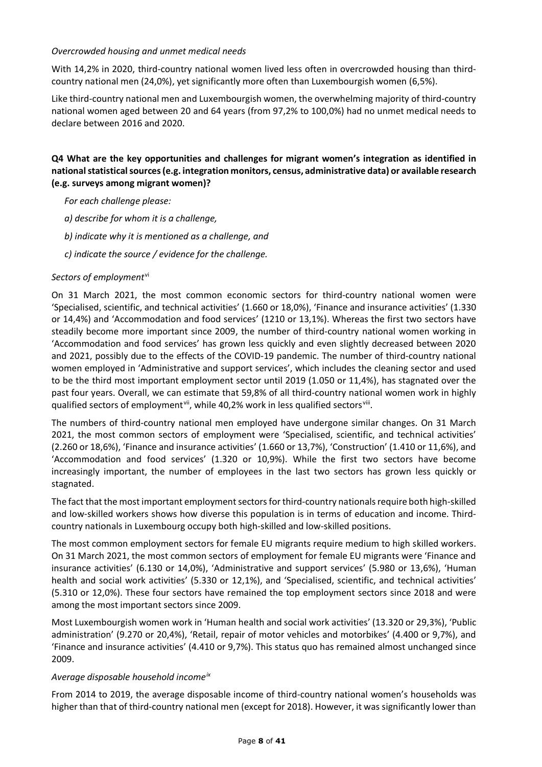*Overcrowded housing and unmet medical needs*

With 14,2% in 2020, third-country national women lived less often in overcrowded housing than third-country national men (24,0%), yet significantly more often than Luxembourgish women (6,5%).

Like third-country national men and Luxembourgish women, the overwhelming majority of third-country national women aged between 20 and 64 years (from 97,2% to 100,0%) had no unmet medical needs to declare between 2016 and 2020.

**Q4 What are the key opportunities and challenges for migrant women's integration as identified in national statistical sources (e.g. integration monitors, census, administrative data) or available research (e.g. surveys among migrant women)?**

*For each challenge please:*

*a) describe for whom it is a challenge,*

*b) indicate why it is mentioned as a challenge, and*

*c) indicate the source / evidence for the challenge.*

*Sectors of employment*[vi]

On 31 March 2021, the most common economic sectors for third-country national women were 'Specialised, scientific, and technical activities' (1.660 or 18,0%), 'Finance and insurance activities' (1.330 or 14,4%) and 'Accommodation and food services' (1210 or 13,1%). Whereas the first two sectors have steadily become more important since 2009, the number of third-country national women working in 'Accommodation and food services' has grown less quickly and even slightly decreased between 2020 and 2021, possibly due to the effects of the COVID-19 pandemic. The number of third-country national women employed in 'Administrative and support services', which includes the cleaning sector and used to be the third most important employment sector until 2019 (1.050 or 11,4%), has stagnated over the past four years. Overall, we can estimate that 59,8% of all third-country national women work in highly qualified sectors of employment[vii], while 40,2% work in less qualified sectors[viii].

The numbers of third-country national men employed have undergone similar changes. On 31 March 2021, the most common sectors of employment were 'Specialised, scientific, and technical activities' (2.260 or 18,6%), 'Finance and insurance activities' (1.660 or 13,7%), 'Construction' (1.410 or 11,6%), and 'Accommodation and food services' (1.320 or 10,9%). While the first two sectors have become increasingly important, the number of employees in the last two sectors has grown less quickly or stagnated.

The fact that the most important employment sectors for third-country nationals require both high-skilled and low-skilled workers shows how diverse this population is in terms of education and income. Third-country nationals in Luxembourg occupy both high-skilled and low-skilled positions.

The most common employment sectors for female EU migrants require medium to high skilled workers. On 31 March 2021, the most common sectors of employment for female EU migrants were 'Finance and insurance activities' (6.130 or 14,0%), 'Administrative and support services' (5.980 or 13,6%), 'Human health and social work activities' (5.330 or 12,1%), and 'Specialised, scientific, and technical activities' (5.310 or 12,0%). These four sectors have remained the top employment sectors since 2018 and were among the most important sectors since 2009.

Most Luxembourgish women work in 'Human health and social work activities' (13.320 or 29,3%), 'Public administration' (9.270 or 20,4%), 'Retail, repair of motor vehicles and motorbikes' (4.400 or 9,7%), and 'Finance and insurance activities' (4.410 or 9,7%). This status quo has remained almost unchanged since 2009.

*Average disposable household income*[ix]

From 2014 to 2019, the average disposable income of third-country national women's households was higher than that of third-country national men (except for 2018). However, it was significantly lower than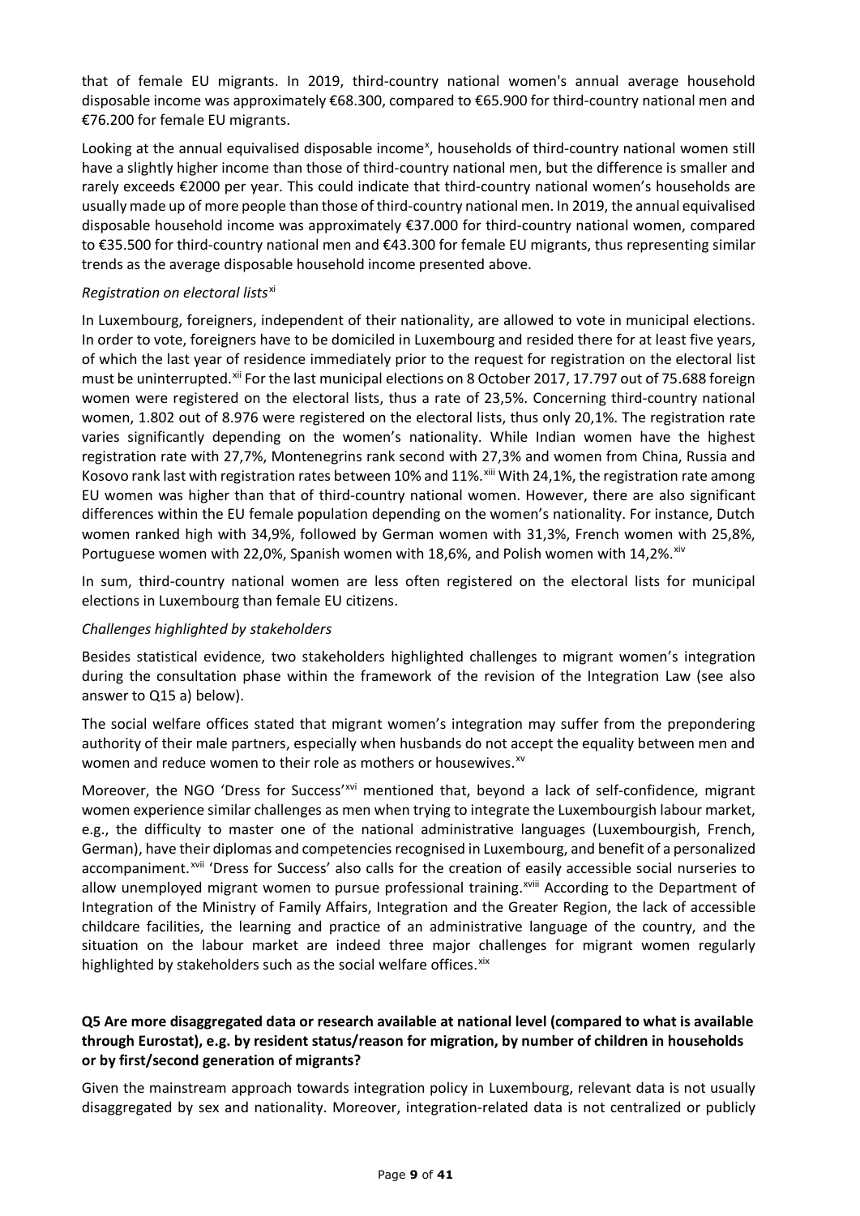that of female EU migrants. In 2019, third-country national women's annual average household disposable income was approximately €68.300, compared to €65.900 for third-country national men and €76.200 for female EU migrants.

Looking at the annual equivalised disposable income[x], households of third-country national women still have a slightly higher income than those of third-country national men, but the difference is smaller and rarely exceeds €2000 per year. This could indicate that third-country national women's households are usually made up of more people than those of third-country national men. In 2019, the annual equivalised disposable household income was approximately €37.000 for third-country national women, compared to €35.500 for third-country national men and €43.300 for female EU migrants, thus representing similar trends as the average disposable household income presented above.

*Registration on electoral lists*[xi]

In Luxembourg, foreigners, independent of their nationality, are allowed to vote in municipal elections. In order to vote, foreigners have to be domiciled in Luxembourg and resided there for at least five years, of which the last year of residence immediately prior to the request for registration on the electoral list must be uninterrupted.[xii] For the last municipal elections on 8 October 2017, 17.797 out of 75.688 foreign women were registered on the electoral lists, thus a rate of 23,5%. Concerning third-country national women, 1.802 out of 8.976 were registered on the electoral lists, thus only 20,1%. The registration rate varies significantly depending on the women's nationality. While Indian women have the highest registration rate with 27,7%, Montenegrins rank second with 27,3% and women from China, Russia and Kosovo rank last with registration rates between 10% and 11%.[xiii] With 24,1%, the registration rate among EU women was higher than that of third-country national women. However, there are also significant differences within the EU female population depending on the women's nationality. For instance, Dutch women ranked high with 34,9%, followed by German women with 31,3%, French women with 25,8%, Portuguese women with 22,0%, Spanish women with 18,6%, and Polish women with 14,2%.[xiv]

In sum, third-country national women are less often registered on the electoral lists for municipal elections in Luxembourg than female EU citizens.

*Challenges highlighted by stakeholders*

Besides statistical evidence, two stakeholders highlighted challenges to migrant women's integration during the consultation phase within the framework of the revision of the Integration Law (see also answer to Q15 a) below).

The social welfare offices stated that migrant women's integration may suffer from the prepondering authority of their male partners, especially when husbands do not accept the equality between men and women and reduce women to their role as mothers or housewives.[xv]

Moreover, the NGO 'Dress for Success'[xvi] mentioned that, beyond a lack of self-confidence, migrant women experience similar challenges as men when trying to integrate the Luxembourgish labour market, e.g., the difficulty to master one of the national administrative languages (Luxembourgish, French, German), have their diplomas and competencies recognised in Luxembourg, and benefit of a personalized accompaniment.[xvii] 'Dress for Success' also calls for the creation of easily accessible social nurseries to allow unemployed migrant women to pursue professional training.[xviii] According to the Department of Integration of the Ministry of Family Affairs, Integration and the Greater Region, the lack of accessible childcare facilities, the learning and practice of an administrative language of the country, and the situation on the labour market are indeed three major challenges for migrant women regularly highlighted by stakeholders such as the social welfare offices.[xix]

**Q5 Are more disaggregated data or research available at national level (compared to what is available through Eurostat), e.g. by resident status/reason for migration, by number of children in households or by first/second generation of migrants?**

Given the mainstream approach towards integration policy in Luxembourg, relevant data is not usually disaggregated by sex and nationality. Moreover, integration-related data is not centralized or publicly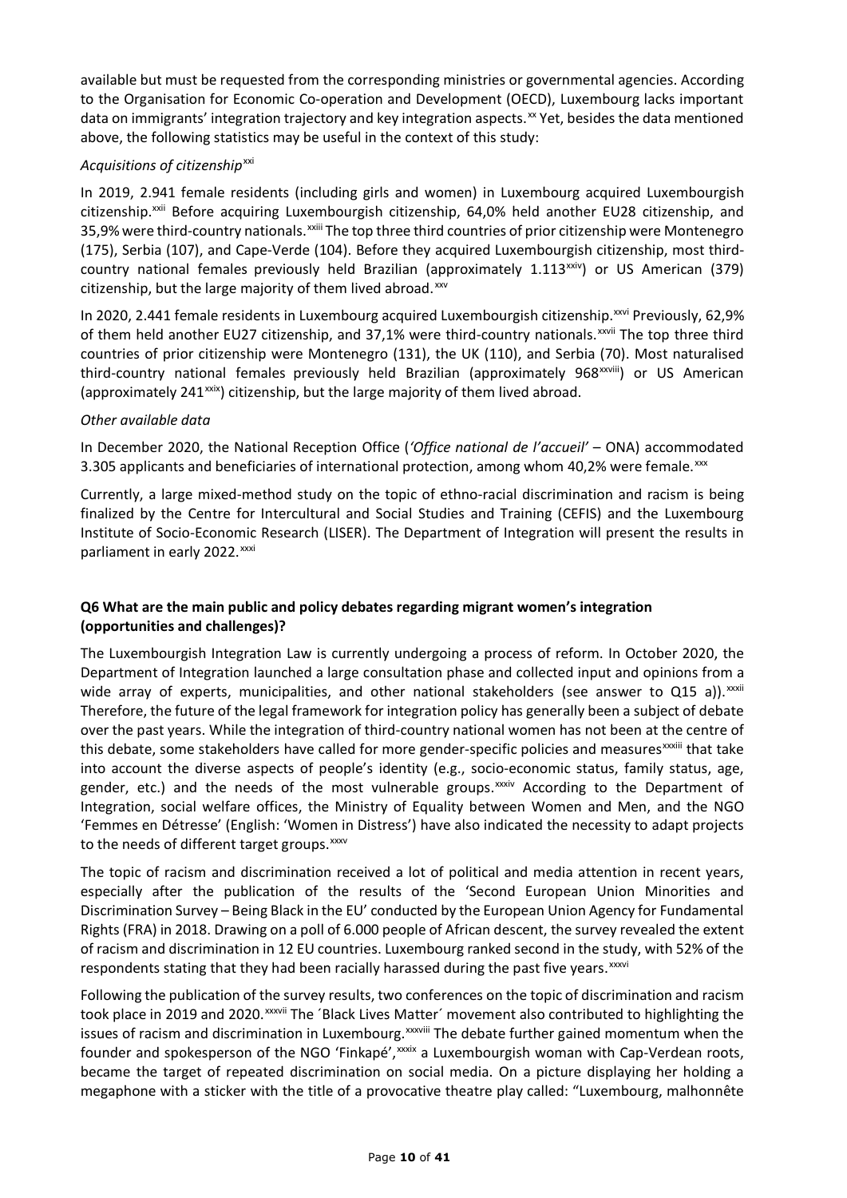available but must be requested from the corresponding ministries or governmental agencies. According to the Organisation for Economic Co-operation and Development (OECD), Luxembourg lacks important data on immigrants' integration trajectory and key integration aspects.[xx] Yet, besides the data mentioned above, the following statistics may be useful in the context of this study:

*Acquisitions of citizenship*[xxi]

In 2019, 2.941 female residents (including girls and women) in Luxembourg acquired Luxembourgish citizenship.[xxii] Before acquiring Luxembourgish citizenship, 64,0% held another EU28 citizenship, and 35,9% were third-country nationals.[xxiii] The top three third countries of prior citizenship were Montenegro (175), Serbia (107), and Cape-Verde (104). Before they acquired Luxembourgish citizenship, most third-country national females previously held Brazilian (approximately 1.113[xxiv]) or US American (379) citizenship, but the large majority of them lived abroad.[xxv]

In 2020, 2.441 female residents in Luxembourg acquired Luxembourgish citizenship.[xxvi] Previously, 62,9% of them held another EU27 citizenship, and 37,1% were third-country nationals.[xxvii] The top three third countries of prior citizenship were Montenegro (131), the UK (110), and Serbia (70). Most naturalised third-country national females previously held Brazilian (approximately 968[xxviii]) or US American (approximately 241[xxix]) citizenship, but the large majority of them lived abroad.

*Other available data*

In December 2020, the National Reception Office (*'Office national de l'accueil'* – ONA) accommodated 3.305 applicants and beneficiaries of international protection, among whom 40,2% were female.[xxx]

Currently, a large mixed-method study on the topic of ethno-racial discrimination and racism is being finalized by the Centre for Intercultural and Social Studies and Training (CEFIS) and the Luxembourg Institute of Socio-Economic Research (LISER). The Department of Integration will present the results in parliament in early 2022.[xxxi]

**Q6 What are the main public and policy debates regarding migrant women's integration (opportunities and challenges)?**

The Luxembourgish Integration Law is currently undergoing a process of reform. In October 2020, the Department of Integration launched a large consultation phase and collected input and opinions from a wide array of experts, municipalities, and other national stakeholders (see answer to Q15 a)).[xxxii] Therefore, the future of the legal framework for integration policy has generally been a subject of debate over the past years. While the integration of third-country national women has not been at the centre of this debate, some stakeholders have called for more gender-specific policies and measures[xxxiii] that take into account the diverse aspects of people's identity (e.g., socio-economic status, family status, age, gender, etc.) and the needs of the most vulnerable groups.[xxxiv] According to the Department of Integration, social welfare offices, the Ministry of Equality between Women and Men, and the NGO 'Femmes en Détresse' (English: 'Women in Distress') have also indicated the necessity to adapt projects to the needs of different target groups.[xxxv]

The topic of racism and discrimination received a lot of political and media attention in recent years, especially after the publication of the results of the 'Second European Union Minorities and Discrimination Survey – Being Black in the EU' conducted by the European Union Agency for Fundamental Rights (FRA) in 2018. Drawing on a poll of 6.000 people of African descent, the survey revealed the extent of racism and discrimination in 12 EU countries. Luxembourg ranked second in the study, with 52% of the respondents stating that they had been racially harassed during the past five years.[xxxvi]

Following the publication of the survey results, two conferences on the topic of discrimination and racism took place in 2019 and 2020.[xxxvii] The ´Black Lives Matter´ movement also contributed to highlighting the issues of racism and discrimination in Luxembourg.[xxxviii] The debate further gained momentum when the founder and spokesperson of the NGO 'Finkapé',[xxxix] a Luxembourgish woman with Cap-Verdean roots, became the target of repeated discrimination on social media. On a picture displaying her holding a megaphone with a sticker with the title of a provocative theatre play called: "Luxembourg, malhonnête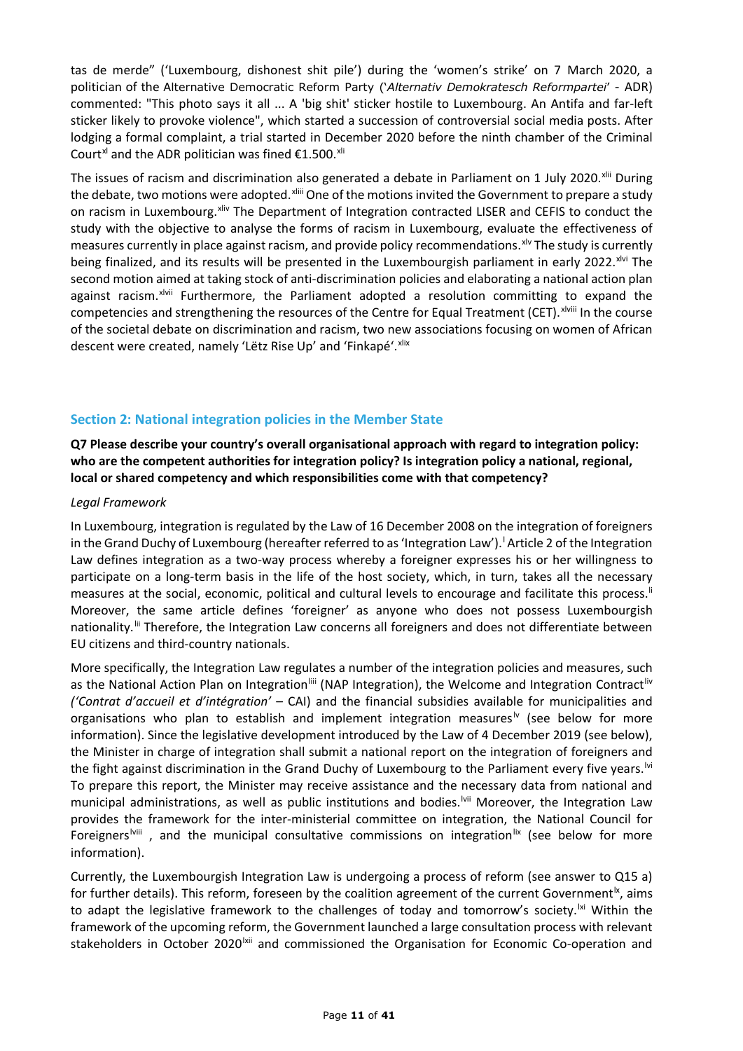tas de merde" ('Luxembourg, dishonest shit pile') during the 'women's strike' on 7 March 2020, a politician of the Alternative Democratic Reform Party ('*Alternativ Demokratesch Reformpartei*' - ADR) commented: "This photo says it all ... A 'big shit' sticker hostile to Luxembourg. An Antifa and far-left sticker likely to provoke violence", which started a succession of controversial social media posts. After lodging a formal complaint, a trial started in December 2020 before the ninth chamber of the Criminal Court[xl] and the ADR politician was fined €1.500.[xli]

The issues of racism and discrimination also generated a debate in Parliament on 1 July 2020.[xlii] During the debate, two motions were adopted.[xliii] One of the motions invited the Government to prepare a study on racism in Luxembourg.[xliv] The Department of Integration contracted LISER and CEFIS to conduct the study with the objective to analyse the forms of racism in Luxembourg, evaluate the effectiveness of measures currently in place against racism, and provide policy recommendations.[xlv] The study is currently being finalized, and its results will be presented in the Luxembourgish parliament in early 2022.[xlvi] The second motion aimed at taking stock of anti-discrimination policies and elaborating a national action plan against racism.[xlvii] Furthermore, the Parliament adopted a resolution committing to expand the competencies and strengthening the resources of the Centre for Equal Treatment (CET).[xlviii] In the course of the societal debate on discrimination and racism, two new associations focusing on women of African descent were created, namely 'Lëtz Rise Up' and 'Finkapé'.[xlix]

## Section 2: National integration policies in the Member State

**Q7 Please describe your country's overall organisational approach with regard to integration policy: who are the competent authorities for integration policy? Is integration policy a national, regional, local or shared competency and which responsibilities come with that competency?**

*Legal Framework*

In Luxembourg, integration is regulated by the Law of 16 December 2008 on the integration of foreigners in the Grand Duchy of Luxembourg (hereafter referred to as 'Integration Law').[l] Article 2 of the Integration Law defines integration as a two-way process whereby a foreigner expresses his or her willingness to participate on a long-term basis in the life of the host society, which, in turn, takes all the necessary measures at the social, economic, political and cultural levels to encourage and facilitate this process.[li] Moreover, the same article defines 'foreigner' as anyone who does not possess Luxembourgish nationality.[lii] Therefore, the Integration Law concerns all foreigners and does not differentiate between EU citizens and third-country nationals.

More specifically, the Integration Law regulates a number of the integration policies and measures, such as the National Action Plan on Integration[liii] (NAP Integration), the Welcome and Integration Contract[liv] *('Contrat d'accueil et d'intégration'* – CAI) and the financial subsidies available for municipalities and organisations who plan to establish and implement integration measures[lv] (see below for more information). Since the legislative development introduced by the Law of 4 December 2019 (see below), the Minister in charge of integration shall submit a national report on the integration of foreigners and the fight against discrimination in the Grand Duchy of Luxembourg to the Parliament every five years.[lvi] To prepare this report, the Minister may receive assistance and the necessary data from national and municipal administrations, as well as public institutions and bodies.[lvii] Moreover, the Integration Law provides the framework for the inter-ministerial committee on integration, the National Council for Foreigners[lviii] , and the municipal consultative commissions on integration[lix] (see below for more information).

Currently, the Luxembourgish Integration Law is undergoing a process of reform (see answer to Q15 a) for further details). This reform, foreseen by the coalition agreement of the current Government[lx], aims to adapt the legislative framework to the challenges of today and tomorrow's society.[lxi] Within the framework of the upcoming reform, the Government launched a large consultation process with relevant stakeholders in October 2020[lxii] and commissioned the Organisation for Economic Co-operation and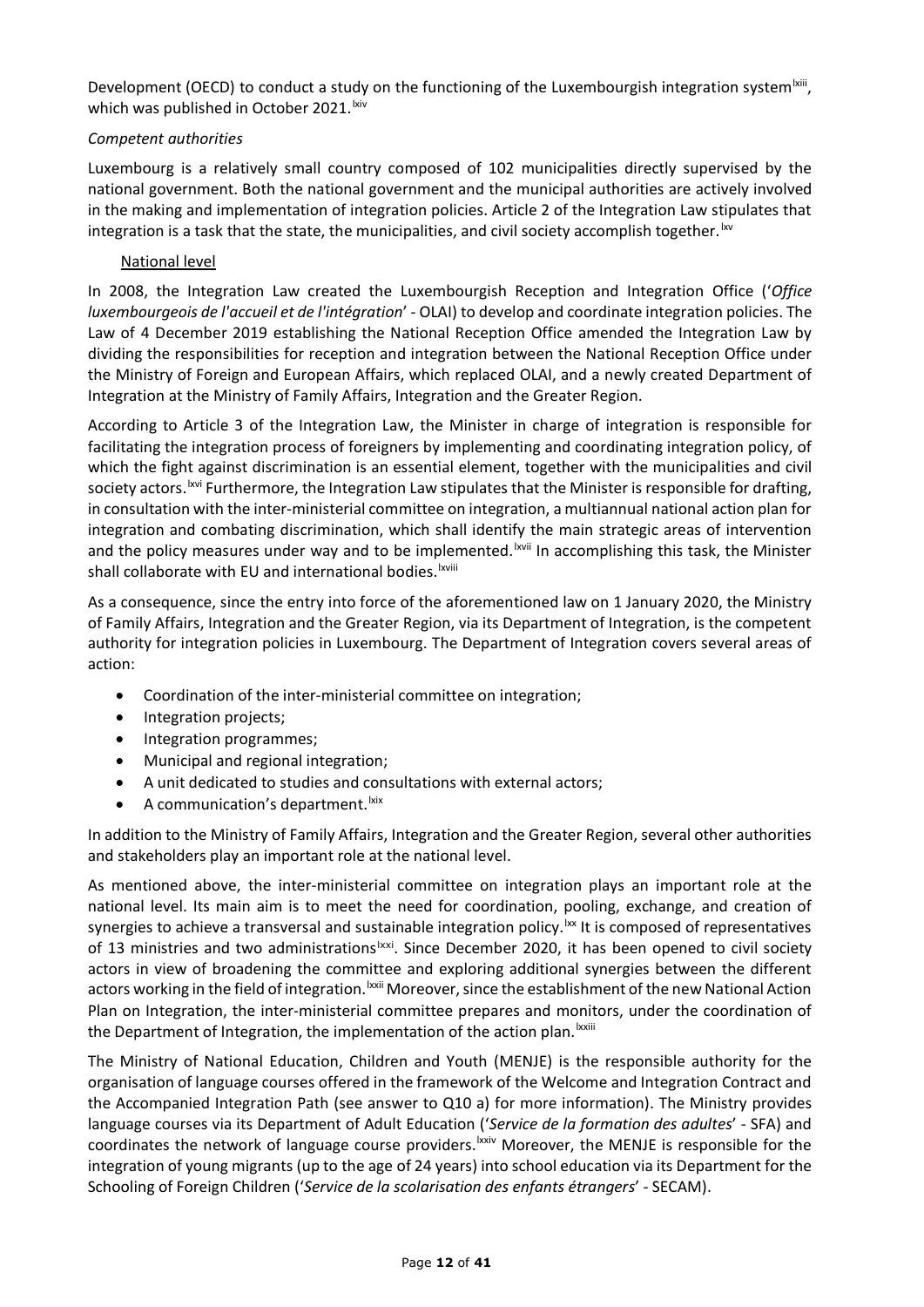Development (OECD) to conduct a study on the functioning of the Luxembourgish integration system[lxiii], which was published in October 2021.[lxiv]

*Competent authorities*

Luxembourg is a relatively small country composed of 102 municipalities directly supervised by the national government. Both the national government and the municipal authorities are actively involved in the making and implementation of integration policies. Article 2 of the Integration Law stipulates that integration is a task that the state, the municipalities, and civil society accomplish together.[lxv]

National level

In 2008, the Integration Law created the Luxembourgish Reception and Integration Office ('*Office luxembourgeois de l'accueil et de l'intégration*' - OLAI) to develop and coordinate integration policies. The Law of 4 December 2019 establishing the National Reception Office amended the Integration Law by dividing the responsibilities for reception and integration between the National Reception Office under the Ministry of Foreign and European Affairs, which replaced OLAI, and a newly created Department of Integration at the Ministry of Family Affairs, Integration and the Greater Region.

According to Article 3 of the Integration Law, the Minister in charge of integration is responsible for facilitating the integration process of foreigners by implementing and coordinating integration policy, of which the fight against discrimination is an essential element, together with the municipalities and civil society actors.[lxvi] Furthermore, the Integration Law stipulates that the Minister is responsible for drafting, in consultation with the inter-ministerial committee on integration, a multiannual national action plan for integration and combating discrimination, which shall identify the main strategic areas of intervention and the policy measures under way and to be implemented.[lxvii] In accomplishing this task, the Minister shall collaborate with EU and international bodies.[lxviii]

As a consequence, since the entry into force of the aforementioned law on 1 January 2020, the Ministry of Family Affairs, Integration and the Greater Region, via its Department of Integration, is the competent authority for integration policies in Luxembourg. The Department of Integration covers several areas of action:

- Coordination of the inter-ministerial committee on integration;
- Integration projects;
- Integration programmes;
- Municipal and regional integration;
- A unit dedicated to studies and consultations with external actors;
- A communication's department.[lxix]

In addition to the Ministry of Family Affairs, Integration and the Greater Region, several other authorities and stakeholders play an important role at the national level.

As mentioned above, the inter-ministerial committee on integration plays an important role at the national level. Its main aim is to meet the need for coordination, pooling, exchange, and creation of synergies to achieve a transversal and sustainable integration policy.[lxx] It is composed of representatives of 13 ministries and two administrations[lxxi]. Since December 2020, it has been opened to civil society actors in view of broadening the committee and exploring additional synergies between the different actors working in the field of integration.[lxxii] Moreover, since the establishment of the new National Action Plan on Integration, the inter-ministerial committee prepares and monitors, under the coordination of the Department of Integration, the implementation of the action plan.[lxxiii]

The Ministry of National Education, Children and Youth (MENJE) is the responsible authority for the organisation of language courses offered in the framework of the Welcome and Integration Contract and the Accompanied Integration Path (see answer to Q10 a) for more information). The Ministry provides language courses via its Department of Adult Education ('*Service de la formation des adultes*' - SFA) and coordinates the network of language course providers.[lxxiv] Moreover, the MENJE is responsible for the integration of young migrants (up to the age of 24 years) into school education via its Department for the Schooling of Foreign Children ('*Service de la scolarisation des enfants étrangers*' - SECAM).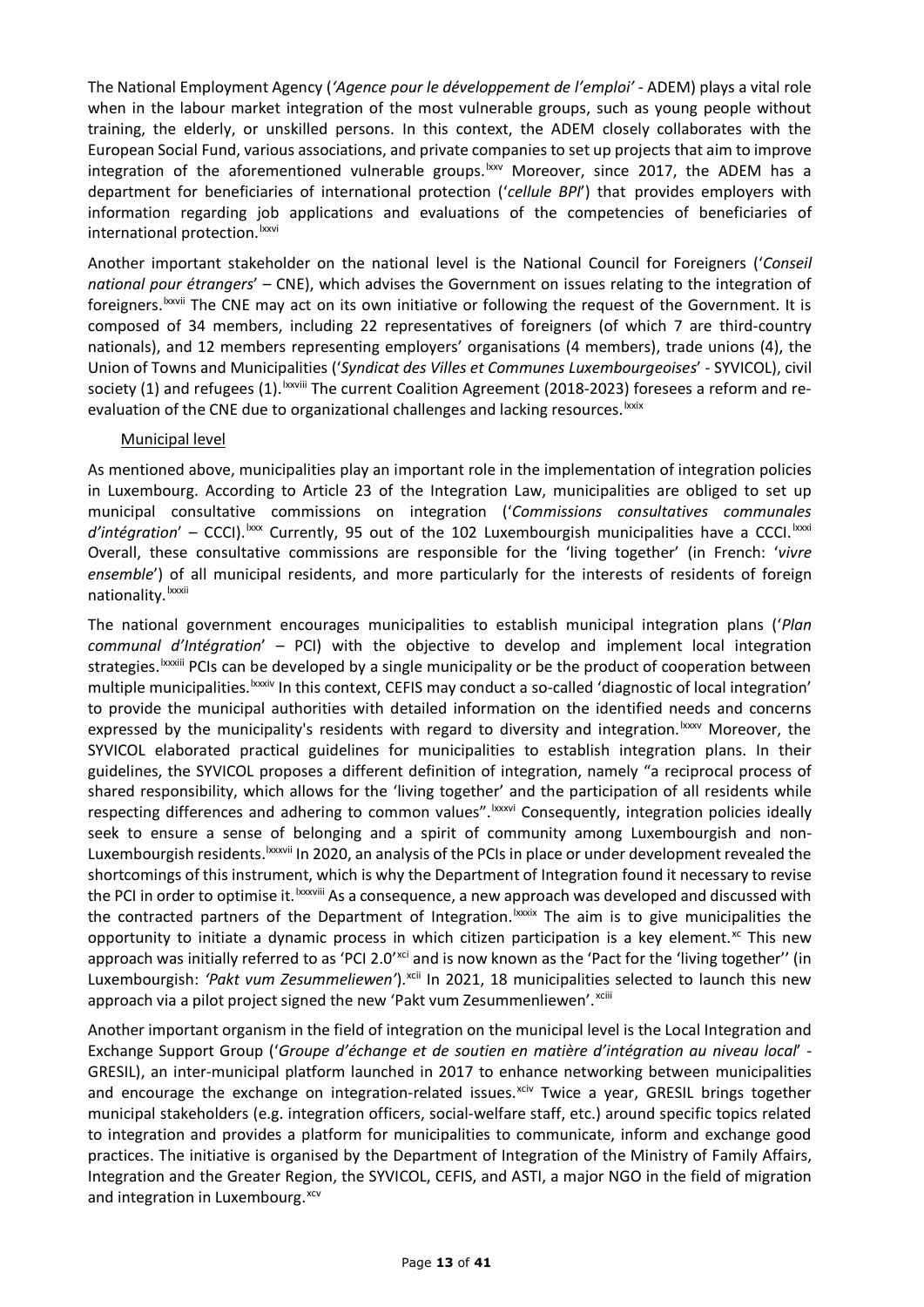The National Employment Agency (*'Agence pour le développement de l'emploi'* - ADEM) plays a vital role when in the labour market integration of the most vulnerable groups, such as young people without training, the elderly, or unskilled persons. In this context, the ADEM closely collaborates with the European Social Fund, various associations, and private companies to set up projects that aim to improve integration of the aforementioned vulnerable groups.[lxxv] Moreover, since 2017, the ADEM has a department for beneficiaries of international protection ('*cellule BPI*') that provides employers with information regarding job applications and evaluations of the competencies of beneficiaries of international protection.[lxxvi]

Another important stakeholder on the national level is the National Council for Foreigners ('*Conseil national pour étrangers*' – CNE), which advises the Government on issues relating to the integration of foreigners.[lxxvii] The CNE may act on its own initiative or following the request of the Government. It is composed of 34 members, including 22 representatives of foreigners (of which 7 are third-country nationals), and 12 members representing employers' organisations (4 members), trade unions (4), the Union of Towns and Municipalities ('*Syndicat des Villes et Communes Luxembourgeoises*' - SYVICOL), civil society (1) and refugees (1).[lxxviii] The current Coalition Agreement (2018-2023) foresees a reform and re-evaluation of the CNE due to organizational challenges and lacking resources.[lxxix]

Municipal level

As mentioned above, municipalities play an important role in the implementation of integration policies in Luxembourg. According to Article 23 of the Integration Law, municipalities are obliged to set up municipal consultative commissions on integration ('*Commissions consultatives communales d'intégration*' – CCCI).[lxxx] Currently, 95 out of the 102 Luxembourgish municipalities have a CCCI.[lxxxi] Overall, these consultative commissions are responsible for the 'living together' (in French: '*vivre ensemble*') of all municipal residents, and more particularly for the interests of residents of foreign nationality.[lxxxii]

The national government encourages municipalities to establish municipal integration plans ('*Plan communal d'Intégration*' – PCI) with the objective to develop and implement local integration strategies.[lxxxiii] PCIs can be developed by a single municipality or be the product of cooperation between multiple municipalities.[lxxxiv] In this context, CEFIS may conduct a so-called 'diagnostic of local integration' to provide the municipal authorities with detailed information on the identified needs and concerns expressed by the municipality's residents with regard to diversity and integration.[lxxxv] Moreover, the SYVICOL elaborated practical guidelines for municipalities to establish integration plans. In their guidelines, the SYVICOL proposes a different definition of integration, namely "a reciprocal process of shared responsibility, which allows for the 'living together' and the participation of all residents while respecting differences and adhering to common values".[lxxxvi] Consequently, integration policies ideally seek to ensure a sense of belonging and a spirit of community among Luxembourgish and non-Luxembourgish residents.[lxxxvii] In 2020, an analysis of the PCIs in place or under development revealed the shortcomings of this instrument, which is why the Department of Integration found it necessary to revise the PCI in order to optimise it.[lxxxviii] As a consequence, a new approach was developed and discussed with the contracted partners of the Department of Integration.[lxxxix] The aim is to give municipalities the opportunity to initiate a dynamic process in which citizen participation is a key element.[xc] This new approach was initially referred to as 'PCI 2.0'[xci] and is now known as the 'Pact for the 'living together'' (in Luxembourgish: *'Pakt vum Zesummeliewen'*).[xcii] In 2021, 18 municipalities selected to launch this new approach via a pilot project signed the new 'Pakt vum Zesummenliewen'.[xciii]

Another important organism in the field of integration on the municipal level is the Local Integration and Exchange Support Group ('*Groupe d'échange et de soutien en matière d'intégration au niveau local*' - GRESIL), an inter-municipal platform launched in 2017 to enhance networking between municipalities and encourage the exchange on integration-related issues.[xciv] Twice a year, GRESIL brings together municipal stakeholders (e.g. integration officers, social-welfare staff, etc.) around specific topics related to integration and provides a platform for municipalities to communicate, inform and exchange good practices. The initiative is organised by the Department of Integration of the Ministry of Family Affairs, Integration and the Greater Region, the SYVICOL, CEFIS, and ASTI, a major NGO in the field of migration and integration in Luxembourg.[xcv]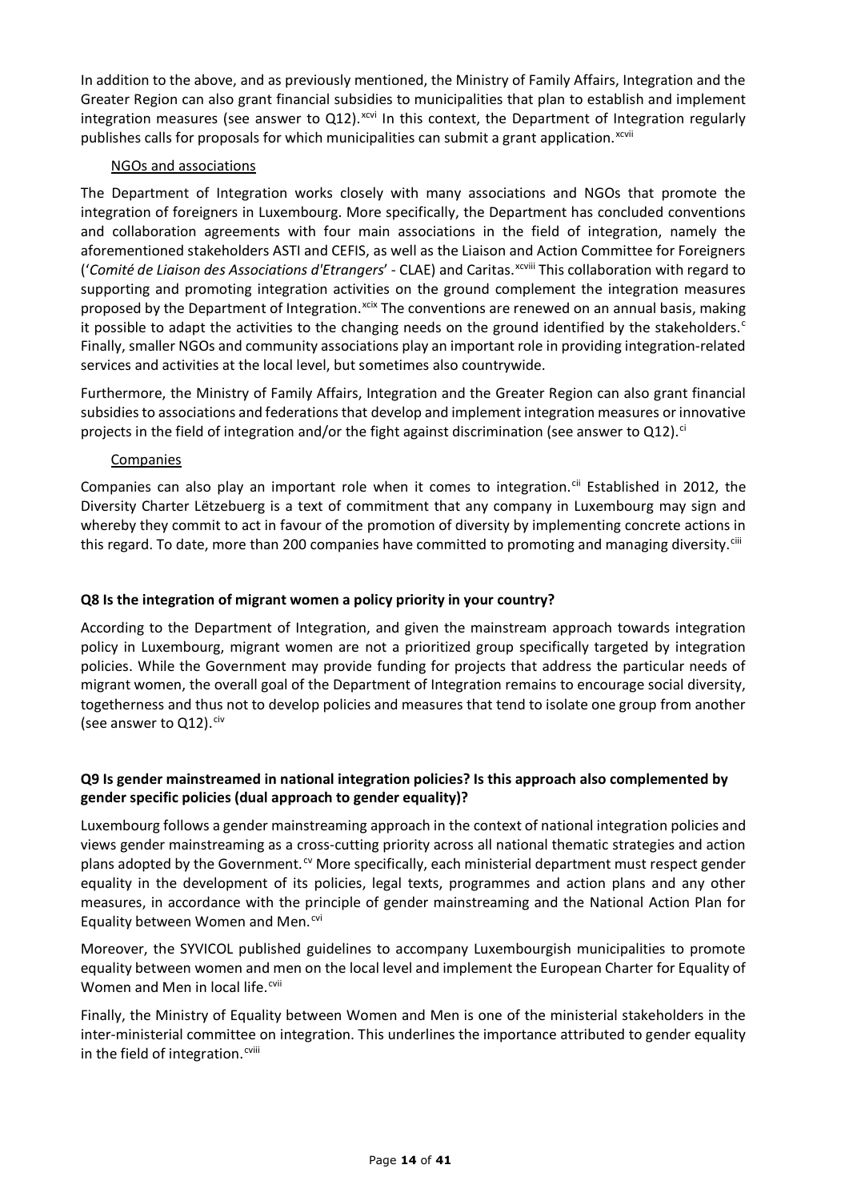In addition to the above, and as previously mentioned, the Ministry of Family Affairs, Integration and the Greater Region can also grant financial subsidies to municipalities that plan to establish and implement integration measures (see answer to Q12).[xcvi] In this context, the Department of Integration regularly publishes calls for proposals for which municipalities can submit a grant application.[xcvii]

NGOs and associations

The Department of Integration works closely with many associations and NGOs that promote the integration of foreigners in Luxembourg. More specifically, the Department has concluded conventions and collaboration agreements with four main associations in the field of integration, namely the aforementioned stakeholders ASTI and CEFIS, as well as the Liaison and Action Committee for Foreigners ('*Comité de Liaison des Associations d'Etrangers*' - CLAE) and Caritas.[xcviii] This collaboration with regard to supporting and promoting integration activities on the ground complement the integration measures proposed by the Department of Integration.[xcix] The conventions are renewed on an annual basis, making it possible to adapt the activities to the changing needs on the ground identified by the stakeholders.[c] Finally, smaller NGOs and community associations play an important role in providing integration-related services and activities at the local level, but sometimes also countrywide.

Furthermore, the Ministry of Family Affairs, Integration and the Greater Region can also grant financial subsidies to associations and federations that develop and implement integration measures or innovative projects in the field of integration and/or the fight against discrimination (see answer to Q12).[ci]

Companies

Companies can also play an important role when it comes to integration.[cii] Established in 2012, the Diversity Charter Lëtzebuerg is a text of commitment that any company in Luxembourg may sign and whereby they commit to act in favour of the promotion of diversity by implementing concrete actions in this regard. To date, more than 200 companies have committed to promoting and managing diversity.[ciii]

### Q8 Is the integration of migrant women a policy priority in your country?

According to the Department of Integration, and given the mainstream approach towards integration policy in Luxembourg, migrant women are not a prioritized group specifically targeted by integration policies. While the Government may provide funding for projects that address the particular needs of migrant women, the overall goal of the Department of Integration remains to encourage social diversity, togetherness and thus not to develop policies and measures that tend to isolate one group from another (see answer to Q12).[civ]

### Q9 Is gender mainstreamed in national integration policies? Is this approach also complemented by gender specific policies (dual approach to gender equality)?

Luxembourg follows a gender mainstreaming approach in the context of national integration policies and views gender mainstreaming as a cross-cutting priority across all national thematic strategies and action plans adopted by the Government.[cv] More specifically, each ministerial department must respect gender equality in the development of its policies, legal texts, programmes and action plans and any other measures, in accordance with the principle of gender mainstreaming and the National Action Plan for Equality between Women and Men.[cvi]

Moreover, the SYVICOL published guidelines to accompany Luxembourgish municipalities to promote equality between women and men on the local level and implement the European Charter for Equality of Women and Men in local life.[cvii]

Finally, the Ministry of Equality between Women and Men is one of the ministerial stakeholders in the inter-ministerial committee on integration. This underlines the importance attributed to gender equality in the field of integration.[cviii]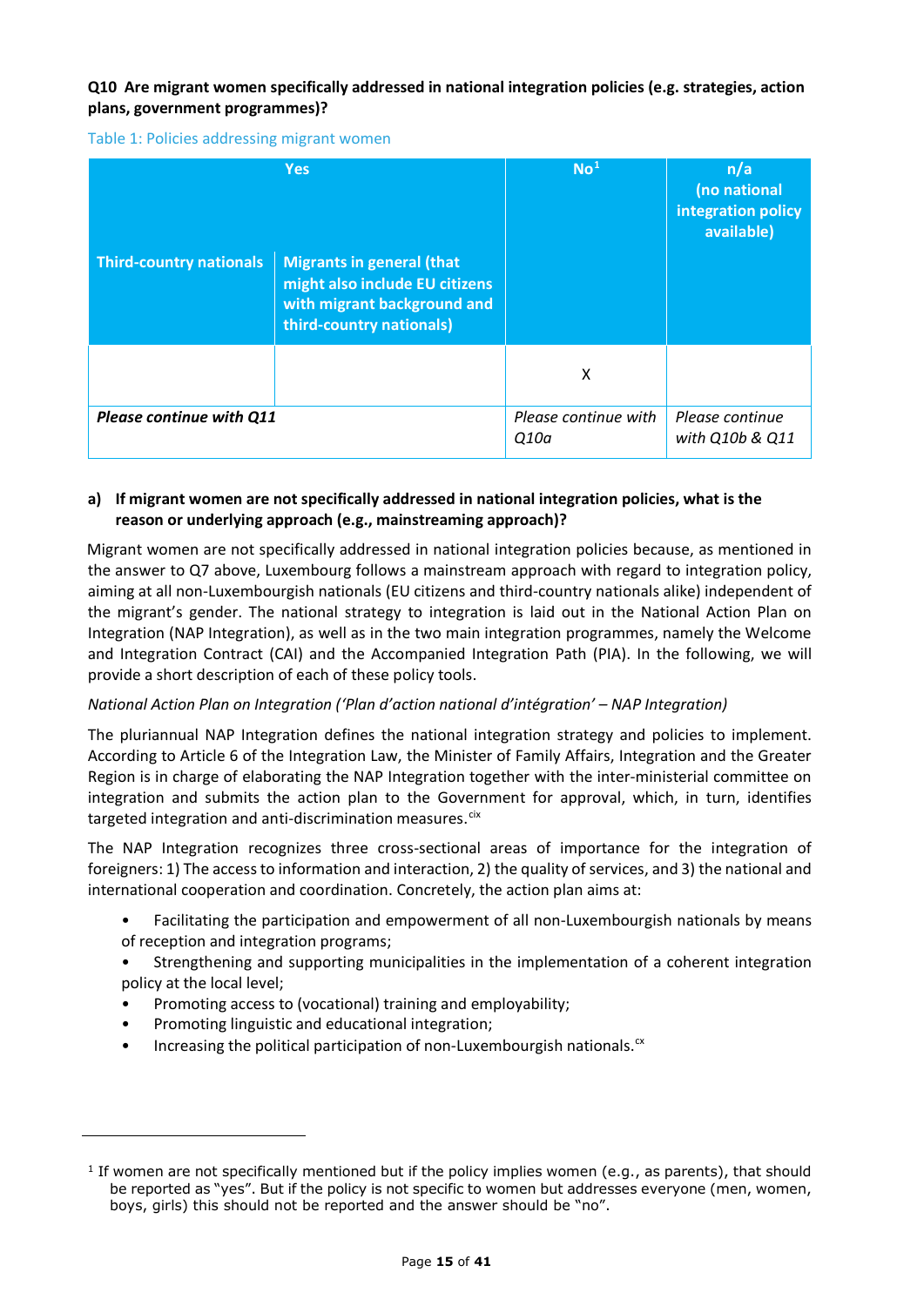**Q10 Are migrant women specifically addressed in national integration policies (e.g. strategies, action plans, government programmes)?**

Table 1: Policies addressing migrant women

| Yes | | No[1] | n/a (no national integration policy available) |
|---|---|---|---|
| Third-country nationals | Migrants in general (that might also include EU citizens with migrant background and third-country nationals) | | |
| | | X | |
| *Please continue with Q11* | | *Please continue with Q10a* | *Please continue with Q10b & Q11* |

**a) If migrant women are not specifically addressed in national integration policies, what is the reason or underlying approach (e.g., mainstreaming approach)?**

Migrant women are not specifically addressed in national integration policies because, as mentioned in the answer to Q7 above, Luxembourg follows a mainstream approach with regard to integration policy, aiming at all non-Luxembourgish nationals (EU citizens and third-country nationals alike) independent of the migrant's gender. The national strategy to integration is laid out in the National Action Plan on Integration (NAP Integration), as well as in the two main integration programmes, namely the Welcome and Integration Contract (CAI) and the Accompanied Integration Path (PIA). In the following, we will provide a short description of each of these policy tools.

*National Action Plan on Integration ('Plan d'action national d'intégration' – NAP Integration)*

The pluriannual NAP Integration defines the national integration strategy and policies to implement. According to Article 6 of the Integration Law, the Minister of Family Affairs, Integration and the Greater Region is in charge of elaborating the NAP Integration together with the inter-ministerial committee on integration and submits the action plan to the Government for approval, which, in turn, identifies targeted integration and anti-discrimination measures.[cix]

The NAP Integration recognizes three cross-sectional areas of importance for the integration of foreigners: 1) The access to information and interaction, 2) the quality of services, and 3) the national and international cooperation and coordination. Concretely, the action plan aims at:

- Facilitating the participation and empowerment of all non-Luxembourgish nationals by means of reception and integration programs;
- Strengthening and supporting municipalities in the implementation of a coherent integration policy at the local level;
- Promoting access to (vocational) training and employability;
- Promoting linguistic and educational integration;
- Increasing the political participation of non-Luxembourgish nationals.[cx]

[1] If women are not specifically mentioned but if the policy implies women (e.g., as parents), that should be reported as "yes". But if the policy is not specific to women but addresses everyone (men, women, boys, girls) this should not be reported and the answer should be "no".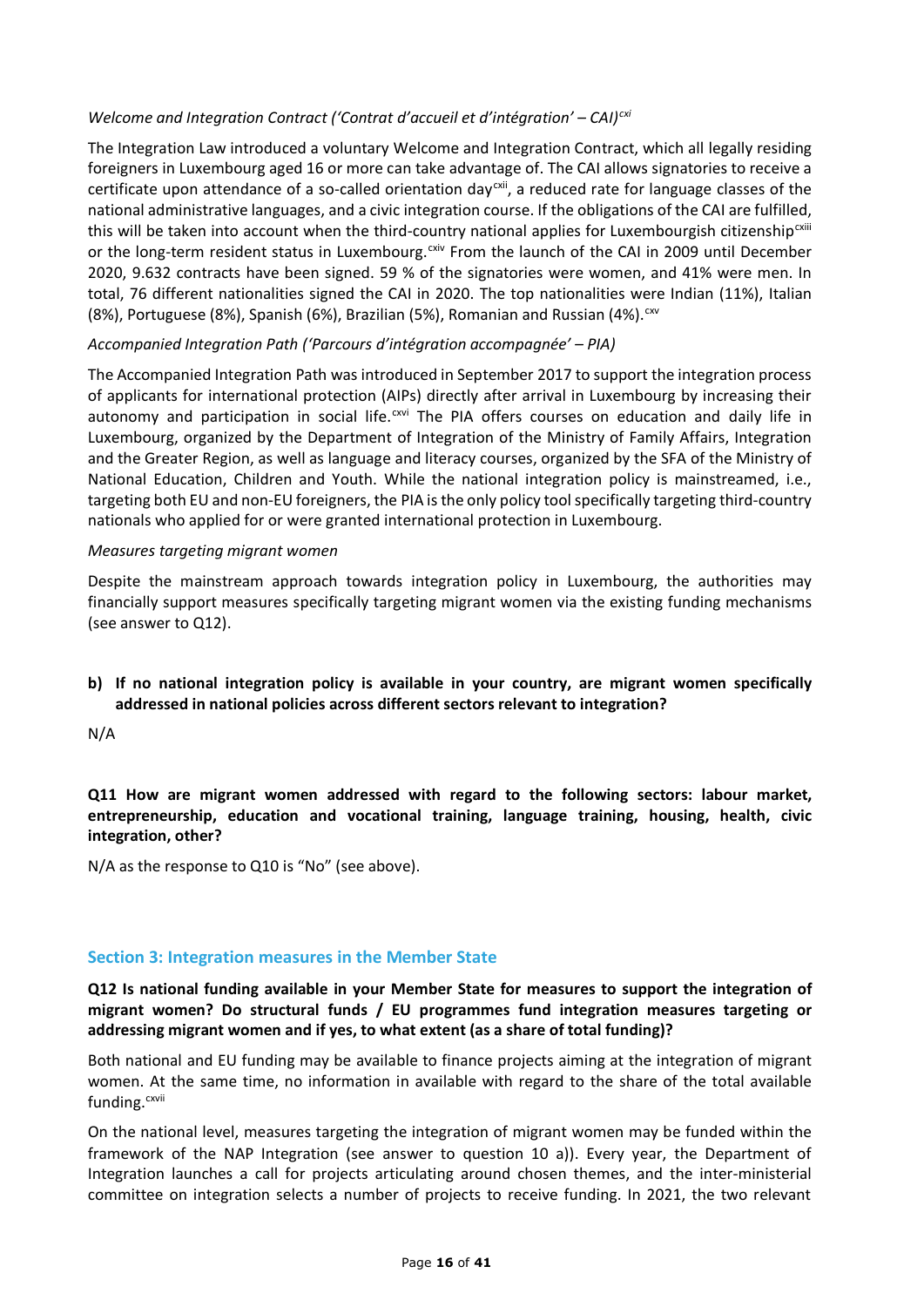*Welcome and Integration Contract ('Contrat d'accueil et d'intégration' – CAI)*[cxi]

The Integration Law introduced a voluntary Welcome and Integration Contract, which all legally residing foreigners in Luxembourg aged 16 or more can take advantage of. The CAI allows signatories to receive a certificate upon attendance of a so-called orientation day[cxii], a reduced rate for language classes of the national administrative languages, and a civic integration course. If the obligations of the CAI are fulfilled, this will be taken into account when the third-country national applies for Luxembourgish citizenship[cxiii] or the long-term resident status in Luxembourg.[cxiv] From the launch of the CAI in 2009 until December 2020, 9.632 contracts have been signed. 59 % of the signatories were women, and 41% were men. In total, 76 different nationalities signed the CAI in 2020. The top nationalities were Indian (11%), Italian (8%), Portuguese (8%), Spanish (6%), Brazilian (5%), Romanian and Russian (4%).[cxv]

*Accompanied Integration Path ('Parcours d'intégration accompagnée' – PIA)*

The Accompanied Integration Path was introduced in September 2017 to support the integration process of applicants for international protection (AIPs) directly after arrival in Luxembourg by increasing their autonomy and participation in social life.[cxvi] The PIA offers courses on education and daily life in Luxembourg, organized by the Department of Integration of the Ministry of Family Affairs, Integration and the Greater Region, as well as language and literacy courses, organized by the SFA of the Ministry of National Education, Children and Youth. While the national integration policy is mainstreamed, i.e., targeting both EU and non-EU foreigners, the PIA is the only policy tool specifically targeting third-country nationals who applied for or were granted international protection in Luxembourg.

*Measures targeting migrant women*

Despite the mainstream approach towards integration policy in Luxembourg, the authorities may financially support measures specifically targeting migrant women via the existing funding mechanisms (see answer to Q12).

**b) If no national integration policy is available in your country, are migrant women specifically addressed in national policies across different sectors relevant to integration?**

N/A

**Q11 How are migrant women addressed with regard to the following sectors: labour market, entrepreneurship, education and vocational training, language training, housing, health, civic integration, other?**

N/A as the response to Q10 is "No" (see above).

## Section 3: Integration measures in the Member State

**Q12 Is national funding available in your Member State for measures to support the integration of migrant women? Do structural funds / EU programmes fund integration measures targeting or addressing migrant women and if yes, to what extent (as a share of total funding)?**

Both national and EU funding may be available to finance projects aiming at the integration of migrant women. At the same time, no information in available with regard to the share of the total available funding.[cxvii]

On the national level, measures targeting the integration of migrant women may be funded within the framework of the NAP Integration (see answer to question 10 a)). Every year, the Department of Integration launches a call for projects articulating around chosen themes, and the inter-ministerial committee on integration selects a number of projects to receive funding. In 2021, the two relevant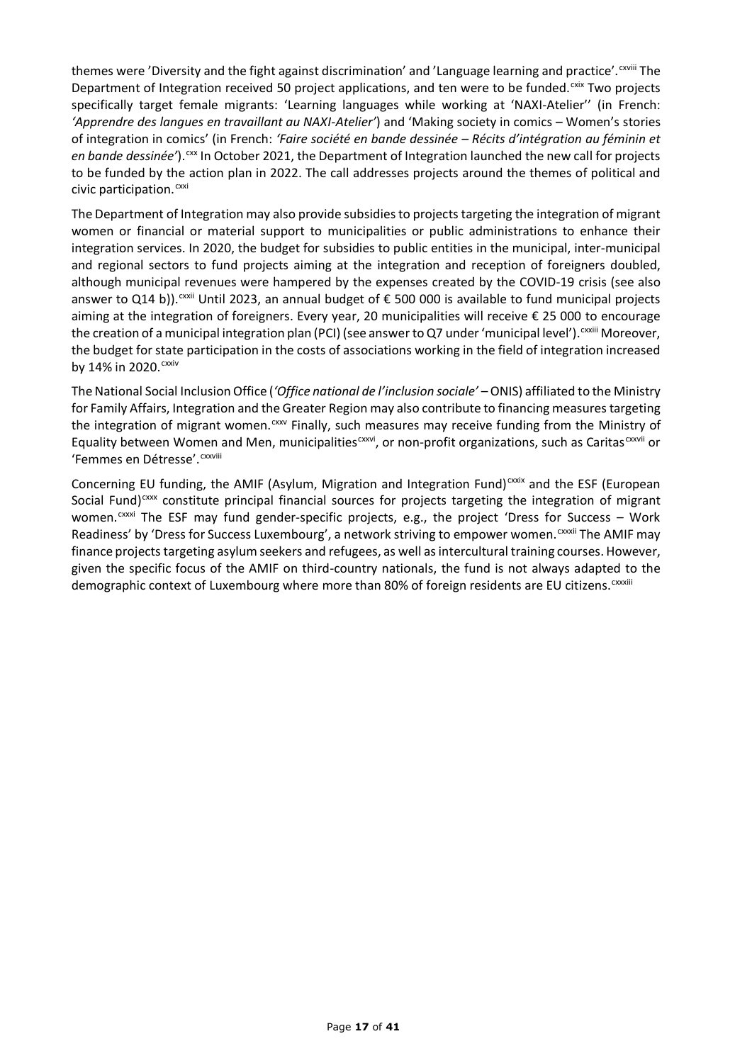themes were 'Diversity and the fight against discrimination' and 'Language learning and practice'.[cxviii] The Department of Integration received 50 project applications, and ten were to be funded.[cxix] Two projects specifically target female migrants: 'Learning languages while working at 'NAXI-Atelier'' (in French: *'Apprendre des langues en travaillant au NAXI-Atelier'*) and 'Making society in comics – Women's stories of integration in comics' (in French: *'Faire société en bande dessinée – Récits d'intégration au féminin et en bande dessinée'*).[cxx] In October 2021, the Department of Integration launched the new call for projects to be funded by the action plan in 2022. The call addresses projects around the themes of political and civic participation.[cxxi]

The Department of Integration may also provide subsidies to projects targeting the integration of migrant women or financial or material support to municipalities or public administrations to enhance their integration services. In 2020, the budget for subsidies to public entities in the municipal, inter-municipal and regional sectors to fund projects aiming at the integration and reception of foreigners doubled, although municipal revenues were hampered by the expenses created by the COVID-19 crisis (see also answer to Q14 b)).[cxxii] Until 2023, an annual budget of € 500 000 is available to fund municipal projects aiming at the integration of foreigners. Every year, 20 municipalities will receive € 25 000 to encourage the creation of a municipal integration plan (PCI) (see answer to Q7 under 'municipal level').[cxxiii] Moreover, the budget for state participation in the costs of associations working in the field of integration increased by 14% in 2020.[cxxiv]

The National Social Inclusion Office (*'Office national de l'inclusion sociale'* – ONIS) affiliated to the Ministry for Family Affairs, Integration and the Greater Region may also contribute to financing measures targeting the integration of migrant women.[cxxv] Finally, such measures may receive funding from the Ministry of Equality between Women and Men, municipalities[cxxvi], or non-profit organizations, such as Caritas[cxxvii] or 'Femmes en Détresse'.[cxxviii]

Concerning EU funding, the AMIF (Asylum, Migration and Integration Fund)[cxxix] and the ESF (European Social Fund)[cxxx] constitute principal financial sources for projects targeting the integration of migrant women.[cxxxi] The ESF may fund gender-specific projects, e.g., the project 'Dress for Success – Work Readiness' by 'Dress for Success Luxembourg', a network striving to empower women.[cxxxii] The AMIF may finance projects targeting asylum seekers and refugees, as well as intercultural training courses. However, given the specific focus of the AMIF on third-country nationals, the fund is not always adapted to the demographic context of Luxembourg where more than 80% of foreign residents are EU citizens.[cxxxiii]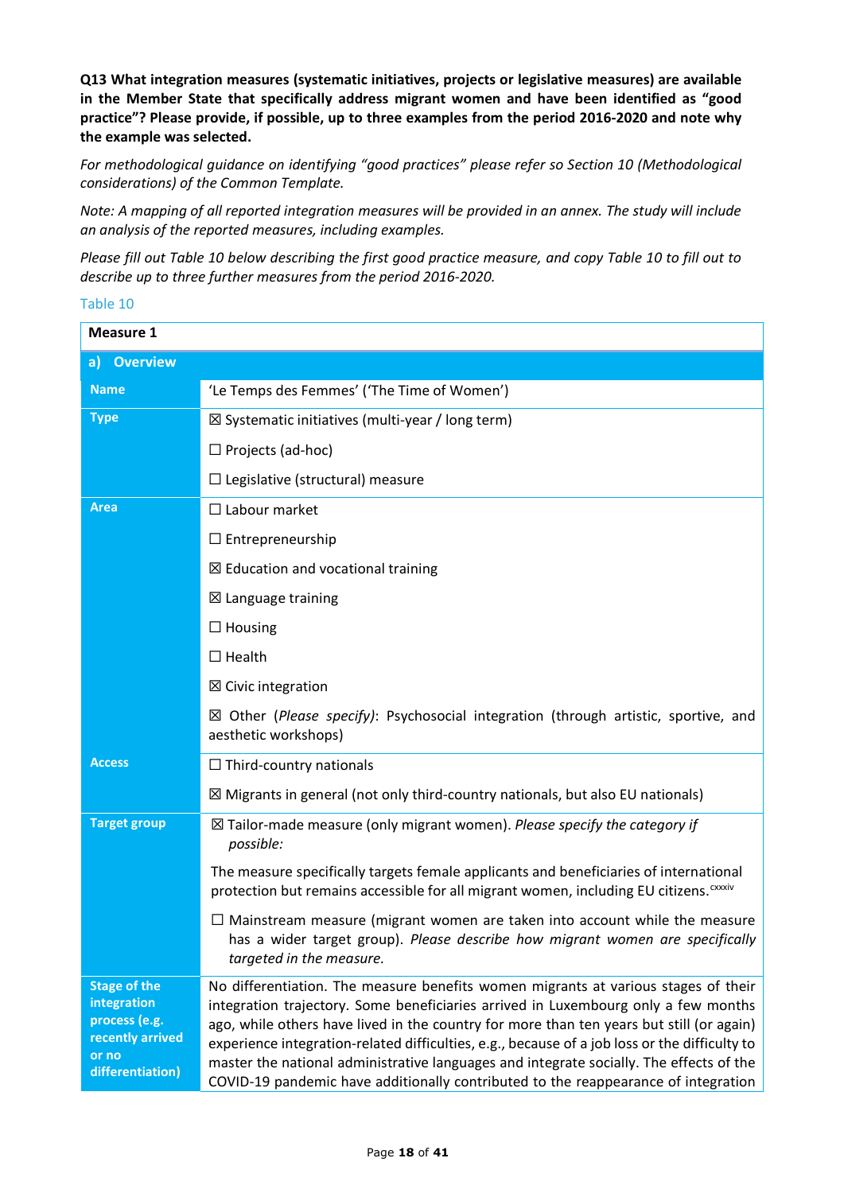**Q13 What integration measures (systematic initiatives, projects or legislative measures) are available in the Member State that specifically address migrant women and have been identified as "good practice"? Please provide, if possible, up to three examples from the period 2016-2020 and note why the example was selected.**

*For methodological guidance on identifying "good practices" please refer so Section 10 (Methodological considerations) of the Common Template.*

*Note: A mapping of all reported integration measures will be provided in an annex. The study will include an analysis of the reported measures, including examples.*

*Please fill out Table 10 below describing the first good practice measure, and copy Table 10 to fill out to describe up to three further measures from the period 2016-2020.*

Table 10

| **Measure 1** | |
|---|---|
| **a) Overview** | |
| **Name** | 'Le Temps des Femmes' ('The Time of Women') |
| **Type** | ☒ Systematic initiatives (multi-year / long term)<br>☐ Projects (ad-hoc)<br>☐ Legislative (structural) measure |
| **Area** | ☐ Labour market<br>☐ Entrepreneurship<br>☒ Education and vocational training<br>☒ Language training<br>☐ Housing<br>☐ Health<br>☒ Civic integration<br>☒ Other (*Please specify*): Psychosocial integration (through artistic, sportive, and aesthetic workshops) |
| **Access** | ☐ Third-country nationals<br>☒ Migrants in general (not only third-country nationals, but also EU nationals) |
| **Target group** | ☒ Tailor-made measure (only migrant women). *Please specify the category if possible:*<br>The measure specifically targets female applicants and beneficiaries of international protection but remains accessible for all migrant women, including EU citizens.[cxxxiv]<br>☐ Mainstream measure (migrant women are taken into account while the measure has a wider target group). *Please describe how migrant women are specifically targeted in the measure.* |
| **Stage of the integration process (e.g. recently arrived or no differentiation)** | No differentiation. The measure benefits women migrants at various stages of their integration trajectory. Some beneficiaries arrived in Luxembourg only a few months ago, while others have lived in the country for more than ten years but still (or again) experience integration-related difficulties, e.g., because of a job loss or the difficulty to master the national administrative languages and integrate socially. The effects of the COVID-19 pandemic have additionally contributed to the reappearance of integration |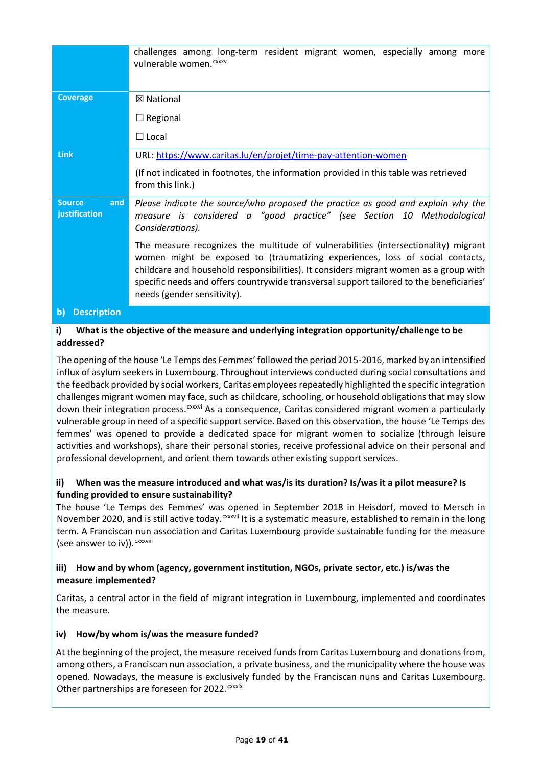| | |
|---|---|
| | challenges among long-term resident migrant women, especially among more vulnerable women.[cxxxv] |
| **Coverage** | ☒ National<br><br>☐ Regional<br><br>☐ Local |
| **Link** | URL: https://www.caritas.lu/en/projet/time-pay-attention-women<br><br>(If not indicated in footnotes, the information provided in this table was retrieved from this link.) |
| **Source and justification** | *Please indicate the source/who proposed the practice as good and explain why the measure is considered a "good practice" (see Section 10 Methodological Considerations).*<br><br>The measure recognizes the multitude of vulnerabilities (intersectionality) migrant women might be exposed to (traumatizing experiences, loss of social contacts, childcare and household responsibilities). It considers migrant women as a group with specific needs and offers countrywide transversal support tailored to the beneficiaries' needs (gender sensitivity). |

**b) Description**

**i) What is the objective of the measure and underlying integration opportunity/challenge to be addressed?**

The opening of the house 'Le Temps des Femmes' followed the period 2015-2016, marked by an intensified influx of asylum seekers in Luxembourg. Throughout interviews conducted during social consultations and the feedback provided by social workers, Caritas employees repeatedly highlighted the specific integration challenges migrant women may face, such as childcare, schooling, or household obligations that may slow down their integration process.[cxxxvi] As a consequence, Caritas considered migrant women a particularly vulnerable group in need of a specific support service. Based on this observation, the house 'Le Temps des femmes' was opened to provide a dedicated space for migrant women to socialize (through leisure activities and workshops), share their personal stories, receive professional advice on their personal and professional development, and orient them towards other existing support services.

**ii) When was the measure introduced and what was/is its duration? Is/was it a pilot measure? Is funding provided to ensure sustainability?**

The house 'Le Temps des Femmes' was opened in September 2018 in Heisdorf, moved to Mersch in November 2020, and is still active today.[cxxxvii] It is a systematic measure, established to remain in the long term. A Franciscan nun association and Caritas Luxembourg provide sustainable funding for the measure (see answer to iv)).[cxxxviii]

**iii) How and by whom (agency, government institution, NGOs, private sector, etc.) is/was the measure implemented?**

Caritas, a central actor in the field of migrant integration in Luxembourg, implemented and coordinates the measure.

**iv) How/by whom is/was the measure funded?**

At the beginning of the project, the measure received funds from Caritas Luxembourg and donations from, among others, a Franciscan nun association, a private business, and the municipality where the house was opened. Nowadays, the measure is exclusively funded by the Franciscan nuns and Caritas Luxembourg. Other partnerships are foreseen for 2022.[cxxxix]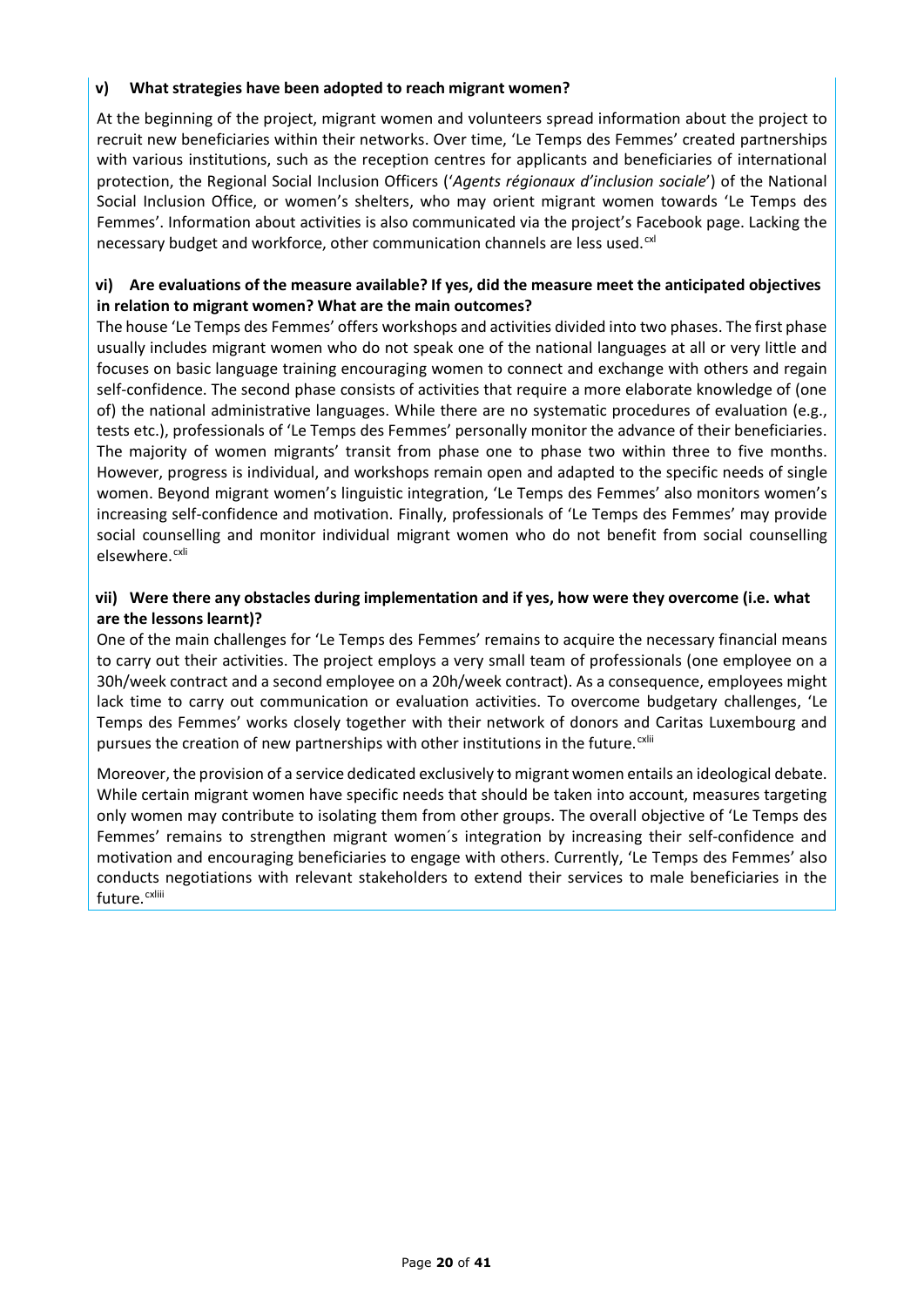### v) What strategies have been adopted to reach migrant women?

At the beginning of the project, migrant women and volunteers spread information about the project to recruit new beneficiaries within their networks. Over time, 'Le Temps des Femmes' created partnerships with various institutions, such as the reception centres for applicants and beneficiaries of international protection, the Regional Social Inclusion Officers ('*Agents régionaux d'inclusion sociale*') of the National Social Inclusion Office, or women's shelters, who may orient migrant women towards 'Le Temps des Femmes'. Information about activities is also communicated via the project's Facebook page. Lacking the necessary budget and workforce, other communication channels are less used.[cxl]

### vi) Are evaluations of the measure available? If yes, did the measure meet the anticipated objectives in relation to migrant women? What are the main outcomes?

The house 'Le Temps des Femmes' offers workshops and activities divided into two phases. The first phase usually includes migrant women who do not speak one of the national languages at all or very little and focuses on basic language training encouraging women to connect and exchange with others and regain self-confidence. The second phase consists of activities that require a more elaborate knowledge of (one of) the national administrative languages. While there are no systematic procedures of evaluation (e.g., tests etc.), professionals of 'Le Temps des Femmes' personally monitor the advance of their beneficiaries. The majority of women migrants' transit from phase one to phase two within three to five months. However, progress is individual, and workshops remain open and adapted to the specific needs of single women. Beyond migrant women's linguistic integration, 'Le Temps des Femmes' also monitors women's increasing self-confidence and motivation. Finally, professionals of 'Le Temps des Femmes' may provide social counselling and monitor individual migrant women who do not benefit from social counselling elsewhere.[cxli]

### vii) Were there any obstacles during implementation and if yes, how were they overcome (i.e. what are the lessons learnt)?

One of the main challenges for 'Le Temps des Femmes' remains to acquire the necessary financial means to carry out their activities. The project employs a very small team of professionals (one employee on a 30h/week contract and a second employee on a 20h/week contract). As a consequence, employees might lack time to carry out communication or evaluation activities. To overcome budgetary challenges, 'Le Temps des Femmes' works closely together with their network of donors and Caritas Luxembourg and pursues the creation of new partnerships with other institutions in the future.[cxlii]

Moreover, the provision of a service dedicated exclusively to migrant women entails an ideological debate. While certain migrant women have specific needs that should be taken into account, measures targeting only women may contribute to isolating them from other groups. The overall objective of 'Le Temps des Femmes' remains to strengthen migrant women´s integration by increasing their self-confidence and motivation and encouraging beneficiaries to engage with others. Currently, 'Le Temps des Femmes' also conducts negotiations with relevant stakeholders to extend their services to male beneficiaries in the future.[cxliii]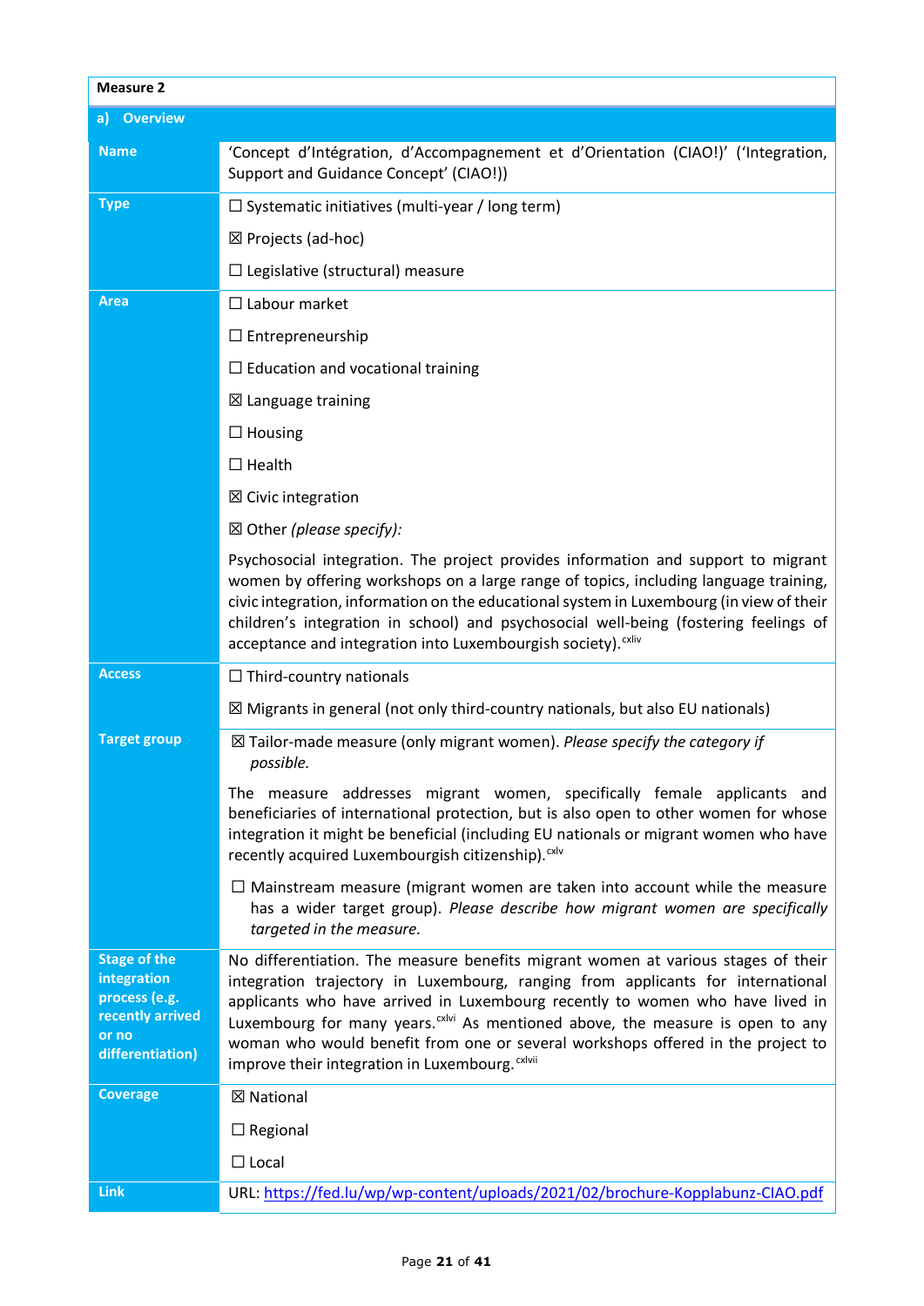| **Measure 2** | |
|---|---|
| **a) Overview** | |
| **Name** | 'Concept d'Intégration, d'Accompagnement et d'Orientation (CIAO!)' ('Integration, Support and Guidance Concept' (CIAO!)) |
| **Type** | ☐ Systematic initiatives (multi-year / long term)<br><br>☒ Projects (ad-hoc)<br><br>☐ Legislative (structural) measure |
| **Area** | ☐ Labour market<br><br>☐ Entrepreneurship<br><br>☐ Education and vocational training<br><br>☒ Language training<br><br>☐ Housing<br><br>☐ Health<br><br>☒ Civic integration<br><br>☒ Other *(please specify):*<br><br>Psychosocial integration. The project provides information and support to migrant women by offering workshops on a large range of topics, including language training, civic integration, information on the educational system in Luxembourg (in view of their children's integration in school) and psychosocial well-being (fostering feelings of acceptance and integration into Luxembourgish society).[cxliv] |
| **Access** | ☐ Third-country nationals<br><br>☒ Migrants in general (not only third-country nationals, but also EU nationals) |
| **Target group** | ☒ Tailor-made measure (only migrant women). *Please specify the category if possible.*<br><br>The measure addresses migrant women, specifically female applicants and beneficiaries of international protection, but is also open to other women for whose integration it might be beneficial (including EU nationals or migrant women who have recently acquired Luxembourgish citizenship).[cxlv]<br><br>☐ Mainstream measure (migrant women are taken into account while the measure has a wider target group). *Please describe how migrant women are specifically targeted in the measure.* |
| **Stage of the integration process (e.g. recently arrived or no differentiation)** | No differentiation. The measure benefits migrant women at various stages of their integration trajectory in Luxembourg, ranging from applicants for international applicants who have arrived in Luxembourg recently to women who have lived in Luxembourg for many years.[cxlvi] As mentioned above, the measure is open to any woman who would benefit from one or several workshops offered in the project to improve their integration in Luxembourg.[cxlvii] |
| **Coverage** | ☒ National<br><br>☐ Regional<br><br>☐ Local |
| **Link** | URL: https://fed.lu/wp/wp-content/uploads/2021/02/brochure-Kopplabunz-CIAO.pdf |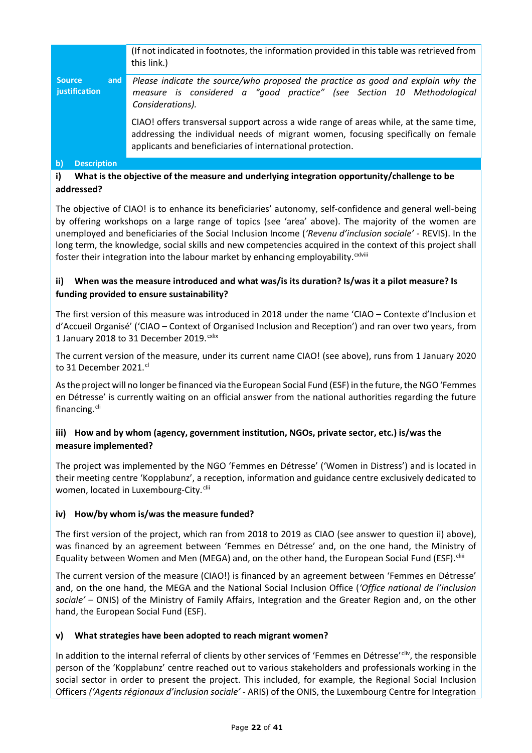| | |
|---|---|
| | (If not indicated in footnotes, the information provided in this table was retrieved from this link.) |
| **Source and justification** | *Please indicate the source/who proposed the practice as good and explain why the measure is considered a "good practice" (see Section 10 Methodological Considerations).*<br><br>CIAO! offers transversal support across a wide range of areas while, at the same time, addressing the individual needs of migrant women, focusing specifically on female applicants and beneficiaries of international protection. |

**b) Description**

**i) What is the objective of the measure and underlying integration opportunity/challenge to be addressed?**

The objective of CIAO! is to enhance its beneficiaries' autonomy, self-confidence and general well-being by offering workshops on a large range of topics (see 'area' above). The majority of the women are unemployed and beneficiaries of the Social Inclusion Income (*'Revenu d'inclusion sociale'* - REVIS). In the long term, the knowledge, social skills and new competencies acquired in the context of this project shall foster their integration into the labour market by enhancing employability.[cxlviii]

**ii) When was the measure introduced and what was/is its duration? Is/was it a pilot measure? Is funding provided to ensure sustainability?**

The first version of this measure was introduced in 2018 under the name 'CIAO – Contexte d'Inclusion et d'Accueil Organisé' ('CIAO – Context of Organised Inclusion and Reception') and ran over two years, from 1 January 2018 to 31 December 2019.[cxlix]

The current version of the measure, under its current name CIAO! (see above), runs from 1 January 2020 to 31 December 2021.[cl]

As the project will no longer be financed via the European Social Fund (ESF) in the future, the NGO 'Femmes en Détresse' is currently waiting on an official answer from the national authorities regarding the future financing.[cli]

**iii) How and by whom (agency, government institution, NGOs, private sector, etc.) is/was the measure implemented?**

The project was implemented by the NGO 'Femmes en Détresse' ('Women in Distress') and is located in their meeting centre 'Kopplabunz', a reception, information and guidance centre exclusively dedicated to women, located in Luxembourg-City.[clii]

**iv) How/by whom is/was the measure funded?**

The first version of the project, which ran from 2018 to 2019 as CIAO (see answer to question ii) above), was financed by an agreement between 'Femmes en Détresse' and, on the one hand, the Ministry of Equality between Women and Men (MEGA) and, on the other hand, the European Social Fund (ESF).[cliii]

The current version of the measure (CIAO!) is financed by an agreement between 'Femmes en Détresse' and, on the one hand, the MEGA and the National Social Inclusion Office (*'Office national de l'inclusion sociale'* – ONIS) of the Ministry of Family Affairs, Integration and the Greater Region and, on the other hand, the European Social Fund (ESF).

**v) What strategies have been adopted to reach migrant women?**

In addition to the internal referral of clients by other services of 'Femmes en Détresse'[cliv], the responsible person of the 'Kopplabunz' centre reached out to various stakeholders and professionals working in the social sector in order to present the project. This included, for example, the Regional Social Inclusion Officers *('Agents régionaux d'inclusion sociale'* - ARIS) of the ONIS, the Luxembourg Centre for Integration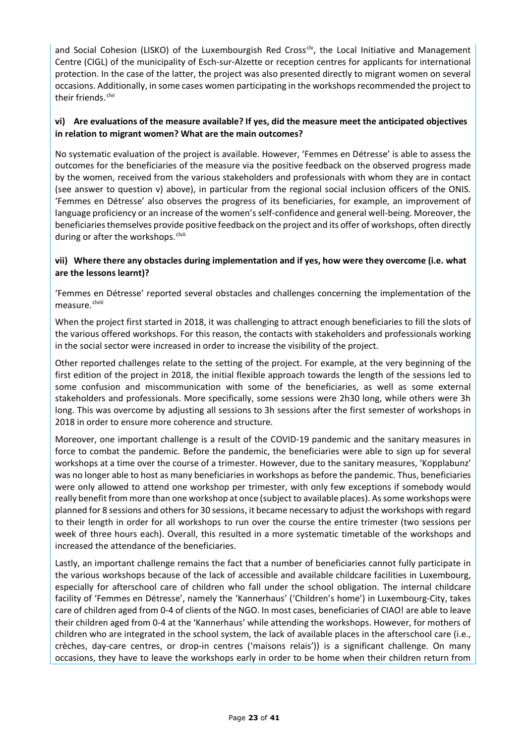and Social Cohesion (LISKO) of the Luxembourgish Red Cross[clv], the Local Initiative and Management Centre (CIGL) of the municipality of Esch-sur-Alzette or reception centres for applicants for international protection. In the case of the latter, the project was also presented directly to migrant women on several occasions. Additionally, in some cases women participating in the workshops recommended the project to their friends.[clvi]

**vi) Are evaluations of the measure available? If yes, did the measure meet the anticipated objectives in relation to migrant women? What are the main outcomes?**

No systematic evaluation of the project is available. However, 'Femmes en Détresse' is able to assess the outcomes for the beneficiaries of the measure via the positive feedback on the observed progress made by the women, received from the various stakeholders and professionals with whom they are in contact (see answer to question v) above), in particular from the regional social inclusion officers of the ONIS. 'Femmes en Détresse' also observes the progress of its beneficiaries, for example, an improvement of language proficiency or an increase of the women's self-confidence and general well-being. Moreover, the beneficiaries themselves provide positive feedback on the project and its offer of workshops, often directly during or after the workshops.[clvii]

**vii) Where there any obstacles during implementation and if yes, how were they overcome (i.e. what are the lessons learnt)?**

'Femmes en Détresse' reported several obstacles and challenges concerning the implementation of the measure.[clviii]

When the project first started in 2018, it was challenging to attract enough beneficiaries to fill the slots of the various offered workshops. For this reason, the contacts with stakeholders and professionals working in the social sector were increased in order to increase the visibility of the project.

Other reported challenges relate to the setting of the project. For example, at the very beginning of the first edition of the project in 2018, the initial flexible approach towards the length of the sessions led to some confusion and miscommunication with some of the beneficiaries, as well as some external stakeholders and professionals. More specifically, some sessions were 2h30 long, while others were 3h long. This was overcome by adjusting all sessions to 3h sessions after the first semester of workshops in 2018 in order to ensure more coherence and structure.

Moreover, one important challenge is a result of the COVID-19 pandemic and the sanitary measures in force to combat the pandemic. Before the pandemic, the beneficiaries were able to sign up for several workshops at a time over the course of a trimester. However, due to the sanitary measures, 'Kopplabunz' was no longer able to host as many beneficiaries in workshops as before the pandemic. Thus, beneficiaries were only allowed to attend one workshop per trimester, with only few exceptions if somebody would really benefit from more than one workshop at once (subject to available places). As some workshops were planned for 8 sessions and others for 30 sessions, it became necessary to adjust the workshops with regard to their length in order for all workshops to run over the course the entire trimester (two sessions per week of three hours each). Overall, this resulted in a more systematic timetable of the workshops and increased the attendance of the beneficiaries.

Lastly, an important challenge remains the fact that a number of beneficiaries cannot fully participate in the various workshops because of the lack of accessible and available childcare facilities in Luxembourg, especially for afterschool care of children who fall under the school obligation. The internal childcare facility of 'Femmes en Détresse', namely the 'Kannerhaus' ('Children's home') in Luxembourg-City, takes care of children aged from 0-4 of clients of the NGO. In most cases, beneficiaries of CIAO! are able to leave their children aged from 0-4 at the 'Kannerhaus' while attending the workshops. However, for mothers of children who are integrated in the school system, the lack of available places in the afterschool care (i.e., crèches, day-care centres, or drop-in centres ('maisons relais')) is a significant challenge. On many occasions, they have to leave the workshops early in order to be home when their children return from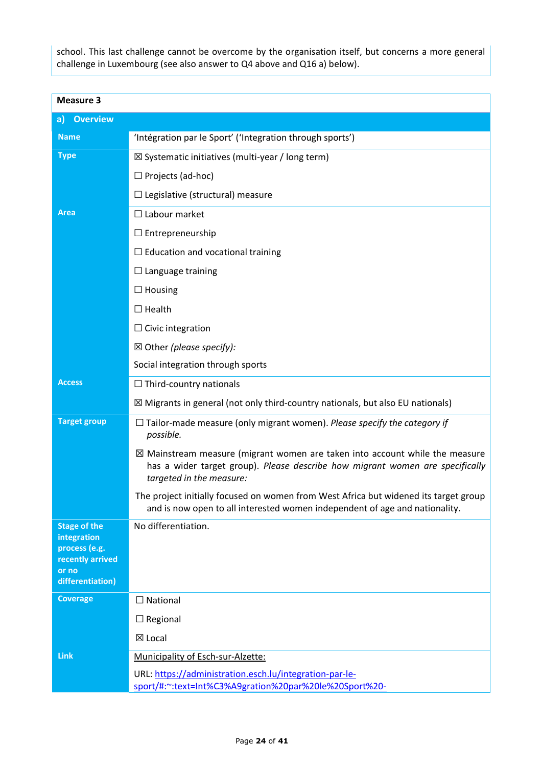school. This last challenge cannot be overcome by the organisation itself, but concerns a more general challenge in Luxembourg (see also answer to Q4 above and Q16 a) below).

| **Measure 3** | |
|---|---|
| **a) Overview** | |
| **Name** | 'Intégration par le Sport' ('Integration through sports') |
| **Type** | ☒ Systematic initiatives (multi-year / long term)<br><br>☐ Projects (ad-hoc)<br><br>☐ Legislative (structural) measure |
| **Area** | ☐ Labour market<br><br>☐ Entrepreneurship<br><br>☐ Education and vocational training<br><br>☐ Language training<br><br>☐ Housing<br><br>☐ Health<br><br>☐ Civic integration<br><br>☒ Other *(please specify):*<br><br>Social integration through sports |
| **Access** | ☐ Third-country nationals<br><br>☒ Migrants in general (not only third-country nationals, but also EU nationals) |
| **Target group** | ☐ Tailor-made measure (only migrant women). *Please specify the category if possible.*<br><br>☒ Mainstream measure (migrant women are taken into account while the measure has a wider target group). *Please describe how migrant women are specifically targeted in the measure:*<br><br>The project initially focused on women from West Africa but widened its target group and is now open to all interested women independent of age and nationality. |
| **Stage of the integration process (e.g. recently arrived or no differentiation)** | No differentiation. |
| **Coverage** | ☐ National<br><br>☐ Regional<br><br>☒ Local |
| **Link** | Municipality of Esch-sur-Alzette:<br><br>URL: [https://administration.esch.lu/integration-par-le-sport/#:~:text=Int%C3%A9gration%20par%20le%20Sport%20-](https://administration.esch.lu/integration-par-le-sport/#:~:text=Int%C3%A9gration%20par%20le%20Sport%20-) |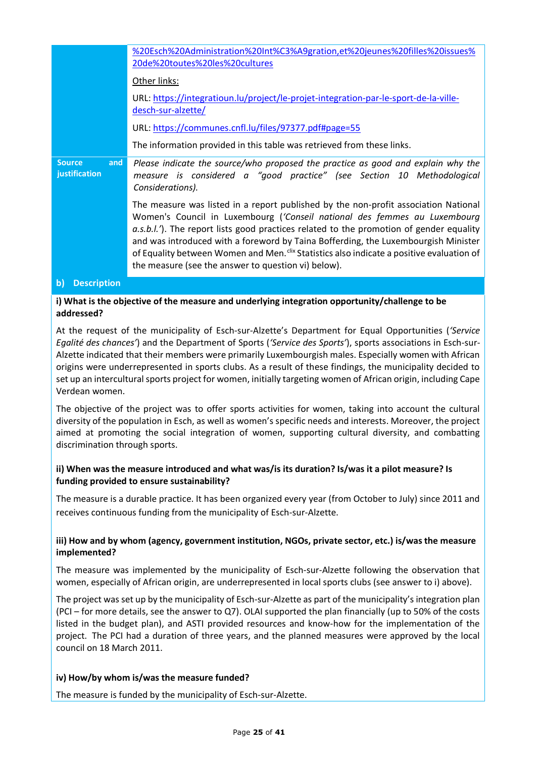| | |
|---|---|
| | %20Esch%20Administration%20Int%C3%A9gration,et%20jeunes%20filles%20issues%20de%20toutes%20les%20cultures<br><br>Other links:<br><br>URL: https://integratioun.lu/project/le-projet-integration-par-le-sport-de-la-ville-desch-sur-alzette/<br><br>URL: https://communes.cnfl.lu/files/97377.pdf#page=55<br><br>The information provided in this table was retrieved from these links. |
| **Source and justification** | *Please indicate the source/who proposed the practice as good and explain why the measure is considered a "good practice" (see Section 10 Methodological Considerations).*<br><br>The measure was listed in a report published by the non-profit association National Women's Council in Luxembourg (*'Conseil national des femmes au Luxembourg a.s.b.l.'*). The report lists good practices related to the promotion of gender equality and was introduced with a foreword by Taina Bofferding, the Luxembourgish Minister of Equality between Women and Men.[clix] Statistics also indicate a positive evaluation of the measure (see the answer to question vi) below). |

**b) Description**

**i) What is the objective of the measure and underlying integration opportunity/challenge to be addressed?**

At the request of the municipality of Esch-sur-Alzette's Department for Equal Opportunities (*'Service Egalité des chances'*) and the Department of Sports (*'Service des Sports'*), sports associations in Esch-sur-Alzette indicated that their members were primarily Luxembourgish males. Especially women with African origins were underrepresented in sports clubs. As a result of these findings, the municipality decided to set up an intercultural sports project for women, initially targeting women of African origin, including Cape Verdean women.

The objective of the project was to offer sports activities for women, taking into account the cultural diversity of the population in Esch, as well as women's specific needs and interests. Moreover, the project aimed at promoting the social integration of women, supporting cultural diversity, and combatting discrimination through sports.

**ii) When was the measure introduced and what was/is its duration? Is/was it a pilot measure? Is funding provided to ensure sustainability?**

The measure is a durable practice. It has been organized every year (from October to July) since 2011 and receives continuous funding from the municipality of Esch-sur-Alzette.

**iii) How and by whom (agency, government institution, NGOs, private sector, etc.) is/was the measure implemented?**

The measure was implemented by the municipality of Esch-sur-Alzette following the observation that women, especially of African origin, are underrepresented in local sports clubs (see answer to i) above).

The project was set up by the municipality of Esch-sur-Alzette as part of the municipality's integration plan (PCI – for more details, see the answer to Q7). OLAI supported the plan financially (up to 50% of the costs listed in the budget plan), and ASTI provided resources and know-how for the implementation of the project. The PCI had a duration of three years, and the planned measures were approved by the local council on 18 March 2011.

**iv) How/by whom is/was the measure funded?**

The measure is funded by the municipality of Esch-sur-Alzette.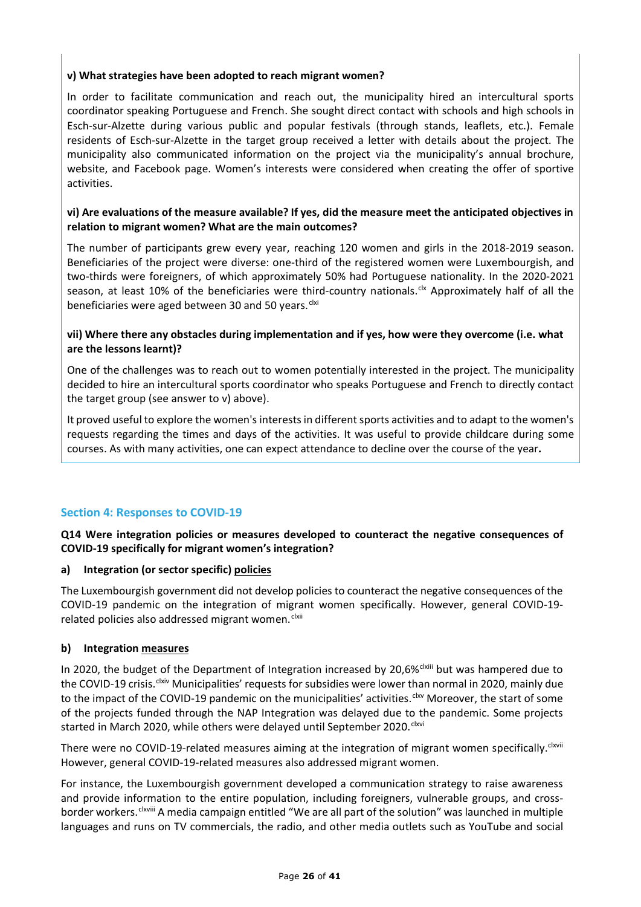**v) What strategies have been adopted to reach migrant women?**

In order to facilitate communication and reach out, the municipality hired an intercultural sports coordinator speaking Portuguese and French. She sought direct contact with schools and high schools in Esch-sur-Alzette during various public and popular festivals (through stands, leaflets, etc.). Female residents of Esch-sur-Alzette in the target group received a letter with details about the project. The municipality also communicated information on the project via the municipality's annual brochure, website, and Facebook page. Women's interests were considered when creating the offer of sportive activities.

**vi) Are evaluations of the measure available? If yes, did the measure meet the anticipated objectives in relation to migrant women? What are the main outcomes?**

The number of participants grew every year, reaching 120 women and girls in the 2018-2019 season. Beneficiaries of the project were diverse: one-third of the registered women were Luxembourgish, and two-thirds were foreigners, of which approximately 50% had Portuguese nationality. In the 2020-2021 season, at least 10% of the beneficiaries were third-country nationals.[clx] Approximately half of all the beneficiaries were aged between 30 and 50 years.[clxi]

**vii) Where there any obstacles during implementation and if yes, how were they overcome (i.e. what are the lessons learnt)?**

One of the challenges was to reach out to women potentially interested in the project. The municipality decided to hire an intercultural sports coordinator who speaks Portuguese and French to directly contact the target group (see answer to v) above).

It proved useful to explore the women's interests in different sports activities and to adapt to the women's requests regarding the times and days of the activities. It was useful to provide childcare during some courses. As with many activities, one can expect attendance to decline over the course of the year**.**

## Section 4: Responses to COVID-19

**Q14 Were integration policies or measures developed to counteract the negative consequences of COVID-19 specifically for migrant women's integration?**

### a) Integration (or sector specific) policies

The Luxembourgish government did not develop policies to counteract the negative consequences of the COVID-19 pandemic on the integration of migrant women specifically. However, general COVID-19-related policies also addressed migrant women.[clxii]

### b) Integration measures

In 2020, the budget of the Department of Integration increased by 20,6%[clxiii] but was hampered due to the COVID-19 crisis.[clxiv] Municipalities' requests for subsidies were lower than normal in 2020, mainly due to the impact of the COVID-19 pandemic on the municipalities' activities.[clxv] Moreover, the start of some of the projects funded through the NAP Integration was delayed due to the pandemic. Some projects started in March 2020, while others were delayed until September 2020.[clxvi]

There were no COVID-19-related measures aiming at the integration of migrant women specifically.[clxvii] However, general COVID-19-related measures also addressed migrant women.

For instance, the Luxembourgish government developed a communication strategy to raise awareness and provide information to the entire population, including foreigners, vulnerable groups, and cross-border workers.[clxviii] A media campaign entitled "We are all part of the solution" was launched in multiple languages and runs on TV commercials, the radio, and other media outlets such as YouTube and social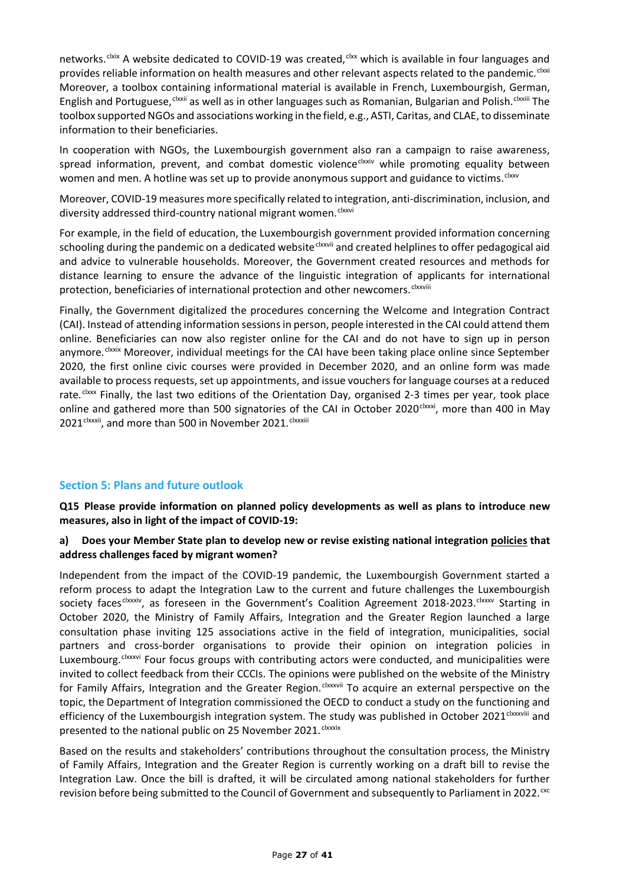networks.[clxix] A website dedicated to COVID-19 was created,[clxx] which is available in four languages and provides reliable information on health measures and other relevant aspects related to the pandemic.[clxxi] Moreover, a toolbox containing informational material is available in French, Luxembourgish, German, English and Portuguese,[clxxii] as well as in other languages such as Romanian, Bulgarian and Polish.[clxxiii] The toolbox supported NGOs and associations working in the field, e.g., ASTI, Caritas, and CLAE, to disseminate information to their beneficiaries.

In cooperation with NGOs, the Luxembourgish government also ran a campaign to raise awareness, spread information, prevent, and combat domestic violence[clxxiv] while promoting equality between women and men. A hotline was set up to provide anonymous support and guidance to victims.[clxxv]

Moreover, COVID-19 measures more specifically related to integration, anti-discrimination, inclusion, and diversity addressed third-country national migrant women.[clxxvi]

For example, in the field of education, the Luxembourgish government provided information concerning schooling during the pandemic on a dedicated website[clxxvii] and created helplines to offer pedagogical aid and advice to vulnerable households. Moreover, the Government created resources and methods for distance learning to ensure the advance of the linguistic integration of applicants for international protection, beneficiaries of international protection and other newcomers.[clxxviii]

Finally, the Government digitalized the procedures concerning the Welcome and Integration Contract (CAI). Instead of attending information sessions in person, people interested in the CAI could attend them online. Beneficiaries can now also register online for the CAI and do not have to sign up in person anymore.[clxxix] Moreover, individual meetings for the CAI have been taking place online since September 2020, the first online civic courses were provided in December 2020, and an online form was made available to process requests, set up appointments, and issue vouchers for language courses at a reduced rate.[clxxx] Finally, the last two editions of the Orientation Day, organised 2-3 times per year, took place online and gathered more than 500 signatories of the CAI in October 2020[clxxxi], more than 400 in May 2021[clxxxii], and more than 500 in November 2021.[clxxxiii]

## Section 5: Plans and future outlook

**Q15 Please provide information on planned policy developments as well as plans to introduce new measures, also in light of the impact of COVID-19:**

**a) Does your Member State plan to develop new or revise existing national integration policies that address challenges faced by migrant women?**

Independent from the impact of the COVID-19 pandemic, the Luxembourgish Government started a reform process to adapt the Integration Law to the current and future challenges the Luxembourgish society faces[clxxxiv], as foreseen in the Government's Coalition Agreement 2018-2023.[clxxxv] Starting in October 2020, the Ministry of Family Affairs, Integration and the Greater Region launched a large consultation phase inviting 125 associations active in the field of integration, municipalities, social partners and cross-border organisations to provide their opinion on integration policies in Luxembourg.[clxxxvi] Four focus groups with contributing actors were conducted, and municipalities were invited to collect feedback from their CCCIs. The opinions were published on the website of the Ministry for Family Affairs, Integration and the Greater Region.[clxxxvii] To acquire an external perspective on the topic, the Department of Integration commissioned the OECD to conduct a study on the functioning and efficiency of the Luxembourgish integration system. The study was published in October 2021[clxxxviii] and presented to the national public on 25 November 2021.[clxxxix]

Based on the results and stakeholders' contributions throughout the consultation process, the Ministry of Family Affairs, Integration and the Greater Region is currently working on a draft bill to revise the Integration Law. Once the bill is drafted, it will be circulated among national stakeholders for further revision before being submitted to the Council of Government and subsequently to Parliament in 2022.[cxc]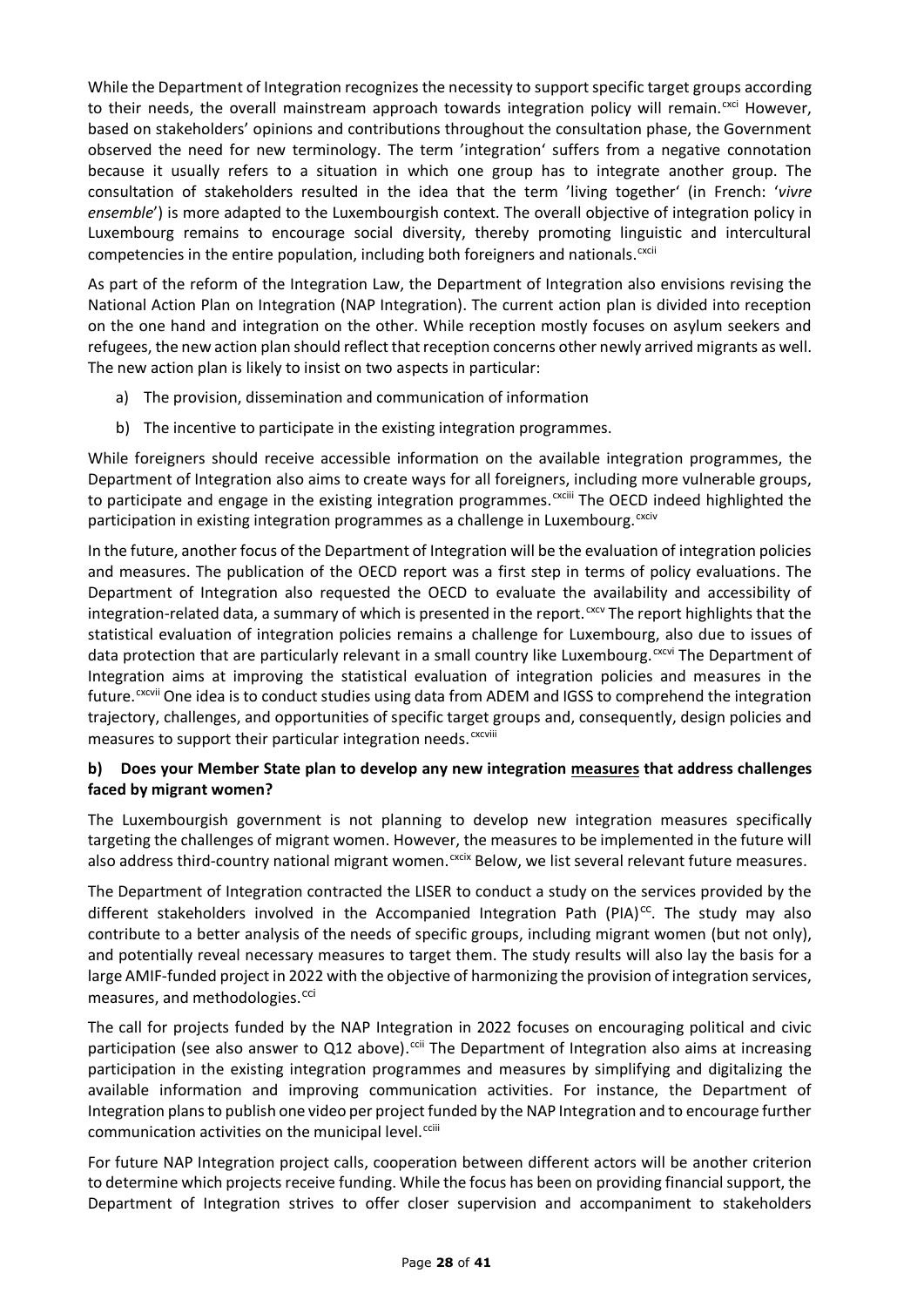While the Department of Integration recognizes the necessity to support specific target groups according to their needs, the overall mainstream approach towards integration policy will remain.[cxci] However, based on stakeholders' opinions and contributions throughout the consultation phase, the Government observed the need for new terminology. The term 'integration' suffers from a negative connotation because it usually refers to a situation in which one group has to integrate another group. The consultation of stakeholders resulted in the idea that the term 'living together' (in French: '*vivre ensemble*') is more adapted to the Luxembourgish context. The overall objective of integration policy in Luxembourg remains to encourage social diversity, thereby promoting linguistic and intercultural competencies in the entire population, including both foreigners and nationals.[cxcii]

As part of the reform of the Integration Law, the Department of Integration also envisions revising the National Action Plan on Integration (NAP Integration). The current action plan is divided into reception on the one hand and integration on the other. While reception mostly focuses on asylum seekers and refugees, the new action plan should reflect that reception concerns other newly arrived migrants as well. The new action plan is likely to insist on two aspects in particular:

a) The provision, dissemination and communication of information

b) The incentive to participate in the existing integration programmes.

While foreigners should receive accessible information on the available integration programmes, the Department of Integration also aims to create ways for all foreigners, including more vulnerable groups, to participate and engage in the existing integration programmes.[cxciii] The OECD indeed highlighted the participation in existing integration programmes as a challenge in Luxembourg.[cxciv]

In the future, another focus of the Department of Integration will be the evaluation of integration policies and measures. The publication of the OECD report was a first step in terms of policy evaluations. The Department of Integration also requested the OECD to evaluate the availability and accessibility of integration-related data, a summary of which is presented in the report.[cxcv] The report highlights that the statistical evaluation of integration policies remains a challenge for Luxembourg, also due to issues of data protection that are particularly relevant in a small country like Luxembourg.[cxcvi] The Department of Integration aims at improving the statistical evaluation of integration policies and measures in the future.[cxcvii] One idea is to conduct studies using data from ADEM and IGSS to comprehend the integration trajectory, challenges, and opportunities of specific target groups and, consequently, design policies and measures to support their particular integration needs.[cxcviii]

**b) Does your Member State plan to develop any new integration <u>measures</u> that address challenges faced by migrant women?**

The Luxembourgish government is not planning to develop new integration measures specifically targeting the challenges of migrant women. However, the measures to be implemented in the future will also address third-country national migrant women.[cxcix] Below, we list several relevant future measures.

The Department of Integration contracted the LISER to conduct a study on the services provided by the different stakeholders involved in the Accompanied Integration Path (PIA)[cc]. The study may also contribute to a better analysis of the needs of specific groups, including migrant women (but not only), and potentially reveal necessary measures to target them. The study results will also lay the basis for a large AMIF-funded project in 2022 with the objective of harmonizing the provision of integration services, measures, and methodologies.[cci]

The call for projects funded by the NAP Integration in 2022 focuses on encouraging political and civic participation (see also answer to Q12 above).[ccii] The Department of Integration also aims at increasing participation in the existing integration programmes and measures by simplifying and digitalizing the available information and improving communication activities. For instance, the Department of Integration plans to publish one video per project funded by the NAP Integration and to encourage further communication activities on the municipal level.[cciii]

For future NAP Integration project calls, cooperation between different actors will be another criterion to determine which projects receive funding. While the focus has been on providing financial support, the Department of Integration strives to offer closer supervision and accompaniment to stakeholders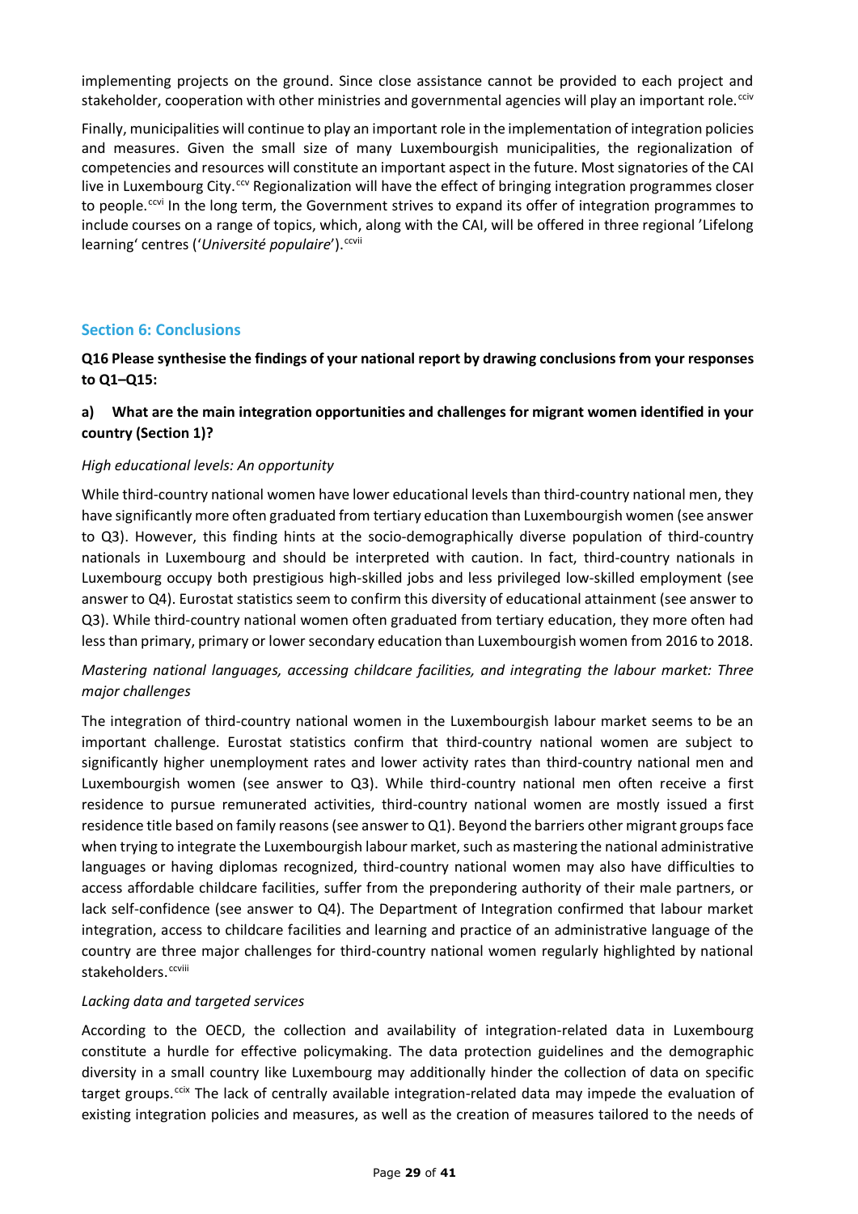implementing projects on the ground. Since close assistance cannot be provided to each project and stakeholder, cooperation with other ministries and governmental agencies will play an important role.[cciv]

Finally, municipalities will continue to play an important role in the implementation of integration policies and measures. Given the small size of many Luxembourgish municipalities, the regionalization of competencies and resources will constitute an important aspect in the future. Most signatories of the CAI live in Luxembourg City.[ccv] Regionalization will have the effect of bringing integration programmes closer to people.[ccvi] In the long term, the Government strives to expand its offer of integration programmes to include courses on a range of topics, which, along with the CAI, will be offered in three regional 'Lifelong learning' centres ('*Université populaire*').[ccvii]

## Section 6: Conclusions

**Q16 Please synthesise the findings of your national report by drawing conclusions from your responses to Q1–Q15:**

**a) What are the main integration opportunities and challenges for migrant women identified in your country (Section 1)?**

*High educational levels: An opportunity*

While third-country national women have lower educational levels than third-country national men, they have significantly more often graduated from tertiary education than Luxembourgish women (see answer to Q3). However, this finding hints at the socio-demographically diverse population of third-country nationals in Luxembourg and should be interpreted with caution. In fact, third-country nationals in Luxembourg occupy both prestigious high-skilled jobs and less privileged low-skilled employment (see answer to Q4). Eurostat statistics seem to confirm this diversity of educational attainment (see answer to Q3). While third-country national women often graduated from tertiary education, they more often had less than primary, primary or lower secondary education than Luxembourgish women from 2016 to 2018.

*Mastering national languages, accessing childcare facilities, and integrating the labour market: Three major challenges*

The integration of third-country national women in the Luxembourgish labour market seems to be an important challenge. Eurostat statistics confirm that third-country national women are subject to significantly higher unemployment rates and lower activity rates than third-country national men and Luxembourgish women (see answer to Q3). While third-country national men often receive a first residence to pursue remunerated activities, third-country national women are mostly issued a first residence title based on family reasons (see answer to Q1). Beyond the barriers other migrant groups face when trying to integrate the Luxembourgish labour market, such as mastering the national administrative languages or having diplomas recognized, third-country national women may also have difficulties to access affordable childcare facilities, suffer from the prepondering authority of their male partners, or lack self-confidence (see answer to Q4). The Department of Integration confirmed that labour market integration, access to childcare facilities and learning and practice of an administrative language of the country are three major challenges for third-country national women regularly highlighted by national stakeholders.[ccviii]

*Lacking data and targeted services*

According to the OECD, the collection and availability of integration-related data in Luxembourg constitute a hurdle for effective policymaking. The data protection guidelines and the demographic diversity in a small country like Luxembourg may additionally hinder the collection of data on specific target groups.[ccix] The lack of centrally available integration-related data may impede the evaluation of existing integration policies and measures, as well as the creation of measures tailored to the needs of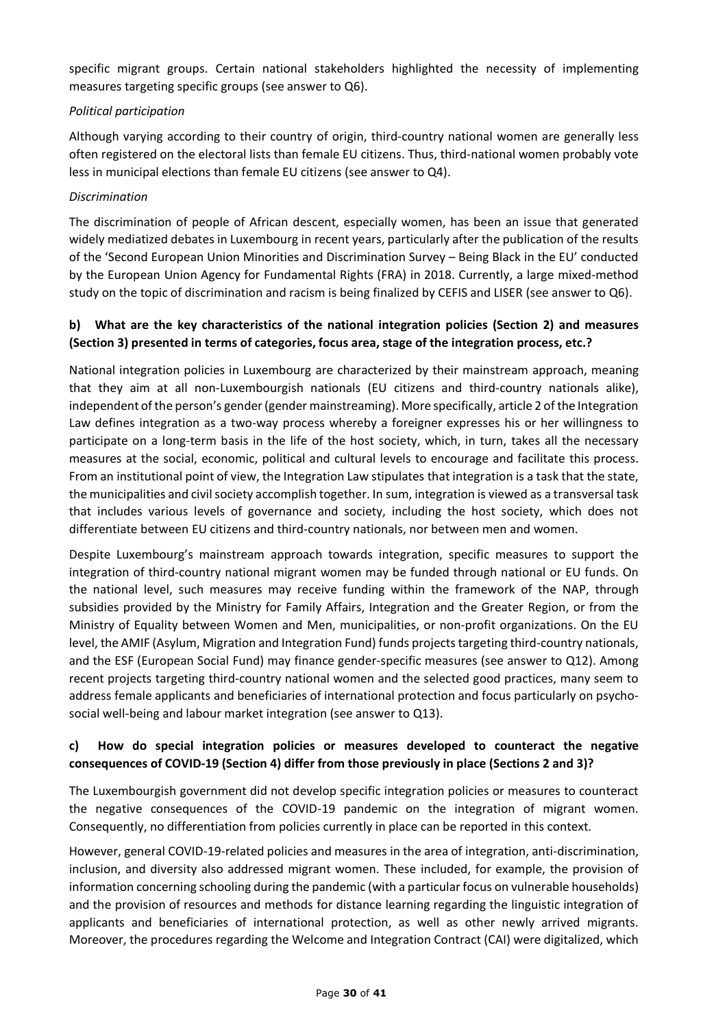specific migrant groups. Certain national stakeholders highlighted the necessity of implementing measures targeting specific groups (see answer to Q6).

*Political participation*

Although varying according to their country of origin, third-country national women are generally less often registered on the electoral lists than female EU citizens. Thus, third-national women probably vote less in municipal elections than female EU citizens (see answer to Q4).

*Discrimination*

The discrimination of people of African descent, especially women, has been an issue that generated widely mediatized debates in Luxembourg in recent years, particularly after the publication of the results of the 'Second European Union Minorities and Discrimination Survey – Being Black in the EU' conducted by the European Union Agency for Fundamental Rights (FRA) in 2018. Currently, a large mixed-method study on the topic of discrimination and racism is being finalized by CEFIS and LISER (see answer to Q6).

**b) What are the key characteristics of the national integration policies (Section 2) and measures (Section 3) presented in terms of categories, focus area, stage of the integration process, etc.?**

National integration policies in Luxembourg are characterized by their mainstream approach, meaning that they aim at all non-Luxembourgish nationals (EU citizens and third-country nationals alike), independent of the person's gender (gender mainstreaming). More specifically, article 2 of the Integration Law defines integration as a two-way process whereby a foreigner expresses his or her willingness to participate on a long-term basis in the life of the host society, which, in turn, takes all the necessary measures at the social, economic, political and cultural levels to encourage and facilitate this process. From an institutional point of view, the Integration Law stipulates that integration is a task that the state, the municipalities and civil society accomplish together. In sum, integration is viewed as a transversal task that includes various levels of governance and society, including the host society, which does not differentiate between EU citizens and third-country nationals, nor between men and women.

Despite Luxembourg's mainstream approach towards integration, specific measures to support the integration of third-country national migrant women may be funded through national or EU funds. On the national level, such measures may receive funding within the framework of the NAP, through subsidies provided by the Ministry for Family Affairs, Integration and the Greater Region, or from the Ministry of Equality between Women and Men, municipalities, or non-profit organizations. On the EU level, the AMIF (Asylum, Migration and Integration Fund) funds projects targeting third-country nationals, and the ESF (European Social Fund) may finance gender-specific measures (see answer to Q12). Among recent projects targeting third-country national women and the selected good practices, many seem to address female applicants and beneficiaries of international protection and focus particularly on psycho-social well-being and labour market integration (see answer to Q13).

**c) How do special integration policies or measures developed to counteract the negative consequences of COVID-19 (Section 4) differ from those previously in place (Sections 2 and 3)?**

The Luxembourgish government did not develop specific integration policies or measures to counteract the negative consequences of the COVID-19 pandemic on the integration of migrant women. Consequently, no differentiation from policies currently in place can be reported in this context.

However, general COVID-19-related policies and measures in the area of integration, anti-discrimination, inclusion, and diversity also addressed migrant women. These included, for example, the provision of information concerning schooling during the pandemic (with a particular focus on vulnerable households) and the provision of resources and methods for distance learning regarding the linguistic integration of applicants and beneficiaries of international protection, as well as other newly arrived migrants. Moreover, the procedures regarding the Welcome and Integration Contract (CAI) were digitalized, which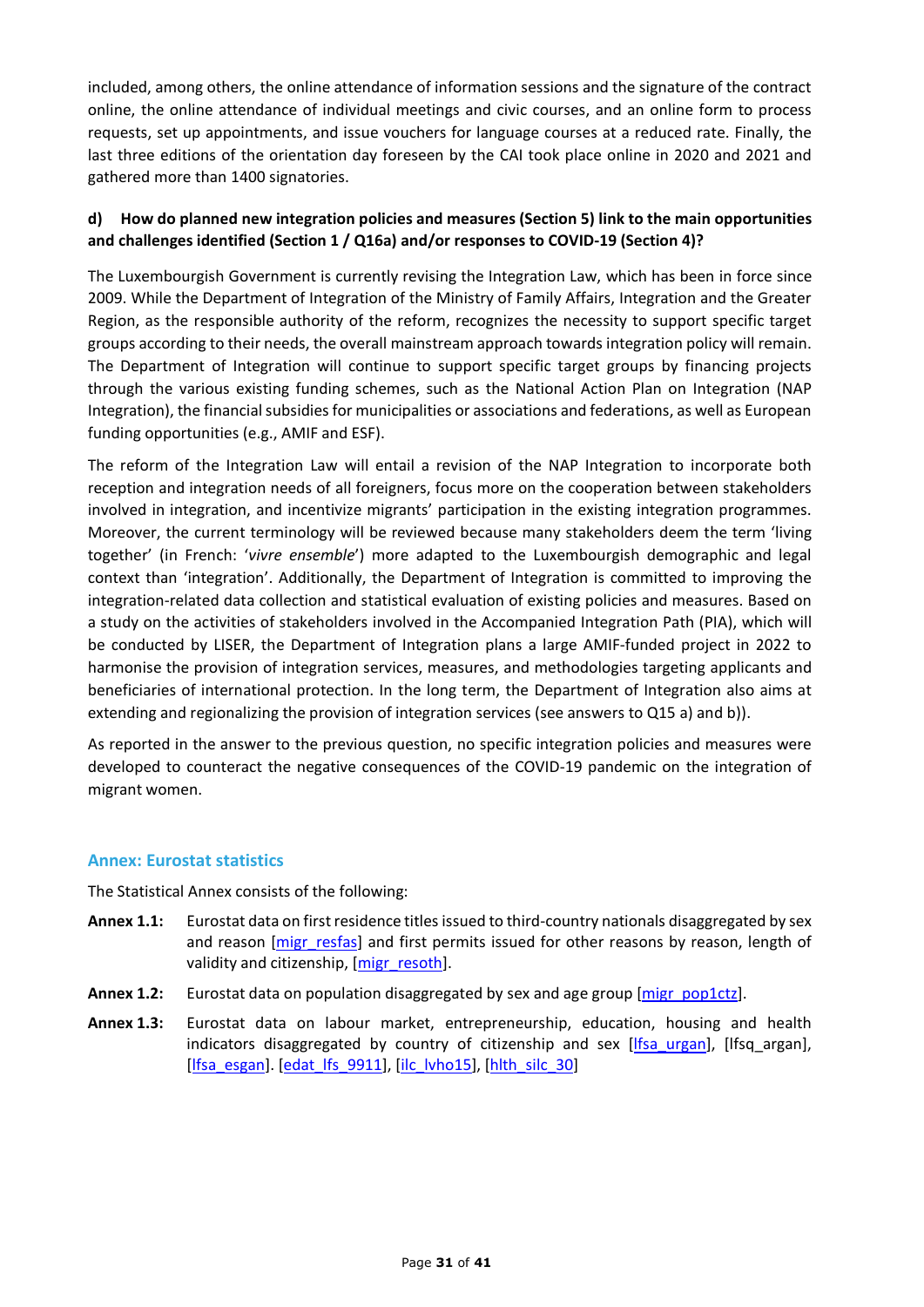included, among others, the online attendance of information sessions and the signature of the contract online, the online attendance of individual meetings and civic courses, and an online form to process requests, set up appointments, and issue vouchers for language courses at a reduced rate. Finally, the last three editions of the orientation day foreseen by the CAI took place online in 2020 and 2021 and gathered more than 1400 signatories.

### d) How do planned new integration policies and measures (Section 5) link to the main opportunities and challenges identified (Section 1 / Q16a) and/or responses to COVID-19 (Section 4)?

The Luxembourgish Government is currently revising the Integration Law, which has been in force since 2009. While the Department of Integration of the Ministry of Family Affairs, Integration and the Greater Region, as the responsible authority of the reform, recognizes the necessity to support specific target groups according to their needs, the overall mainstream approach towards integration policy will remain. The Department of Integration will continue to support specific target groups by financing projects through the various existing funding schemes, such as the National Action Plan on Integration (NAP Integration), the financial subsidies for municipalities or associations and federations, as well as European funding opportunities (e.g., AMIF and ESF).

The reform of the Integration Law will entail a revision of the NAP Integration to incorporate both reception and integration needs of all foreigners, focus more on the cooperation between stakeholders involved in integration, and incentivize migrants' participation in the existing integration programmes. Moreover, the current terminology will be reviewed because many stakeholders deem the term 'living together' (in French: '*vivre ensemble*') more adapted to the Luxembourgish demographic and legal context than 'integration'. Additionally, the Department of Integration is committed to improving the integration-related data collection and statistical evaluation of existing policies and measures. Based on a study on the activities of stakeholders involved in the Accompanied Integration Path (PIA), which will be conducted by LISER, the Department of Integration plans a large AMIF-funded project in 2022 to harmonise the provision of integration services, measures, and methodologies targeting applicants and beneficiaries of international protection. In the long term, the Department of Integration also aims at extending and regionalizing the provision of integration services (see answers to Q15 a) and b)).

As reported in the answer to the previous question, no specific integration policies and measures were developed to counteract the negative consequences of the COVID-19 pandemic on the integration of migrant women.

## Annex: Eurostat statistics

The Statistical Annex consists of the following:

**Annex 1.1:** Eurostat data on first residence titles issued to third-country nationals disaggregated by sex and reason [migr_resfas] and first permits issued for other reasons by reason, length of validity and citizenship, [migr_resoth].

**Annex 1.2:** Eurostat data on population disaggregated by sex and age group [migr_pop1ctz].

**Annex 1.3:** Eurostat data on labour market, entrepreneurship, education, housing and health indicators disaggregated by country of citizenship and sex [lfsa_urgan], [lfsq_argan], [lfsa_esgan]. [edat_lfs_9911], [ilc_lvho15], [hlth_silc_30]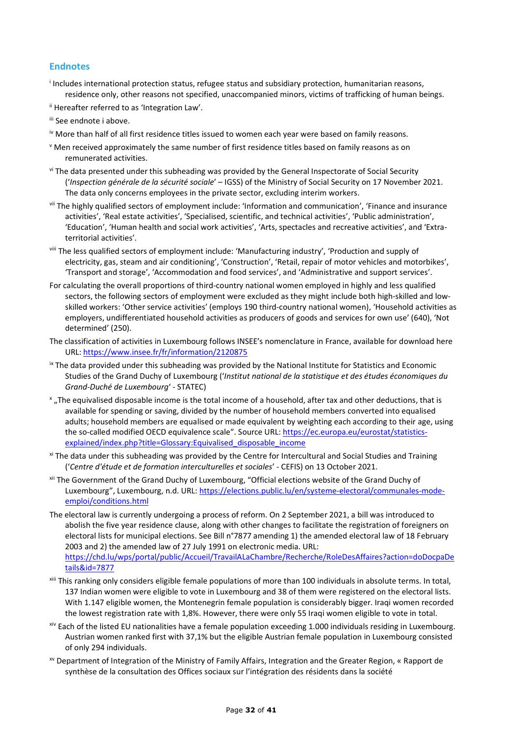## Endnotes

[i] Includes international protection status, refugee status and subsidiary protection, humanitarian reasons, residence only, other reasons not specified, unaccompanied minors, victims of trafficking of human beings.

[ii] Hereafter referred to as 'Integration Law'.

[iii] See endnote i above.

[iv] More than half of all first residence titles issued to women each year were based on family reasons.

[v] Men received approximately the same number of first residence titles based on family reasons as on remunerated activities.

[vi] The data presented under this subheading was provided by the General Inspectorate of Social Security ('*Inspection générale de la sécurité sociale*' – IGSS) of the Ministry of Social Security on 17 November 2021. The data only concerns employees in the private sector, excluding interim workers.

[vii] The highly qualified sectors of employment include: 'Information and communication', 'Finance and insurance activities', 'Real estate activities', 'Specialised, scientific, and technical activities', 'Public administration', 'Education', 'Human health and social work activities', 'Arts, spectacles and recreative activities', and 'Extra-territorial activities'.

[viii] The less qualified sectors of employment include: 'Manufacturing industry', 'Production and supply of electricity, gas, steam and air conditioning', 'Construction', 'Retail, repair of motor vehicles and motorbikes', 'Transport and storage', 'Accommodation and food services', and 'Administrative and support services'.

For calculating the overall proportions of third-country national women employed in highly and less qualified sectors, the following sectors of employment were excluded as they might include both high-skilled and low-skilled workers: 'Other service activities' (employs 190 third-country national women), 'Household activities as employers, undifferentiated household activities as producers of goods and services for own use' (640), 'Not determined' (250).

The classification of activities in Luxembourg follows INSEE's nomenclature in France, available for download here URL: https://www.insee.fr/fr/information/2120875

[ix] The data provided under this subheading was provided by the National Institute for Statistics and Economic Studies of the Grand Duchy of Luxembourg ('*Institut national de la statistique et des études économiques du Grand-Duché de Luxembourg*' - STATEC)

[x] „The equivalised disposable income is the total income of a household, after tax and other deductions, that is available for spending or saving, divided by the number of household members converted into equalised adults; household members are equalised or made equivalent by weighting each according to their age, using the so-called modified OECD equivalence scale". Source URL: https://ec.europa.eu/eurostat/statistics-explained/index.php?title=Glossary:Equivalised_disposable_income

[xi] The data under this subheading was provided by the Centre for Intercultural and Social Studies and Training ('*Centre d'étude et de formation interculturelles et sociales*' - CEFIS) on 13 October 2021.

[xii] The Government of the Grand Duchy of Luxembourg, "Official elections website of the Grand Duchy of Luxembourg", Luxembourg, n.d. URL: https://elections.public.lu/en/systeme-electoral/communales-mode-emploi/conditions.html

The electoral law is currently undergoing a process of reform. On 2 September 2021, a bill was introduced to abolish the five year residence clause, along with other changes to facilitate the registration of foreigners on electoral lists for municipal elections. See Bill n°7877 amending 1) the amended electoral law of 18 February 2003 and 2) the amended law of 27 July 1991 on electronic media. URL: https://chd.lu/wps/portal/public/Accueil/TravailALaChambre/Recherche/RoleDesAffaires?action=doDocpaDetails&id=7877

[xiii] This ranking only considers eligible female populations of more than 100 individuals in absolute terms. In total, 137 Indian women were eligible to vote in Luxembourg and 38 of them were registered on the electoral lists. With 1.147 eligible women, the Montenegrin female population is considerably bigger. Iraqi women recorded the lowest registration rate with 1,8%. However, there were only 55 Iraqi women eligible to vote in total.

[xiv] Each of the listed EU nationalities have a female population exceeding 1.000 individuals residing in Luxembourg. Austrian women ranked first with 37,1% but the eligible Austrian female population in Luxembourg consisted of only 294 individuals.

[xv] Department of Integration of the Ministry of Family Affairs, Integration and the Greater Region, « Rapport de synthèse de la consultation des Offices sociaux sur l'intégration des résidents dans la société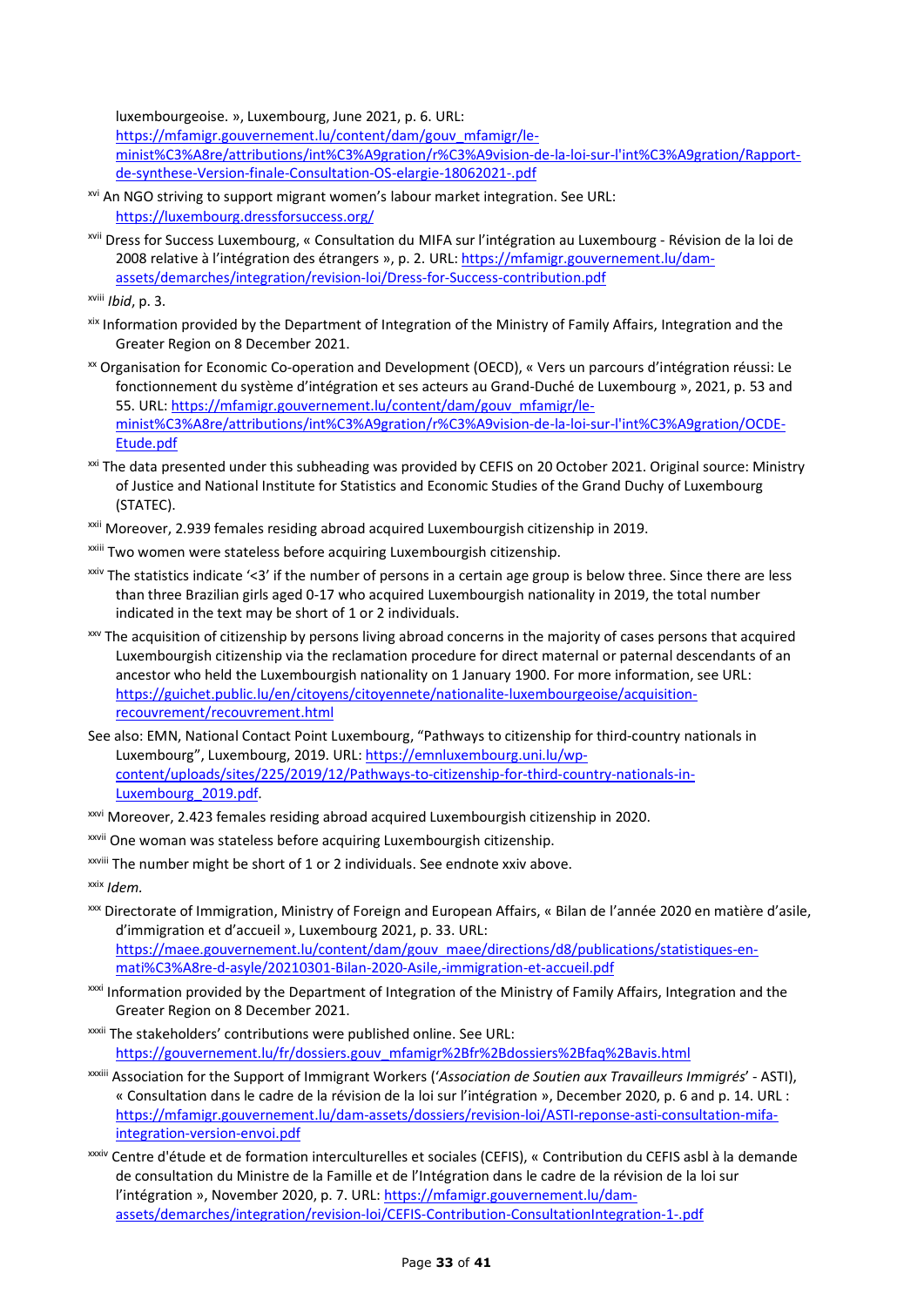luxembourgeoise. », Luxembourg, June 2021, p. 6. URL: https://mfamigr.gouvernement.lu/content/dam/gouv_mfamigr/le-minist%C3%A8re/attributions/int%C3%A9gration/r%C3%A9vision-de-la-loi-sur-l'int%C3%A9gration/Rapport-de-synthese-Version-finale-Consultation-OS-elargie-18062021-.pdf

[xvi] An NGO striving to support migrant women's labour market integration. See URL: https://luxembourg.dressforsuccess.org/

[xvii] Dress for Success Luxembourg, « Consultation du MIFA sur l'intégration au Luxembourg - Révision de la loi de 2008 relative à l'intégration des étrangers », p. 2. URL: https://mfamigr.gouvernement.lu/dam-assets/demarches/integration/revision-loi/Dress-for-Success-contribution.pdf

[xviii] *Ibid*, p. 3.

[xix] Information provided by the Department of Integration of the Ministry of Family Affairs, Integration and the Greater Region on 8 December 2021.

[xx] Organisation for Economic Co-operation and Development (OECD), « Vers un parcours d'intégration réussi: Le fonctionnement du système d'intégration et ses acteurs au Grand-Duché de Luxembourg », 2021, p. 53 and 55. URL: https://mfamigr.gouvernement.lu/content/dam/gouv_mfamigr/le-minist%C3%A8re/attributions/int%C3%A9gration/r%C3%A9vision-de-la-loi-sur-l'int%C3%A9gration/OCDE-Etude.pdf

[xxi] The data presented under this subheading was provided by CEFIS on 20 October 2021. Original source: Ministry of Justice and National Institute for Statistics and Economic Studies of the Grand Duchy of Luxembourg (STATEC).

[xxii] Moreover, 2.939 females residing abroad acquired Luxembourgish citizenship in 2019.

[xxiii] Two women were stateless before acquiring Luxembourgish citizenship.

[xxiv] The statistics indicate '<3' if the number of persons in a certain age group is below three. Since there are less than three Brazilian girls aged 0-17 who acquired Luxembourgish nationality in 2019, the total number indicated in the text may be short of 1 or 2 individuals.

[xxv] The acquisition of citizenship by persons living abroad concerns in the majority of cases persons that acquired Luxembourgish citizenship via the reclamation procedure for direct maternal or paternal descendants of an ancestor who held the Luxembourgish nationality on 1 January 1900. For more information, see URL: https://guichet.public.lu/en/citoyens/citoyennete/nationalite-luxembourgeoise/acquisition-recouvrement/recouvrement.html

See also: EMN, National Contact Point Luxembourg, "Pathways to citizenship for third-country nationals in Luxembourg", Luxembourg, 2019. URL: https://emnluxembourg.uni.lu/wp-content/uploads/sites/225/2019/12/Pathways-to-citizenship-for-third-country-nationals-in-Luxembourg_2019.pdf.

[xxvi] Moreover, 2.423 females residing abroad acquired Luxembourgish citizenship in 2020.

[xxvii] One woman was stateless before acquiring Luxembourgish citizenship.

[xxviii] The number might be short of 1 or 2 individuals. See endnote xxiv above.

[xxix] *Idem.*

[xxx] Directorate of Immigration, Ministry of Foreign and European Affairs, « Bilan de l'année 2020 en matière d'asile, d'immigration et d'accueil », Luxembourg 2021, p. 33. URL: https://maee.gouvernement.lu/content/dam/gouv_maee/directions/d8/publications/statistiques-en-mati%C3%A8re-d-asyle/20210301-Bilan-2020-Asile,-immigration-et-accueil.pdf

[xxxi] Information provided by the Department of Integration of the Ministry of Family Affairs, Integration and the Greater Region on 8 December 2021.

[xxxii] The stakeholders' contributions were published online. See URL: https://gouvernement.lu/fr/dossiers.gouv_mfamigr%2Bfr%2Bdossiers%2Bfaq%2Bavis.html

[xxxiii] Association for the Support of Immigrant Workers ('*Association de Soutien aux Travailleurs Immigrés*' - ASTI), « Consultation dans le cadre de la révision de la loi sur l'intégration », December 2020, p. 6 and p. 14. URL : https://mfamigr.gouvernement.lu/dam-assets/dossiers/revision-loi/ASTI-reponse-asti-consultation-mifa-integration-version-envoi.pdf

[xxxiv] Centre d'étude et de formation interculturelles et sociales (CEFIS), « Contribution du CEFIS asbl à la demande de consultation du Ministre de la Famille et de l'Intégration dans le cadre de la révision de la loi sur l'intégration », November 2020, p. 7. URL: https://mfamigr.gouvernement.lu/dam-assets/demarches/integration/revision-loi/CEFIS-Contribution-ConsultationIntegration-1-.pdf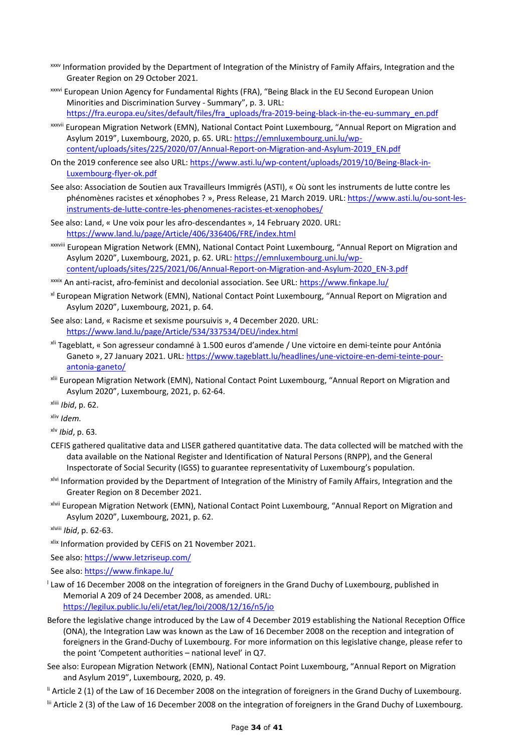[xxxv] Information provided by the Department of Integration of the Ministry of Family Affairs, Integration and the Greater Region on 29 October 2021.

[xxxvi] European Union Agency for Fundamental Rights (FRA), "Being Black in the EU Second European Union Minorities and Discrimination Survey - Summary", p. 3. URL: https://fra.europa.eu/sites/default/files/fra_uploads/fra-2019-being-black-in-the-eu-summary_en.pdf

[xxxvii] European Migration Network (EMN), National Contact Point Luxembourg, "Annual Report on Migration and Asylum 2019", Luxembourg, 2020, p. 65. URL: https://emnluxembourg.uni.lu/wp-content/uploads/sites/225/2020/07/Annual-Report-on-Migration-and-Asylum-2019_EN.pdf

On the 2019 conference see also URL: https://www.asti.lu/wp-content/uploads/2019/10/Being-Black-in-Luxembourg-flyer-ok.pdf

See also: Association de Soutien aux Travailleurs Immigrés (ASTI), « Où sont les instruments de lutte contre les phénomènes racistes et xénophobes ? », Press Release, 21 March 2019. URL: https://www.asti.lu/ou-sont-les-instruments-de-lutte-contre-les-phenomenes-racistes-et-xenophobes/

See also: Land, « Une voix pour les afro-descendantes », 14 February 2020. URL: https://www.land.lu/page/Article/406/336406/FRE/index.html

[xxxviii] European Migration Network (EMN), National Contact Point Luxembourg, "Annual Report on Migration and Asylum 2020", Luxembourg, 2021, p. 62. URL: https://emnluxembourg.uni.lu/wp-content/uploads/sites/225/2021/06/Annual-Report-on-Migration-and-Asylum-2020_EN-3.pdf

[xxxix] An anti-racist, afro-feminist and decolonial association. See URL: https://www.finkape.lu/

[xl] European Migration Network (EMN), National Contact Point Luxembourg, "Annual Report on Migration and Asylum 2020", Luxembourg, 2021, p. 64.

See also: Land, « Racisme et sexisme poursuivis », 4 December 2020. URL: https://www.land.lu/page/Article/534/337534/DEU/index.html

[xli] Tageblatt, « Son agresseur condamné à 1.500 euros d'amende / Une victoire en demi-teinte pour Antónia Ganeto », 27 January 2021. URL: https://www.tageblatt.lu/headlines/une-victoire-en-demi-teinte-pour-antonia-ganeto/

[xlii] European Migration Network (EMN), National Contact Point Luxembourg, "Annual Report on Migration and Asylum 2020", Luxembourg, 2021, p. 62-64.

[xliii] *Ibid*, p. 62.

[xliv] *Idem.*

[xlv] *Ibid*, p. 63.

CEFIS gathered qualitative data and LISER gathered quantitative data. The data collected will be matched with the data available on the National Register and Identification of Natural Persons (RNPP), and the General Inspectorate of Social Security (IGSS) to guarantee representativity of Luxembourg's population.

[xlvi] Information provided by the Department of Integration of the Ministry of Family Affairs, Integration and the Greater Region on 8 December 2021.

[xlvii] European Migration Network (EMN), National Contact Point Luxembourg, "Annual Report on Migration and Asylum 2020", Luxembourg, 2021, p. 62.

[xlviii] *Ibid*, p. 62-63.

[xlix] Information provided by CEFIS on 21 November 2021.

See also: https://www.letzriseup.com/

See also: https://www.finkape.lu/

[l] Law of 16 December 2008 on the integration of foreigners in the Grand Duchy of Luxembourg, published in Memorial A 209 of 24 December 2008, as amended. URL: https://legilux.public.lu/eli/etat/leg/loi/2008/12/16/n5/jo

Before the legislative change introduced by the Law of 4 December 2019 establishing the National Reception Office (ONA), the Integration Law was known as the Law of 16 December 2008 on the reception and integration of foreigners in the Grand-Duchy of Luxembourg. For more information on this legislative change, please refer to the point 'Competent authorities – national level' in Q7.

See also: European Migration Network (EMN), National Contact Point Luxembourg, "Annual Report on Migration and Asylum 2019", Luxembourg, 2020, p. 49.

[li] Article 2 (1) of the Law of 16 December 2008 on the integration of foreigners in the Grand Duchy of Luxembourg.

[lii] Article 2 (3) of the Law of 16 December 2008 on the integration of foreigners in the Grand Duchy of Luxembourg.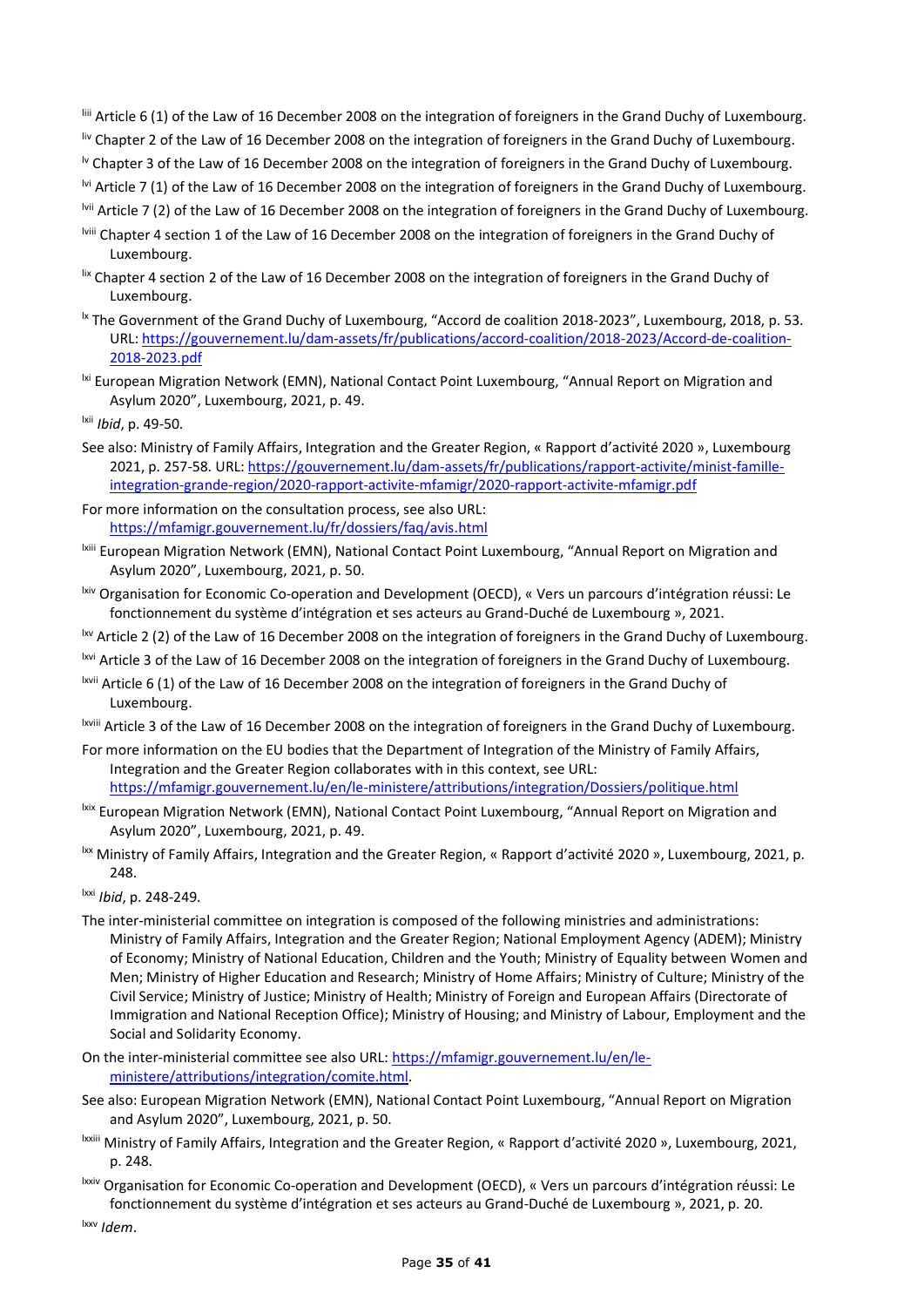[liii] Article 6 (1) of the Law of 16 December 2008 on the integration of foreigners in the Grand Duchy of Luxembourg.

[liv] Chapter 2 of the Law of 16 December 2008 on the integration of foreigners in the Grand Duchy of Luxembourg.

[lv] Chapter 3 of the Law of 16 December 2008 on the integration of foreigners in the Grand Duchy of Luxembourg.

[lvi] Article 7 (1) of the Law of 16 December 2008 on the integration of foreigners in the Grand Duchy of Luxembourg.

[lvii] Article 7 (2) of the Law of 16 December 2008 on the integration of foreigners in the Grand Duchy of Luxembourg.

[lviii] Chapter 4 section 1 of the Law of 16 December 2008 on the integration of foreigners in the Grand Duchy of Luxembourg.

[lix] Chapter 4 section 2 of the Law of 16 December 2008 on the integration of foreigners in the Grand Duchy of Luxembourg.

[lx] The Government of the Grand Duchy of Luxembourg, "Accord de coalition 2018-2023", Luxembourg, 2018, p. 53. URL: https://gouvernement.lu/dam-assets/fr/publications/accord-coalition/2018-2023/Accord-de-coalition-2018-2023.pdf

[lxi] European Migration Network (EMN), National Contact Point Luxembourg, "Annual Report on Migration and Asylum 2020", Luxembourg, 2021, p. 49.

[lxii] *Ibid*, p. 49-50.

See also: Ministry of Family Affairs, Integration and the Greater Region, « Rapport d'activité 2020 », Luxembourg 2021, p. 257-58. URL: https://gouvernement.lu/dam-assets/fr/publications/rapport-activite/minist-famille-integration-grande-region/2020-rapport-activite-mfamigr/2020-rapport-activite-mfamigr.pdf

For more information on the consultation process, see also URL: https://mfamigr.gouvernement.lu/fr/dossiers/faq/avis.html

[lxiii] European Migration Network (EMN), National Contact Point Luxembourg, "Annual Report on Migration and Asylum 2020", Luxembourg, 2021, p. 50.

[lxiv] Organisation for Economic Co-operation and Development (OECD), « Vers un parcours d'intégration réussi: Le fonctionnement du système d'intégration et ses acteurs au Grand-Duché de Luxembourg », 2021.

[lxv] Article 2 (2) of the Law of 16 December 2008 on the integration of foreigners in the Grand Duchy of Luxembourg.

[lxvi] Article 3 of the Law of 16 December 2008 on the integration of foreigners in the Grand Duchy of Luxembourg.

[lxvii] Article 6 (1) of the Law of 16 December 2008 on the integration of foreigners in the Grand Duchy of Luxembourg.

[lxviii] Article 3 of the Law of 16 December 2008 on the integration of foreigners in the Grand Duchy of Luxembourg.

For more information on the EU bodies that the Department of Integration of the Ministry of Family Affairs, Integration and the Greater Region collaborates with in this context, see URL: https://mfamigr.gouvernement.lu/en/le-ministere/attributions/integration/Dossiers/politique.html

[lxix] European Migration Network (EMN), National Contact Point Luxembourg, "Annual Report on Migration and Asylum 2020", Luxembourg, 2021, p. 49.

[lxx] Ministry of Family Affairs, Integration and the Greater Region, « Rapport d'activité 2020 », Luxembourg, 2021, p. 248.

[lxxi] *Ibid*, p. 248-249.

The inter-ministerial committee on integration is composed of the following ministries and administrations: Ministry of Family Affairs, Integration and the Greater Region; National Employment Agency (ADEM); Ministry of Economy; Ministry of National Education, Children and the Youth; Ministry of Equality between Women and Men; Ministry of Higher Education and Research; Ministry of Home Affairs; Ministry of Culture; Ministry of the Civil Service; Ministry of Justice; Ministry of Health; Ministry of Foreign and European Affairs (Directorate of Immigration and National Reception Office); Ministry of Housing; and Ministry of Labour, Employment and the Social and Solidarity Economy.

On the inter-ministerial committee see also URL: https://mfamigr.gouvernement.lu/en/le-ministere/attributions/integration/comite.html.

See also: European Migration Network (EMN), National Contact Point Luxembourg, "Annual Report on Migration and Asylum 2020", Luxembourg, 2021, p. 50.

[lxxiii] Ministry of Family Affairs, Integration and the Greater Region, « Rapport d'activité 2020 », Luxembourg, 2021, p. 248.

[lxxiv] Organisation for Economic Co-operation and Development (OECD), « Vers un parcours d'intégration réussi: Le fonctionnement du système d'intégration et ses acteurs au Grand-Duché de Luxembourg », 2021, p. 20.

[lxxv] *Idem*.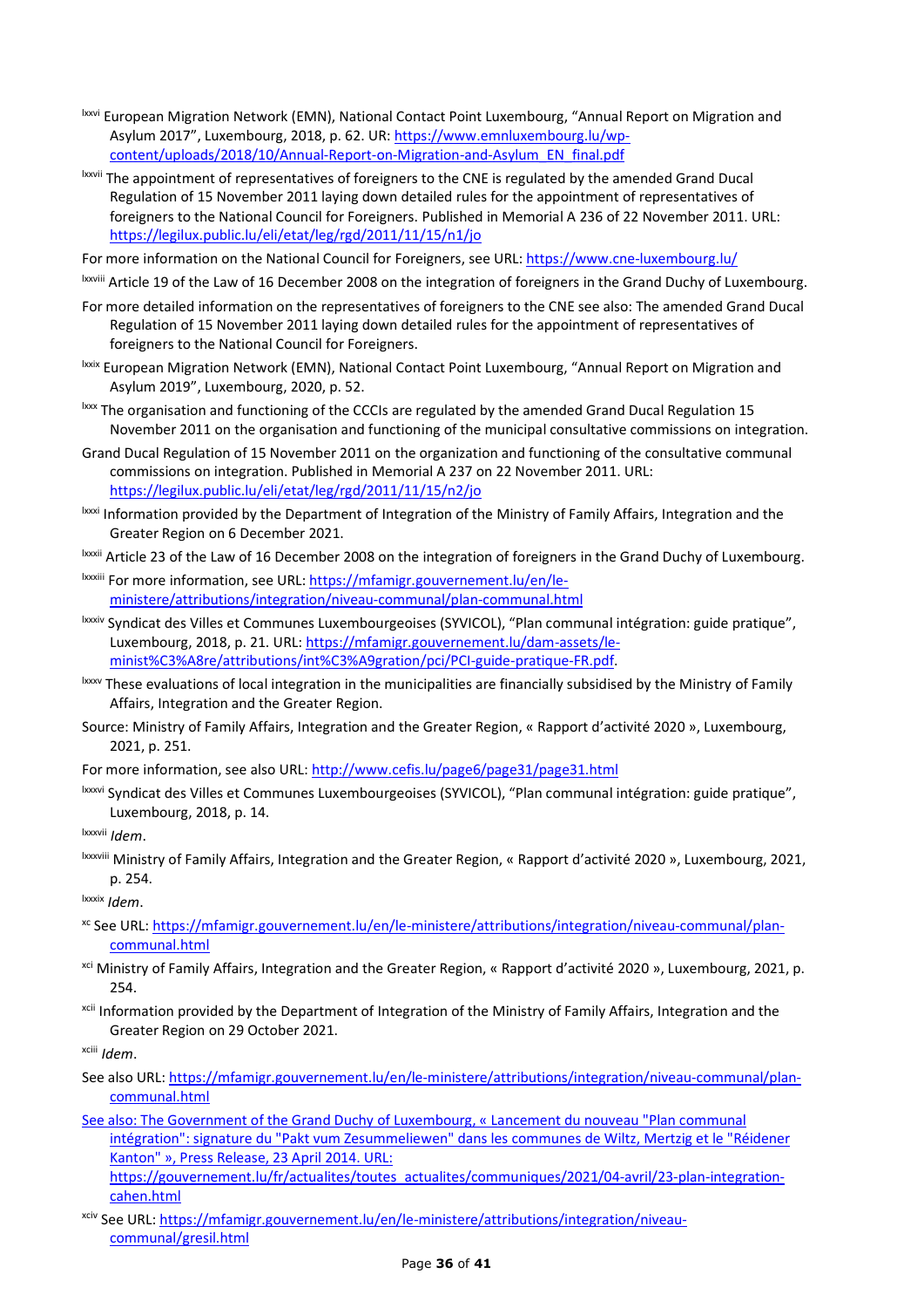[lxxvi] European Migration Network (EMN), National Contact Point Luxembourg, "Annual Report on Migration and Asylum 2017", Luxembourg, 2018, p. 62. UR: https://www.emnluxembourg.lu/wp-content/uploads/2018/10/Annual-Report-on-Migration-and-Asylum_EN_final.pdf

[lxxvii] The appointment of representatives of foreigners to the CNE is regulated by the amended Grand Ducal Regulation of 15 November 2011 laying down detailed rules for the appointment of representatives of foreigners to the National Council for Foreigners. Published in Memorial A 236 of 22 November 2011. URL: https://legilux.public.lu/eli/etat/leg/rgd/2011/11/15/n1/jo

For more information on the National Council for Foreigners, see URL: https://www.cne-luxembourg.lu/

[lxxviii] Article 19 of the Law of 16 December 2008 on the integration of foreigners in the Grand Duchy of Luxembourg.

For more detailed information on the representatives of foreigners to the CNE see also: The amended Grand Ducal Regulation of 15 November 2011 laying down detailed rules for the appointment of representatives of foreigners to the National Council for Foreigners.

[lxxix] European Migration Network (EMN), National Contact Point Luxembourg, "Annual Report on Migration and Asylum 2019", Luxembourg, 2020, p. 52.

[lxxx] The organisation and functioning of the CCCIs are regulated by the amended Grand Ducal Regulation 15 November 2011 on the organisation and functioning of the municipal consultative commissions on integration.

Grand Ducal Regulation of 15 November 2011 on the organization and functioning of the consultative communal commissions on integration. Published in Memorial A 237 on 22 November 2011. URL: https://legilux.public.lu/eli/etat/leg/rgd/2011/11/15/n2/jo

[lxxxi] Information provided by the Department of Integration of the Ministry of Family Affairs, Integration and the Greater Region on 6 December 2021.

[lxxxii] Article 23 of the Law of 16 December 2008 on the integration of foreigners in the Grand Duchy of Luxembourg.

[lxxxiii] For more information, see URL: https://mfamigr.gouvernement.lu/en/le-ministere/attributions/integration/niveau-communal/plan-communal.html

[lxxxiv] Syndicat des Villes et Communes Luxembourgeoises (SYVICOL), "Plan communal intégration: guide pratique", Luxembourg, 2018, p. 21. URL: https://mfamigr.gouvernement.lu/dam-assets/le-minist%C3%A8re/attributions/int%C3%A9gration/pci/PCI-guide-pratique-FR.pdf.

[lxxxv] These evaluations of local integration in the municipalities are financially subsidised by the Ministry of Family Affairs, Integration and the Greater Region.

Source: Ministry of Family Affairs, Integration and the Greater Region, « Rapport d'activité 2020 », Luxembourg, 2021, p. 251.

For more information, see also URL: http://www.cefis.lu/page6/page31/page31.html

[lxxxvi] Syndicat des Villes et Communes Luxembourgeoises (SYVICOL), "Plan communal intégration: guide pratique", Luxembourg, 2018, p. 14.

[lxxxvii] *Idem*.

[lxxxviii] Ministry of Family Affairs, Integration and the Greater Region, « Rapport d'activité 2020 », Luxembourg, 2021, p. 254.

[lxxxix] *Idem*.

[xc] See URL: https://mfamigr.gouvernement.lu/en/le-ministere/attributions/integration/niveau-communal/plan-communal.html

[xci] Ministry of Family Affairs, Integration and the Greater Region, « Rapport d'activité 2020 », Luxembourg, 2021, p. 254.

[xcii] Information provided by the Department of Integration of the Ministry of Family Affairs, Integration and the Greater Region on 29 October 2021.

[xciii] *Idem*.

See also URL: https://mfamigr.gouvernement.lu/en/le-ministere/attributions/integration/niveau-communal/plan-communal.html

See also: The Government of the Grand Duchy of Luxembourg, « Lancement du nouveau "Plan communal intégration": signature du "Pakt vum Zesummeliewen" dans les communes de Wiltz, Mertzig et le "Réidener Kanton" », Press Release, 23 April 2014. URL: https://gouvernement.lu/fr/actualites/toutes_actualites/communiques/2021/04-avril/23-plan-integration-cahen.html

[xciv] See URL: https://mfamigr.gouvernement.lu/en/le-ministere/attributions/integration/niveau-communal/gresil.html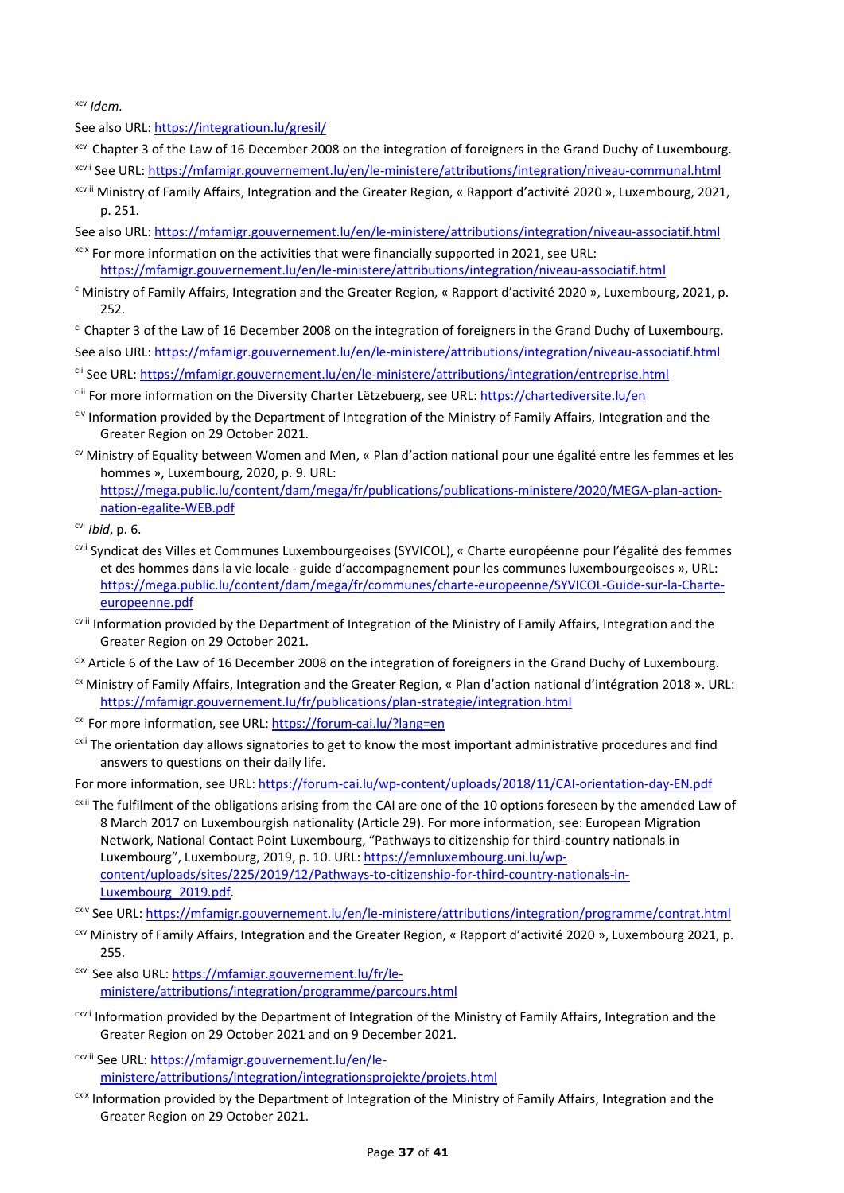[xcv] *Idem*.

See also URL: https://integratioun.lu/gresil/

[xcvi] Chapter 3 of the Law of 16 December 2008 on the integration of foreigners in the Grand Duchy of Luxembourg.

[xcvii] See URL: https://mfamigr.gouvernement.lu/en/le-ministere/attributions/integration/niveau-communal.html

[xcviii] Ministry of Family Affairs, Integration and the Greater Region, « Rapport d'activité 2020 », Luxembourg, 2021, p. 251.

See also URL: https://mfamigr.gouvernement.lu/en/le-ministere/attributions/integration/niveau-associatif.html

[xcix] For more information on the activities that were financially supported in 2021, see URL: https://mfamigr.gouvernement.lu/en/le-ministere/attributions/integration/niveau-associatif.html

[c] Ministry of Family Affairs, Integration and the Greater Region, « Rapport d'activité 2020 », Luxembourg, 2021, p. 252.

[ci] Chapter 3 of the Law of 16 December 2008 on the integration of foreigners in the Grand Duchy of Luxembourg.

See also URL: https://mfamigr.gouvernement.lu/en/le-ministere/attributions/integration/niveau-associatif.html

[cii] See URL: https://mfamigr.gouvernement.lu/en/le-ministere/attributions/integration/entreprise.html

[ciii] For more information on the Diversity Charter Lëtzebuerg, see URL: https://chartediversite.lu/en

[civ] Information provided by the Department of Integration of the Ministry of Family Affairs, Integration and the Greater Region on 29 October 2021.

[cv] Ministry of Equality between Women and Men, « Plan d'action national pour une égalité entre les femmes et les hommes », Luxembourg, 2020, p. 9. URL: https://mega.public.lu/content/dam/mega/fr/publications/publications-ministere/2020/MEGA-plan-action-nation-egalite-WEB.pdf

[cvi] *Ibid*, p. 6.

[cvii] Syndicat des Villes et Communes Luxembourgeoises (SYVICOL), « Charte européenne pour l'égalité des femmes et des hommes dans la vie locale - guide d'accompagnement pour les communes luxembourgeoises », URL: https://mega.public.lu/content/dam/mega/fr/communes/charte-europeenne/SYVICOL-Guide-sur-la-Charte-europeenne.pdf

[cviii] Information provided by the Department of Integration of the Ministry of Family Affairs, Integration and the Greater Region on 29 October 2021.

[cix] Article 6 of the Law of 16 December 2008 on the integration of foreigners in the Grand Duchy of Luxembourg.

[cx] Ministry of Family Affairs, Integration and the Greater Region, « Plan d'action national d'intégration 2018 ». URL: https://mfamigr.gouvernement.lu/fr/publications/plan-strategie/integration.html

[cxi] For more information, see URL: https://forum-cai.lu/?lang=en

[cxii] The orientation day allows signatories to get to know the most important administrative procedures and find answers to questions on their daily life.

For more information, see URL: https://forum-cai.lu/wp-content/uploads/2018/11/CAI-orientation-day-EN.pdf

[cxiii] The fulfilment of the obligations arising from the CAI are one of the 10 options foreseen by the amended Law of 8 March 2017 on Luxembourgish nationality (Article 29). For more information, see: European Migration Network, National Contact Point Luxembourg, "Pathways to citizenship for third-country nationals in Luxembourg", Luxembourg, 2019, p. 10. URL: https://emnluxembourg.uni.lu/wp-content/uploads/sites/225/2019/12/Pathways-to-citizenship-for-third-country-nationals-in-Luxembourg_2019.pdf.

[cxiv] See URL: https://mfamigr.gouvernement.lu/en/le-ministere/attributions/integration/programme/contrat.html

[cxv] Ministry of Family Affairs, Integration and the Greater Region, « Rapport d'activité 2020 », Luxembourg 2021, p. 255.

[cxvi] See also URL: https://mfamigr.gouvernement.lu/fr/le-ministere/attributions/integration/programme/parcours.html

[cxvii] Information provided by the Department of Integration of the Ministry of Family Affairs, Integration and the Greater Region on 29 October 2021 and on 9 December 2021.

[cxviii] See URL: https://mfamigr.gouvernement.lu/en/le-ministere/attributions/integration/integrationsprojekte/projets.html

[cxix] Information provided by the Department of Integration of the Ministry of Family Affairs, Integration and the Greater Region on 29 October 2021.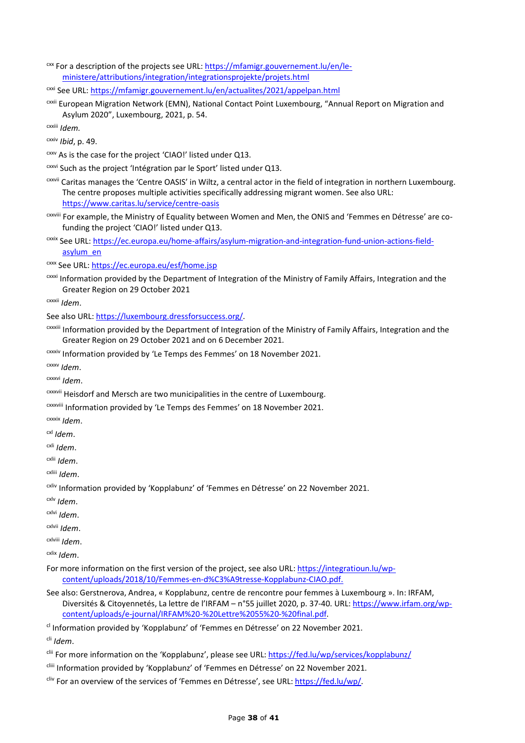[cxx] For a description of the projects see URL: https://mfamigr.gouvernement.lu/en/le-ministere/attributions/integration/integrationsprojekte/projets.html

[cxxi] See URL: https://mfamigr.gouvernement.lu/en/actualites/2021/appelpan.html

[cxxii] European Migration Network (EMN), National Contact Point Luxembourg, "Annual Report on Migration and Asylum 2020", Luxembourg, 2021, p. 54.

[cxxiii] *Idem.*

[cxxiv] *Ibid*, p. 49.

[cxxv] As is the case for the project 'CIAO!' listed under Q13.

[cxxvi] Such as the project 'Intégration par le Sport' listed under Q13.

[cxxvii] Caritas manages the 'Centre OASIS' in Wiltz, a central actor in the field of integration in northern Luxembourg. The centre proposes multiple activities specifically addressing migrant women. See also URL: https://www.caritas.lu/service/centre-oasis

[cxxviii] For example, the Ministry of Equality between Women and Men, the ONIS and 'Femmes en Détresse' are co-funding the project 'CIAO!' listed under Q13.

[cxxix] See URL: https://ec.europa.eu/home-affairs/asylum-migration-and-integration-fund-union-actions-field-asylum_en

[cxxx] See URL: https://ec.europa.eu/esf/home.jsp

[cxxxi] Information provided by the Department of Integration of the Ministry of Family Affairs, Integration and the Greater Region on 29 October 2021

[cxxxii] *Idem*.

See also URL: https://luxembourg.dressforsuccess.org/.

[cxxxiii] Information provided by the Department of Integration of the Ministry of Family Affairs, Integration and the Greater Region on 29 October 2021 and on 6 December 2021.

[cxxxiv] Information provided by 'Le Temps des Femmes' on 18 November 2021.

[cxxxv] *Idem*.

[cxxxvi] *Idem*.

[cxxxvii] Heisdorf and Mersch are two municipalities in the centre of Luxembourg.

[cxxxviii] Information provided by 'Le Temps des Femmes' on 18 November 2021.

[cxxxix] *Idem*.

[cxl] *Idem*.

[cxli] *Idem*.

[cxlii] *Idem*.

[cxliii] *Idem*.

[cxliv] Information provided by 'Kopplabunz' of 'Femmes en Détresse' on 22 November 2021.

[cxlv] *Idem*.

[cxlvi] *Idem*.

[cxlvii] *Idem*.

[cxlviii] *Idem*.

[cxlix] *Idem*.

For more information on the first version of the project, see also URL: https://integratioun.lu/wp-content/uploads/2018/10/Femmes-en-d%C3%A9tresse-Kopplabunz-CIAO.pdf.

See also: Gerstnerova, Andrea, « Kopplabunz, centre de rencontre pour femmes à Luxembourg ». In: IRFAM, Diversités & Citoyennetés, La lettre de l'IRFAM – n°55 juillet 2020, p. 37-40. URL: https://www.irfam.org/wp-content/uploads/e-journal/IRFAM%20-%20Lettre%2055%20-%20final.pdf.

[cl] Information provided by 'Kopplabunz' of 'Femmes en Détresse' on 22 November 2021.

[cli] *Idem*.

[clii] For more information on the 'Kopplabunz', please see URL: https://fed.lu/wp/services/kopplabunz/

[cliii] Information provided by 'Kopplabunz' of 'Femmes en Détresse' on 22 November 2021.

[cliv] For an overview of the services of 'Femmes en Détresse', see URL: https://fed.lu/wp/.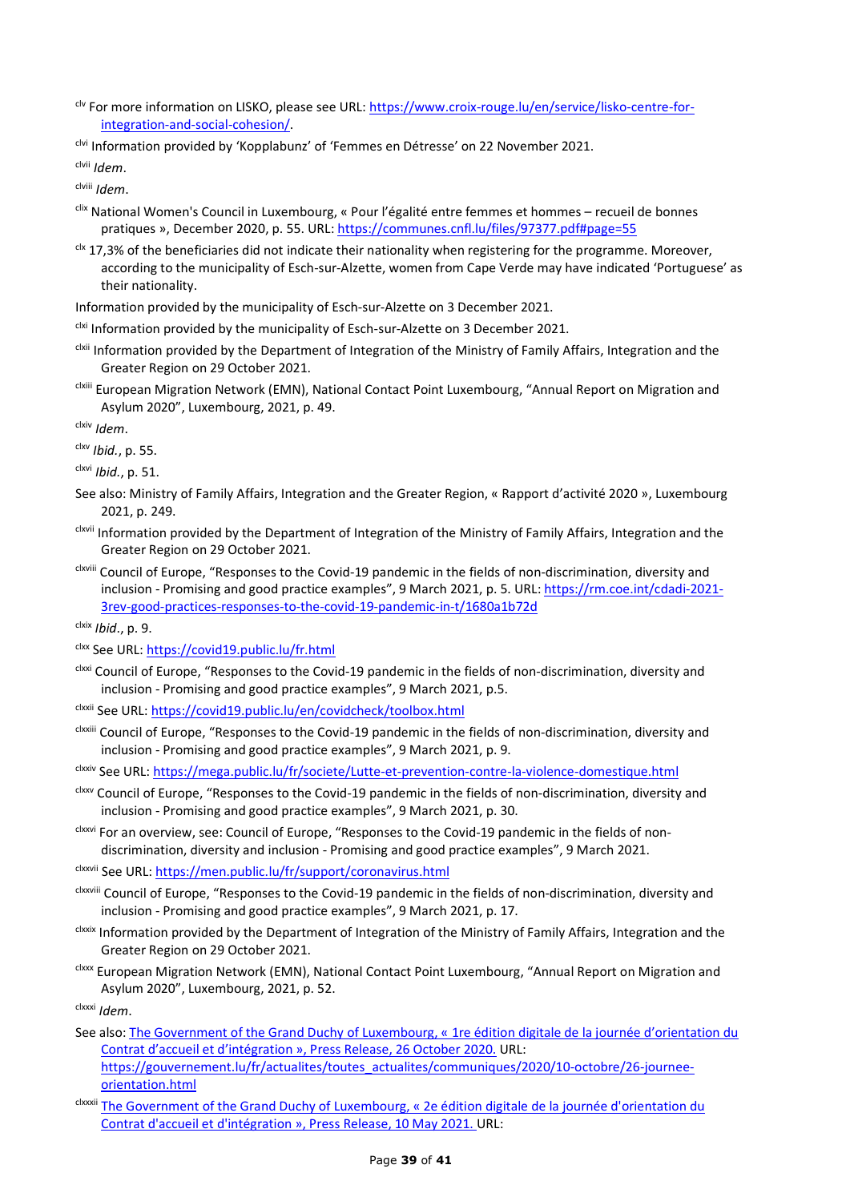[clv] For more information on LISKO, please see URL: https://www.croix-rouge.lu/en/service/lisko-centre-for-integration-and-social-cohesion/.

[clvi] Information provided by 'Kopplabunz' of 'Femmes en Détresse' on 22 November 2021.

[clvii] *Idem*.

[clviii] *Idem*.

[clix] National Women's Council in Luxembourg, « Pour l'égalité entre femmes et hommes – recueil de bonnes pratiques », December 2020, p. 55. URL: https://communes.cnfl.lu/files/97377.pdf#page=55

[clx] 17,3% of the beneficiaries did not indicate their nationality when registering for the programme. Moreover, according to the municipality of Esch-sur-Alzette, women from Cape Verde may have indicated 'Portuguese' as their nationality.

Information provided by the municipality of Esch-sur-Alzette on 3 December 2021.

[clxi] Information provided by the municipality of Esch-sur-Alzette on 3 December 2021.

[clxii] Information provided by the Department of Integration of the Ministry of Family Affairs, Integration and the Greater Region on 29 October 2021.

[clxiii] European Migration Network (EMN), National Contact Point Luxembourg, "Annual Report on Migration and Asylum 2020", Luxembourg, 2021, p. 49.

[clxiv] *Idem*.

[clxv] *Ibid.*, p. 55.

[clxvi] *Ibid.*, p. 51.

See also: Ministry of Family Affairs, Integration and the Greater Region, « Rapport d'activité 2020 », Luxembourg 2021, p. 249.

[clxvii] Information provided by the Department of Integration of the Ministry of Family Affairs, Integration and the Greater Region on 29 October 2021.

[clxviii] Council of Europe, "Responses to the Covid-19 pandemic in the fields of non-discrimination, diversity and inclusion - Promising and good practice examples", 9 March 2021, p. 5. URL: https://rm.coe.int/cdadi-2021-3rev-good-practices-responses-to-the-covid-19-pandemic-in-t/1680a1b72d

[clxix] *Ibid.*, p. 9.

[clxx] See URL: https://covid19.public.lu/fr.html

[clxxi] Council of Europe, "Responses to the Covid-19 pandemic in the fields of non-discrimination, diversity and inclusion - Promising and good practice examples", 9 March 2021, p.5.

[clxxii] See URL: https://covid19.public.lu/en/covidcheck/toolbox.html

[clxxiii] Council of Europe, "Responses to the Covid-19 pandemic in the fields of non-discrimination, diversity and inclusion - Promising and good practice examples", 9 March 2021, p. 9.

[clxxiv] See URL: https://mega.public.lu/fr/societe/Lutte-et-prevention-contre-la-violence-domestique.html

[clxxv] Council of Europe, "Responses to the Covid-19 pandemic in the fields of non-discrimination, diversity and inclusion - Promising and good practice examples", 9 March 2021, p. 30.

[clxxvi] For an overview, see: Council of Europe, "Responses to the Covid-19 pandemic in the fields of non-discrimination, diversity and inclusion - Promising and good practice examples", 9 March 2021.

[clxxvii] See URL: https://men.public.lu/fr/support/coronavirus.html

[clxxviii] Council of Europe, "Responses to the Covid-19 pandemic in the fields of non-discrimination, diversity and inclusion - Promising and good practice examples", 9 March 2021, p. 17.

[clxxix] Information provided by the Department of Integration of the Ministry of Family Affairs, Integration and the Greater Region on 29 October 2021.

[clxxx] European Migration Network (EMN), National Contact Point Luxembourg, "Annual Report on Migration and Asylum 2020", Luxembourg, 2021, p. 52.

[clxxxi] *Idem*.

See also: The Government of the Grand Duchy of Luxembourg, « 1re édition digitale de la journée d'orientation du Contrat d'accueil et d'intégration », Press Release, 26 October 2020. URL: https://gouvernement.lu/fr/actualites/toutes_actualites/communiques/2020/10-octobre/26-journee-orientation.html

[clxxxii] The Government of the Grand Duchy of Luxembourg, « 2e édition digitale de la journée d'orientation du Contrat d'accueil et d'intégration », Press Release, 10 May 2021. URL: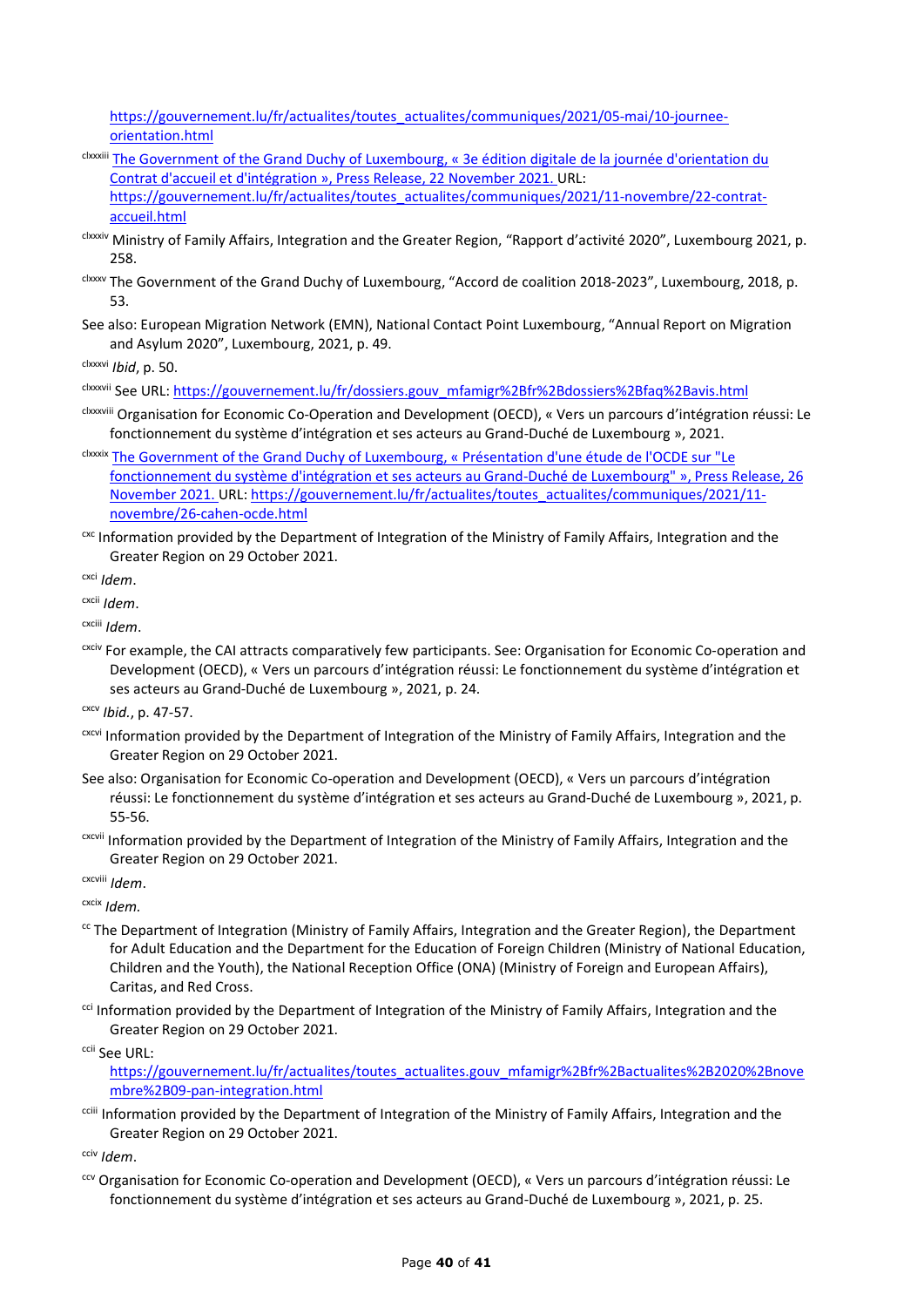https://gouvernement.lu/fr/actualites/toutes_actualites/communiques/2021/05-mai/10-journee-orientation.html

[clxxxiii] The Government of the Grand Duchy of Luxembourg, « 3e édition digitale de la journée d'orientation du Contrat d'accueil et d'intégration », Press Release, 22 November 2021. URL: https://gouvernement.lu/fr/actualites/toutes_actualites/communiques/2021/11-novembre/22-contrat-accueil.html

[clxxxiv] Ministry of Family Affairs, Integration and the Greater Region, "Rapport d'activité 2020", Luxembourg 2021, p. 258.

[clxxxv] The Government of the Grand Duchy of Luxembourg, "Accord de coalition 2018-2023", Luxembourg, 2018, p. 53.

See also: European Migration Network (EMN), National Contact Point Luxembourg, "Annual Report on Migration and Asylum 2020", Luxembourg, 2021, p. 49.

[clxxxvi] *Ibid*, p. 50.

[clxxxvii] See URL: https://gouvernement.lu/fr/dossiers.gouv_mfamigr%2Bfr%2Bdossiers%2Bfaq%2Bavis.html

[clxxxviii] Organisation for Economic Co-Operation and Development (OECD), « Vers un parcours d'intégration réussi: Le fonctionnement du système d'intégration et ses acteurs au Grand-Duché de Luxembourg », 2021.

[clxxxix] The Government of the Grand Duchy of Luxembourg, « Présentation d'une étude de l'OCDE sur "Le fonctionnement du système d'intégration et ses acteurs au Grand-Duché de Luxembourg" », Press Release, 26 November 2021. URL: https://gouvernement.lu/fr/actualites/toutes_actualites/communiques/2021/11-novembre/26-cahen-ocde.html

[cxc] Information provided by the Department of Integration of the Ministry of Family Affairs, Integration and the Greater Region on 29 October 2021.

[cxci] *Idem*.

[cxcii] *Idem*.

[cxciii] *Idem*.

[cxciv] For example, the CAI attracts comparatively few participants. See: Organisation for Economic Co-operation and Development (OECD), « Vers un parcours d'intégration réussi: Le fonctionnement du système d'intégration et ses acteurs au Grand-Duché de Luxembourg », 2021, p. 24.

[cxcv] *Ibid.*, p. 47-57.

[cxcvi] Information provided by the Department of Integration of the Ministry of Family Affairs, Integration and the Greater Region on 29 October 2021.

See also: Organisation for Economic Co-operation and Development (OECD), « Vers un parcours d'intégration réussi: Le fonctionnement du système d'intégration et ses acteurs au Grand-Duché de Luxembourg », 2021, p. 55-56.

[cxcvii] Information provided by the Department of Integration of the Ministry of Family Affairs, Integration and the Greater Region on 29 October 2021.

[cxcviii] *Idem*.

[cxcix] *Idem.*

[cc] The Department of Integration (Ministry of Family Affairs, Integration and the Greater Region), the Department for Adult Education and the Department for the Education of Foreign Children (Ministry of National Education, Children and the Youth), the National Reception Office (ONA) (Ministry of Foreign and European Affairs), Caritas, and Red Cross.

[cci] Information provided by the Department of Integration of the Ministry of Family Affairs, Integration and the Greater Region on 29 October 2021.

[ccii] See URL: https://gouvernement.lu/fr/actualites/toutes_actualites.gouv_mfamigr%2Bfr%2Bactualites%2B2020%2Bnovembre%2B09-pan-integration.html

[cciii] Information provided by the Department of Integration of the Ministry of Family Affairs, Integration and the Greater Region on 29 October 2021.

[cciv] *Idem*.

[ccv] Organisation for Economic Co-operation and Development (OECD), « Vers un parcours d'intégration réussi: Le fonctionnement du système d'intégration et ses acteurs au Grand-Duché de Luxembourg », 2021, p. 25.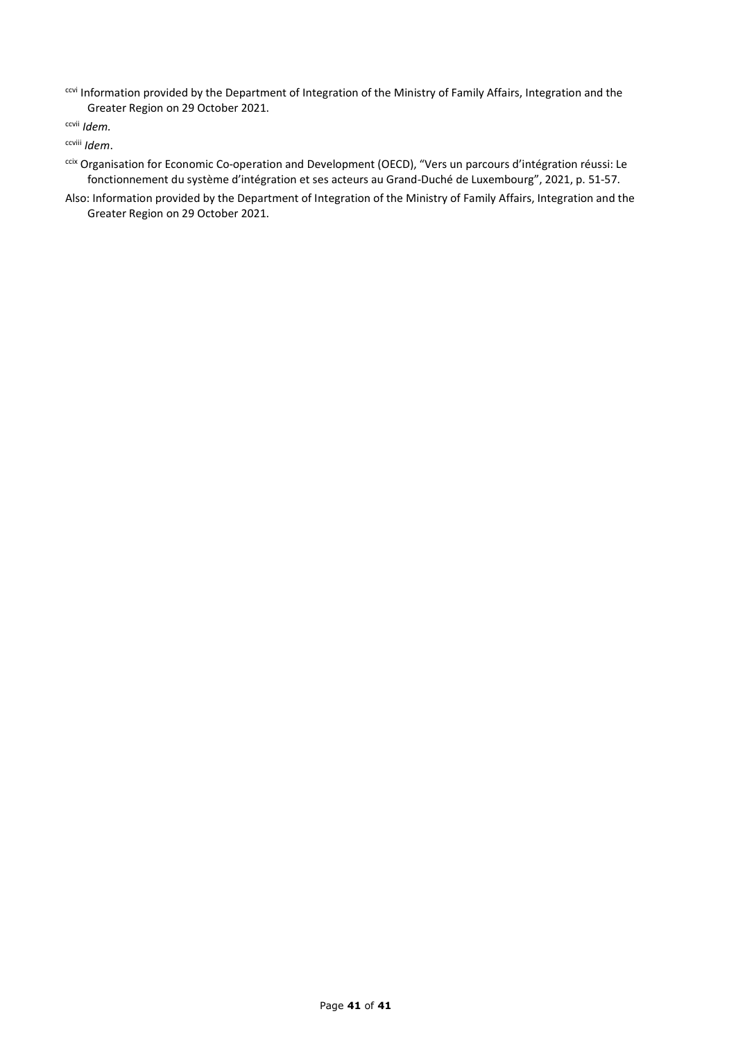[ccvi] Information provided by the Department of Integration of the Ministry of Family Affairs, Integration and the Greater Region on 29 October 2021.

[ccvii] *Idem.*

[ccviii] *Idem*.

[ccix] Organisation for Economic Co-operation and Development (OECD), "Vers un parcours d'intégration réussi: Le fonctionnement du système d'intégration et ses acteurs au Grand-Duché de Luxembourg", 2021, p. 51-57.

Also: Information provided by the Department of Integration of the Ministry of Family Affairs, Integration and the Greater Region on 29 October 2021.